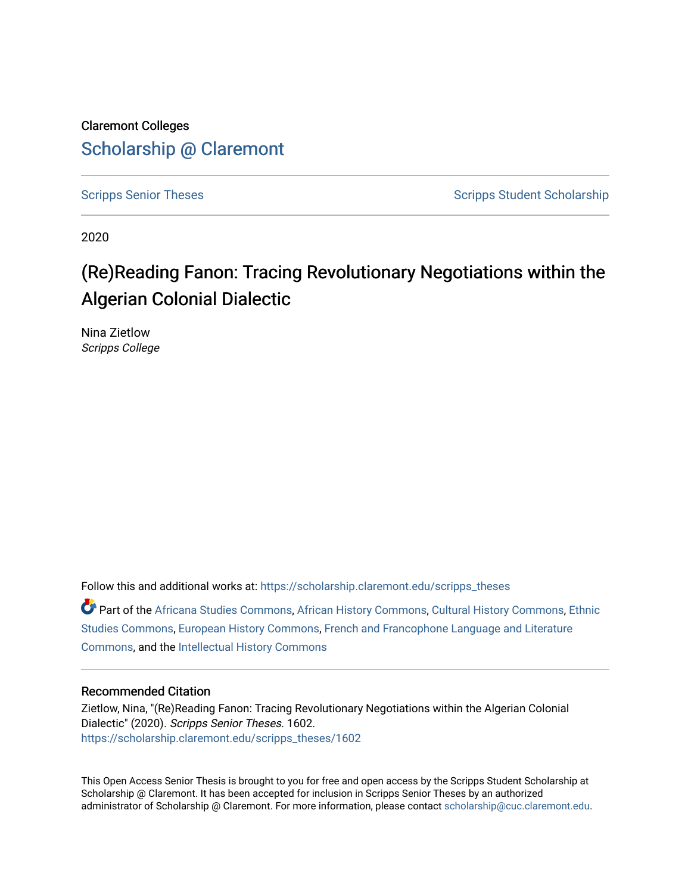Claremont Colleges

Scholarship @ Claremont

Scripps Senior Theses

Scripps Student Scholarship

2020

# (Re)Reading Fanon: Tracing Revolutionary Negotiations within the Algerian Colonial Dialectic

Nina Zietlow
*Scripps College*

Follow this and additional works at: https://scholarship.claremont.edu/scripps_theses

Part of the Africana Studies Commons, African History Commons, Cultural History Commons, Ethnic Studies Commons, European History Commons, French and Francophone Language and Literature Commons, and the Intellectual History Commons

## Recommended Citation

Zietlow, Nina, "(Re)Reading Fanon: Tracing Revolutionary Negotiations within the Algerian Colonial Dialectic" (2020). *Scripps Senior Theses*. 1602.
https://scholarship.claremont.edu/scripps_theses/1602

This Open Access Senior Thesis is brought to you for free and open access by the Scripps Student Scholarship at Scholarship @ Claremont. It has been accepted for inclusion in Scripps Senior Theses by an authorized administrator of Scholarship @ Claremont. For more information, please contact scholarship@cuc.claremont.edu.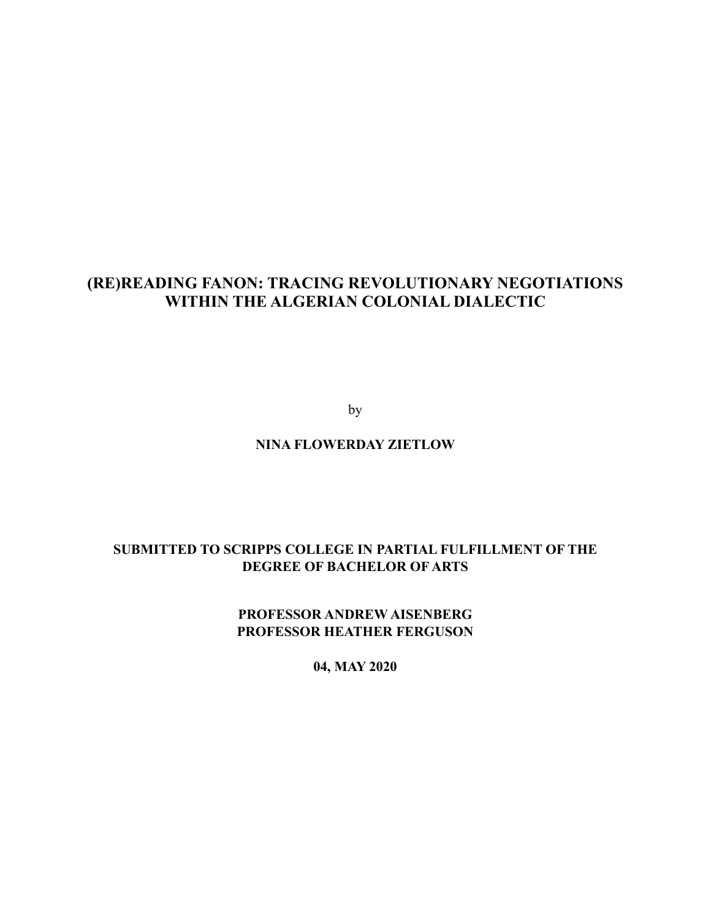# (RE)READING FANON: TRACING REVOLUTIONARY NEGOTIATIONS WITHIN THE ALGERIAN COLONIAL DIALECTIC

by

**NINA FLOWERDAY ZIETLOW**

**SUBMITTED TO SCRIPPS COLLEGE IN PARTIAL FULFILLMENT OF THE DEGREE OF BACHELOR OF ARTS**

**PROFESSOR ANDREW AISENBERG**
**PROFESSOR HEATHER FERGUSON**

**04, MAY 2020**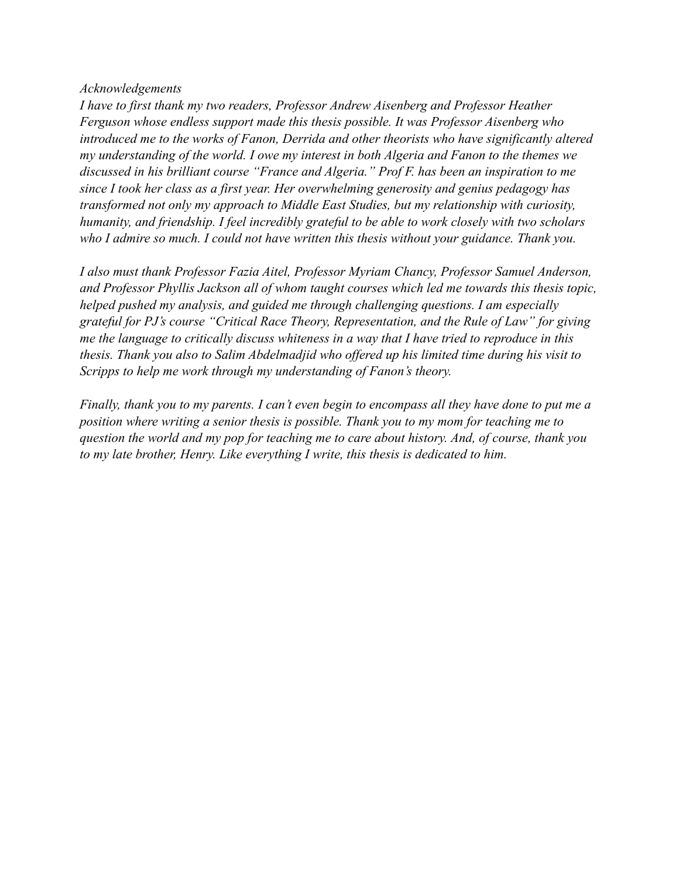*Acknowledgements*

*I have to first thank my two readers, Professor Andrew Aisenberg and Professor Heather Ferguson whose endless support made this thesis possible. It was Professor Aisenberg who introduced me to the works of Fanon, Derrida and other theorists who have significantly altered my understanding of the world. I owe my interest in both Algeria and Fanon to the themes we discussed in his brilliant course "France and Algeria." Prof F. has been an inspiration to me since I took her class as a first year. Her overwhelming generosity and genius pedagogy has transformed not only my approach to Middle East Studies, but my relationship with curiosity, humanity, and friendship. I feel incredibly grateful to be able to work closely with two scholars who I admire so much. I could not have written this thesis without your guidance. Thank you.*

*I also must thank Professor Fazia Aitel, Professor Myriam Chancy, Professor Samuel Anderson, and Professor Phyllis Jackson all of whom taught courses which led me towards this thesis topic, helped pushed my analysis, and guided me through challenging questions. I am especially grateful for PJ's course "Critical Race Theory, Representation, and the Rule of Law" for giving me the language to critically discuss whiteness in a way that I have tried to reproduce in this thesis. Thank you also to Salim Abdelmadjid who offered up his limited time during his visit to Scripps to help me work through my understanding of Fanon's theory.*

*Finally, thank you to my parents. I can't even begin to encompass all they have done to put me a position where writing a senior thesis is possible. Thank you to my mom for teaching me to question the world and my pop for teaching me to care about history. And, of course, thank you to my late brother, Henry. Like everything I write, this thesis is dedicated to him.*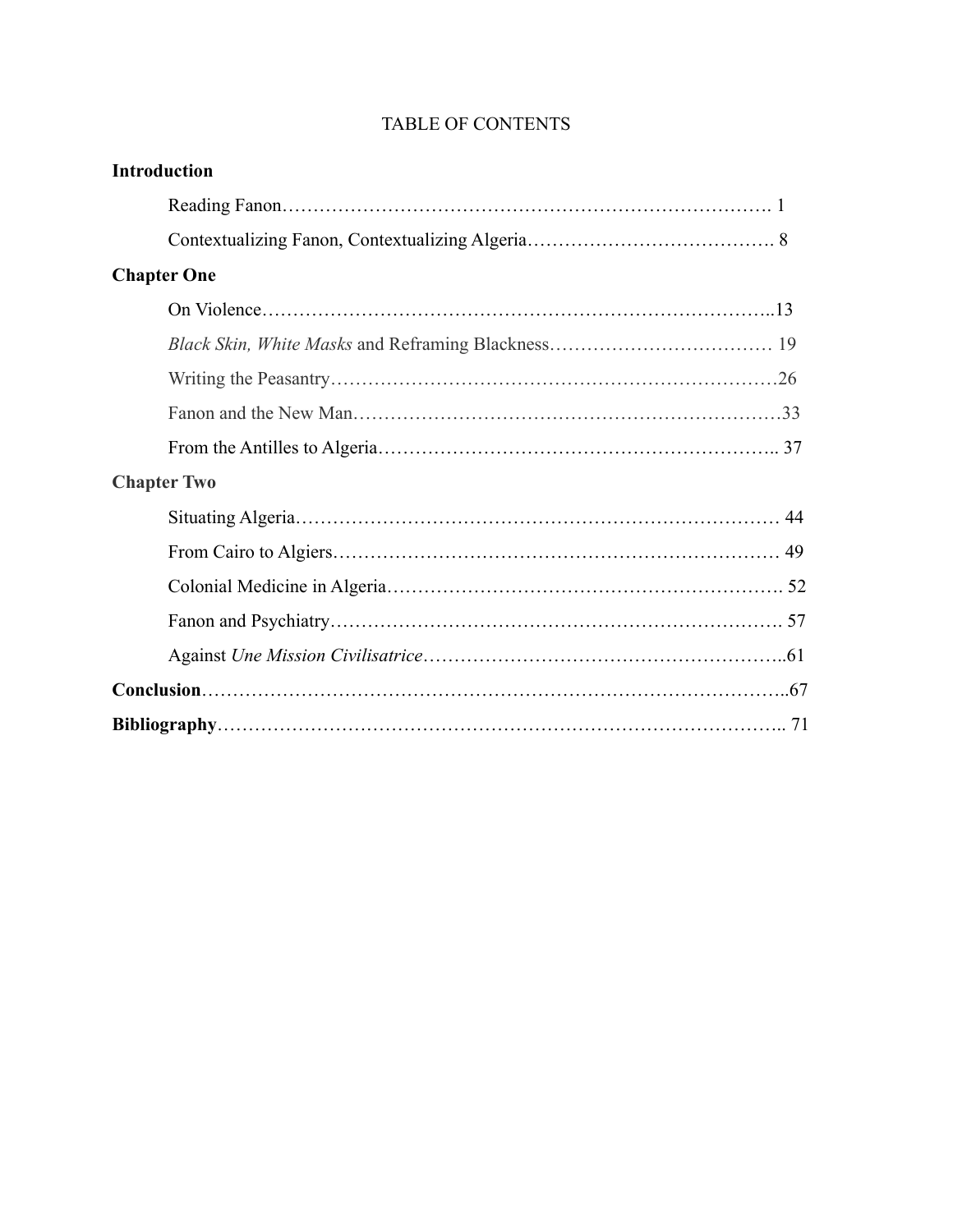# TABLE OF CONTENTS

**Introduction**

- Reading Fanon……………………………………………………………………. 1
- Contextualizing Fanon, Contextualizing Algeria…………………………………. 8

**Chapter One**

- On Violence……………………………………………………………………..13
- *Black Skin, White Masks* and Reframing Blackness……………………………… 19
- Writing the Peasantry……………………………………………………………26
- Fanon and the New Man…………………………………………………………33
- From the Antilles to Algeria…………………………………………………….. 37

**Chapter Two**

- Situating Algeria………………………………………………………………… 44
- From Cairo to Algiers…………………………………………………………… 49
- Colonial Medicine in Algeria……………………………………………………. 52
- Fanon and Psychiatry……………………………………………………………. 57
- Against *Une Mission Civilisatrice*………………………………………………..61

**Conclusion**……………………………………………………………………………..67

**Bibliography**………………………………………………………………………….. 71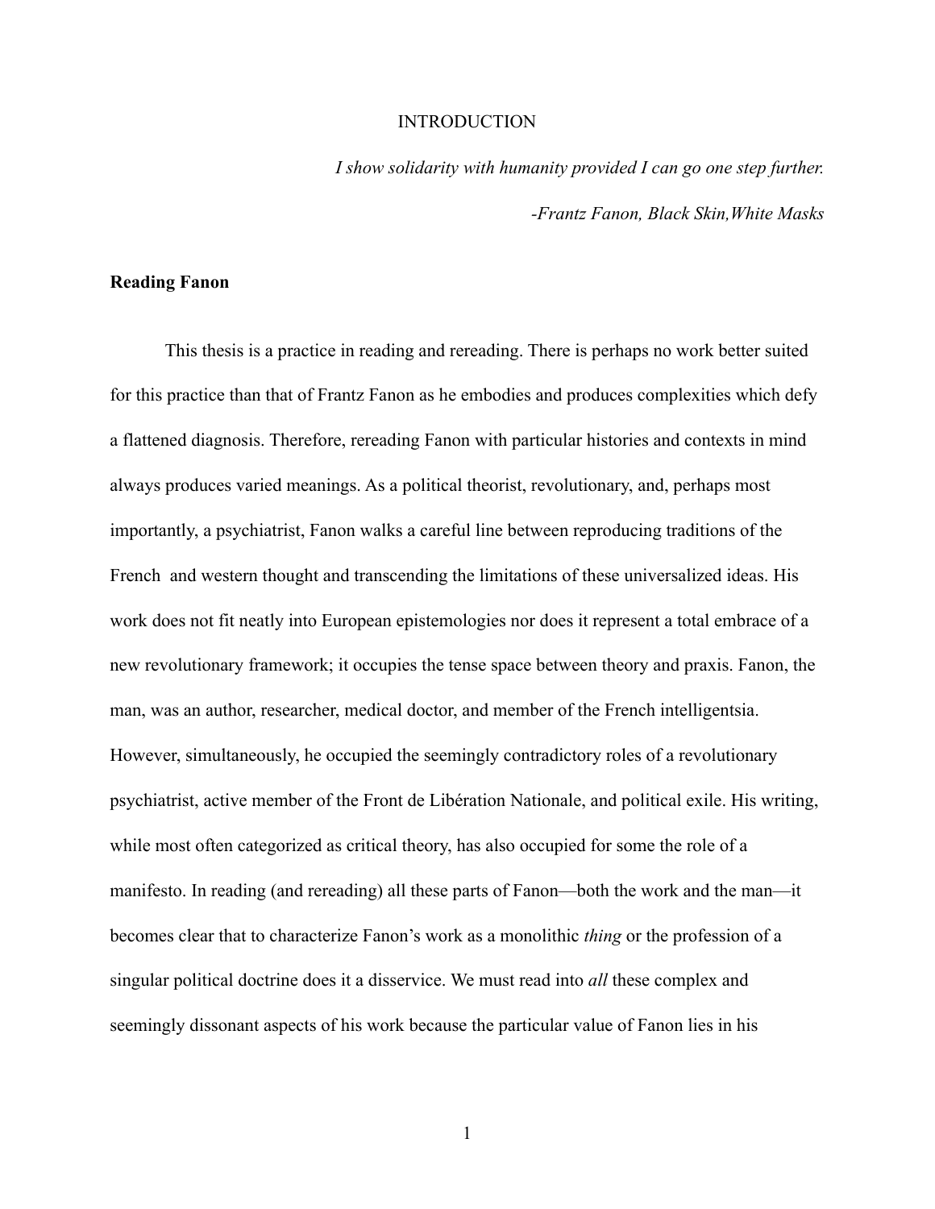# INTRODUCTION

*I show solidarity with humanity provided I can go one step further.*

*-Frantz Fanon, Black Skin,White Masks*

**Reading Fanon**

This thesis is a practice in reading and rereading. There is perhaps no work better suited for this practice than that of Frantz Fanon as he embodies and produces complexities which defy a flattened diagnosis. Therefore, rereading Fanon with particular histories and contexts in mind always produces varied meanings. As a political theorist, revolutionary, and, perhaps most importantly, a psychiatrist, Fanon walks a careful line between reproducing traditions of the French and western thought and transcending the limitations of these universalized ideas. His work does not fit neatly into European epistemologies nor does it represent a total embrace of a new revolutionary framework; it occupies the tense space between theory and praxis. Fanon, the man, was an author, researcher, medical doctor, and member of the French intelligentsia. However, simultaneously, he occupied the seemingly contradictory roles of a revolutionary psychiatrist, active member of the Front de Libération Nationale, and political exile. His writing, while most often categorized as critical theory, has also occupied for some the role of a manifesto. In reading (and rereading) all these parts of Fanon—both the work and the man—it becomes clear that to characterize Fanon's work as a monolithic *thing* or the profession of a singular political doctrine does it a disservice. We must read into *all* these complex and seemingly dissonant aspects of his work because the particular value of Fanon lies in his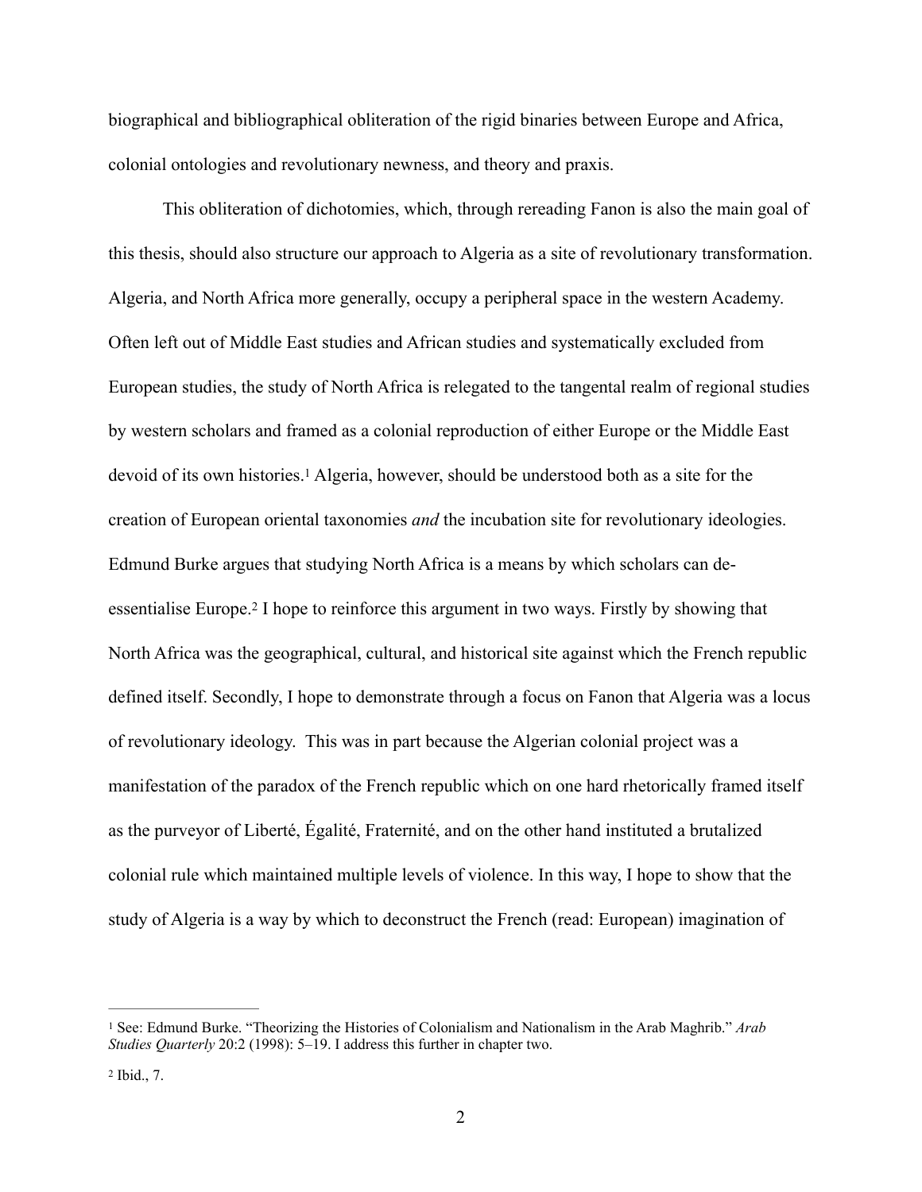biographical and bibliographical obliteration of the rigid binaries between Europe and Africa, colonial ontologies and revolutionary newness, and theory and praxis.

This obliteration of dichotomies, which, through rereading Fanon is also the main goal of this thesis, should also structure our approach to Algeria as a site of revolutionary transformation. Algeria, and North Africa more generally, occupy a peripheral space in the western Academy. Often left out of Middle East studies and African studies and systematically excluded from European studies, the study of North Africa is relegated to the tangental realm of regional studies by western scholars and framed as a colonial reproduction of either Europe or the Middle East devoid of its own histories.[1] Algeria, however, should be understood both as a site for the creation of European oriental taxonomies *and* the incubation site for revolutionary ideologies. Edmund Burke argues that studying North Africa is a means by which scholars can de-essentialise Europe.[2] I hope to reinforce this argument in two ways. Firstly by showing that North Africa was the geographical, cultural, and historical site against which the French republic defined itself. Secondly, I hope to demonstrate through a focus on Fanon that Algeria was a locus of revolutionary ideology. This was in part because the Algerian colonial project was a manifestation of the paradox of the French republic which on one hard rhetorically framed itself as the purveyor of Liberté, Égalité, Fraternité, and on the other hand instituted a brutalized colonial rule which maintained multiple levels of violence. In this way, I hope to show that the study of Algeria is a way by which to deconstruct the French (read: European) imagination of

---

[1] See: Edmund Burke. "Theorizing the Histories of Colonialism and Nationalism in the Arab Maghrib." *Arab Studies Quarterly* 20:2 (1998): 5–19. I address this further in chapter two.

[2] Ibid., 7.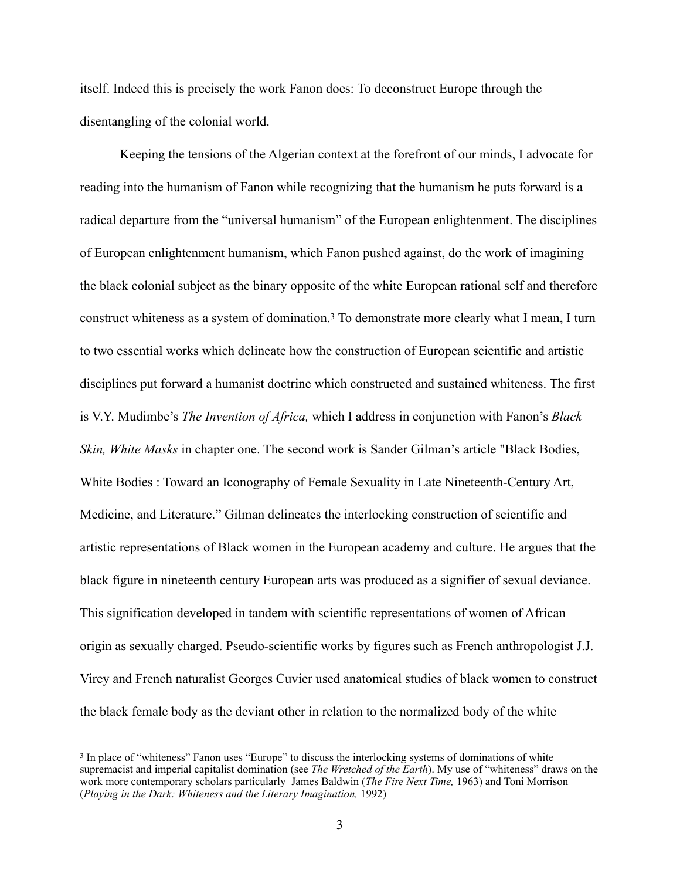itself. Indeed this is precisely the work Fanon does: To deconstruct Europe through the disentangling of the colonial world.

Keeping the tensions of the Algerian context at the forefront of our minds, I advocate for reading into the humanism of Fanon while recognizing that the humanism he puts forward is a radical departure from the "universal humanism" of the European enlightenment. The disciplines of European enlightenment humanism, which Fanon pushed against, do the work of imagining the black colonial subject as the binary opposite of the white European rational self and therefore construct whiteness as a system of domination.[3] To demonstrate more clearly what I mean, I turn to two essential works which delineate how the construction of European scientific and artistic disciplines put forward a humanist doctrine which constructed and sustained whiteness. The first is V.Y. Mudimbe's *The Invention of Africa,* which I address in conjunction with Fanon's *Black Skin, White Masks* in chapter one. The second work is Sander Gilman's article "Black Bodies, White Bodies : Toward an Iconography of Female Sexuality in Late Nineteenth-Century Art, Medicine, and Literature." Gilman delineates the interlocking construction of scientific and artistic representations of Black women in the European academy and culture. He argues that the black figure in nineteenth century European arts was produced as a signifier of sexual deviance. This signification developed in tandem with scientific representations of women of African origin as sexually charged. Pseudo-scientific works by figures such as French anthropologist J.J. Virey and French naturalist Georges Cuvier used anatomical studies of black women to construct the black female body as the deviant other in relation to the normalized body of the white

[3] In place of "whiteness" Fanon uses "Europe" to discuss the interlocking systems of dominations of white supremacist and imperial capitalist domination (see *The Wretched of the Earth*). My use of "whiteness" draws on the work more contemporary scholars particularly James Baldwin (*The Fire Next Time,* 1963) and Toni Morrison (*Playing in the Dark: Whiteness and the Literary Imagination,* 1992)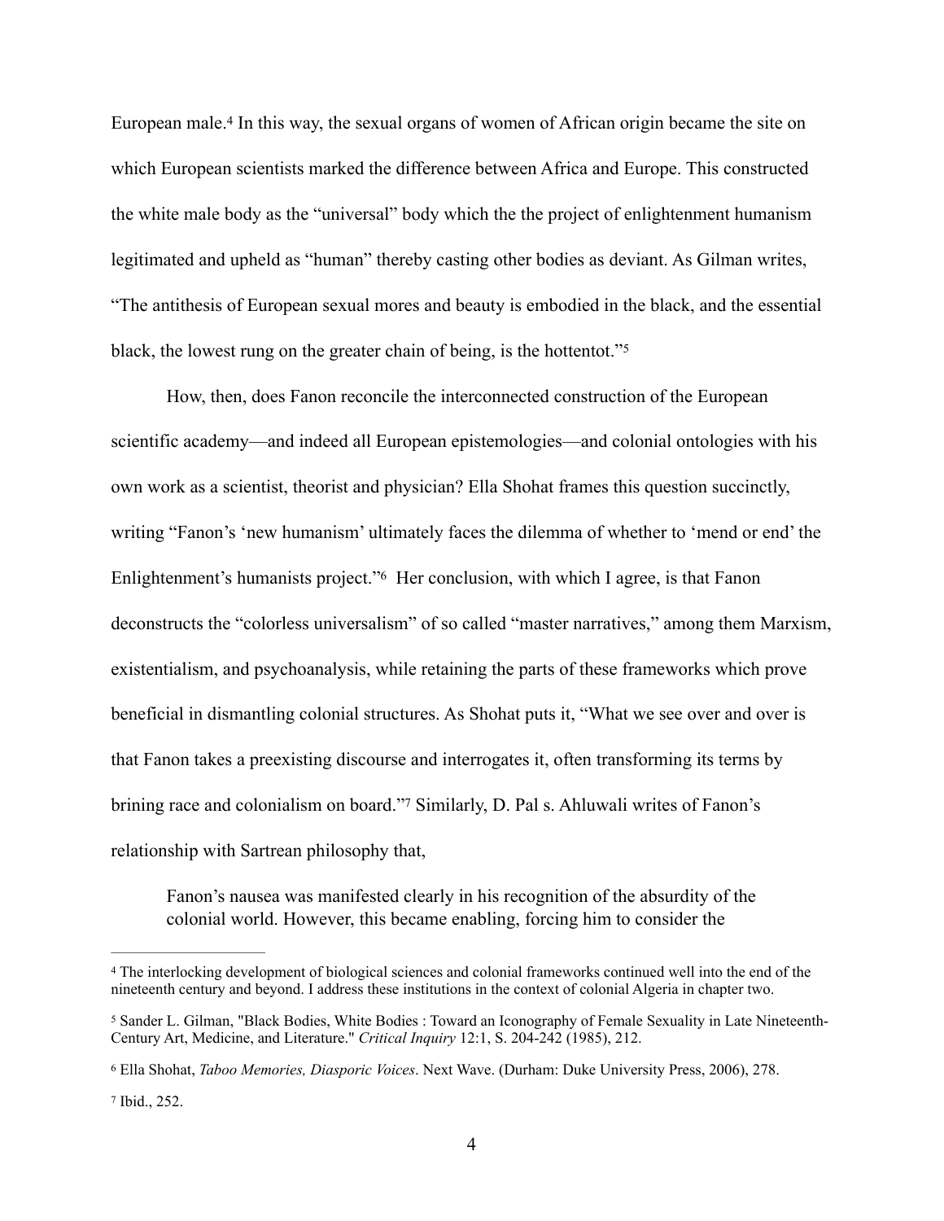European male.[4] In this way, the sexual organs of women of African origin became the site on which European scientists marked the difference between Africa and Europe. This constructed the white male body as the "universal" body which the the project of enlightenment humanism legitimated and upheld as "human" thereby casting other bodies as deviant. As Gilman writes, "The antithesis of European sexual mores and beauty is embodied in the black, and the essential black, the lowest rung on the greater chain of being, is the hottentot."[5]

How, then, does Fanon reconcile the interconnected construction of the European scientific academy—and indeed all European epistemologies—and colonial ontologies with his own work as a scientist, theorist and physician? Ella Shohat frames this question succinctly, writing "Fanon's 'new humanism' ultimately faces the dilemma of whether to 'mend or end' the Enlightenment's humanists project."[6] Her conclusion, with which I agree, is that Fanon deconstructs the "colorless universalism" of so called "master narratives," among them Marxism, existentialism, and psychoanalysis, while retaining the parts of these frameworks which prove beneficial in dismantling colonial structures. As Shohat puts it, "What we see over and over is that Fanon takes a preexisting discourse and interrogates it, often transforming its terms by brining race and colonialism on board."[7] Similarly, D. Pal s. Ahluwali writes of Fanon's relationship with Sartrean philosophy that,

> Fanon's nausea was manifested clearly in his recognition of the absurdity of the colonial world. However, this became enabling, forcing him to consider the

---

[4] The interlocking development of biological sciences and colonial frameworks continued well into the end of the nineteenth century and beyond. I address these institutions in the context of colonial Algeria in chapter two.

[5] Sander L. Gilman, "Black Bodies, White Bodies : Toward an Iconography of Female Sexuality in Late Nineteenth-Century Art, Medicine, and Literature." *Critical Inquiry* 12:1, S. 204-242 (1985), 212.

[6] Ella Shohat, *Taboo Memories, Diasporic Voices*. Next Wave. (Durham: Duke University Press, 2006), 278.

[7] Ibid., 252.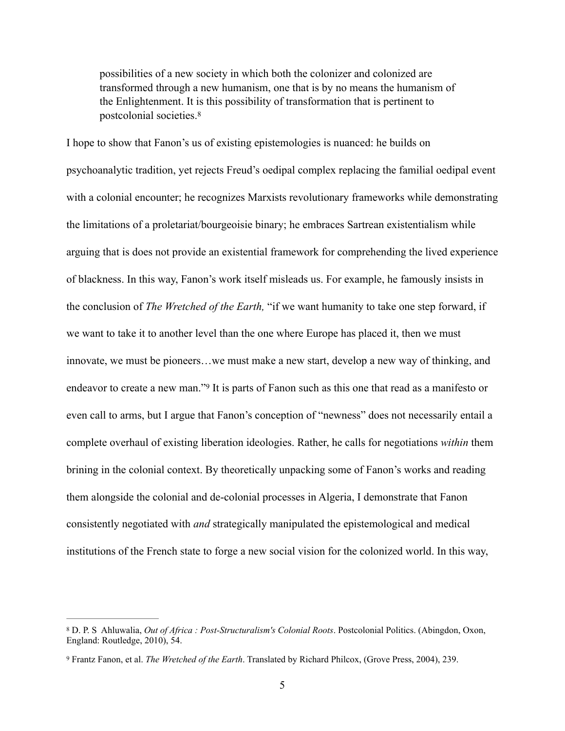> possibilities of a new society in which both the colonizer and colonized are transformed through a new humanism, one that is by no means the humanism of the Enlightenment. It is this possibility of transformation that is pertinent to postcolonial societies.[8]

I hope to show that Fanon's us of existing epistemologies is nuanced: he builds on psychoanalytic tradition, yet rejects Freud's oedipal complex replacing the familial oedipal event with a colonial encounter; he recognizes Marxists revolutionary frameworks while demonstrating the limitations of a proletariat/bourgeoisie binary; he embraces Sartrean existentialism while arguing that is does not provide an existential framework for comprehending the lived experience of blackness. In this way, Fanon's work itself misleads us. For example, he famously insists in the conclusion of *The Wretched of the Earth,* "if we want humanity to take one step forward, if we want to take it to another level than the one where Europe has placed it, then we must innovate, we must be pioneers…we must make a new start, develop a new way of thinking, and endeavor to create a new man."[9] It is parts of Fanon such as this one that read as a manifesto or even call to arms, but I argue that Fanon's conception of "newness" does not necessarily entail a complete overhaul of existing liberation ideologies. Rather, he calls for negotiations *within* them brining in the colonial context. By theoretically unpacking some of Fanon's works and reading them alongside the colonial and de-colonial processes in Algeria, I demonstrate that Fanon consistently negotiated with *and* strategically manipulated the epistemological and medical institutions of the French state to forge a new social vision for the colonized world. In this way,

---

[8] D. P. S Ahluwalia, *Out of Africa : Post-Structuralism's Colonial Roots*. Postcolonial Politics. (Abingdon, Oxon, England: Routledge, 2010), 54.

[9] Frantz Fanon, et al. *The Wretched of the Earth*. Translated by Richard Philcox, (Grove Press, 2004), 239.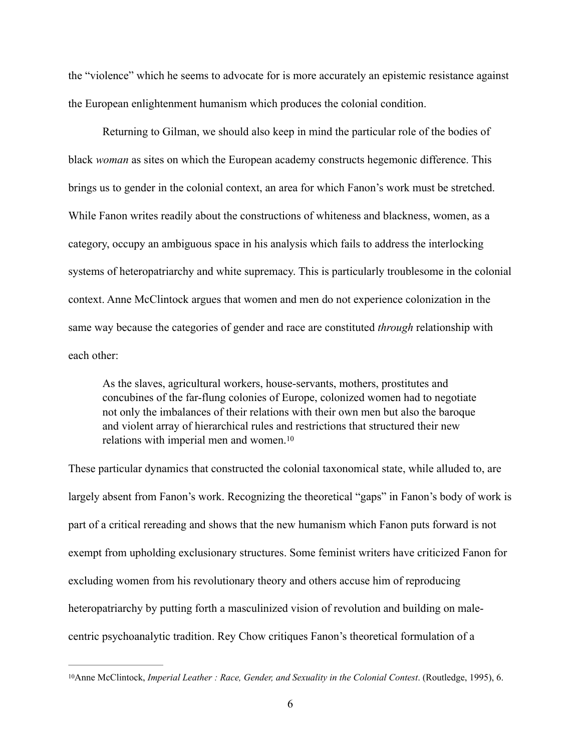the "violence" which he seems to advocate for is more accurately an epistemic resistance against the European enlightenment humanism which produces the colonial condition.

Returning to Gilman, we should also keep in mind the particular role of the bodies of black *woman* as sites on which the European academy constructs hegemonic difference. This brings us to gender in the colonial context, an area for which Fanon's work must be stretched. While Fanon writes readily about the constructions of whiteness and blackness, women, as a category, occupy an ambiguous space in his analysis which fails to address the interlocking systems of heteropatriarchy and white supremacy. This is particularly troublesome in the colonial context. Anne McClintock argues that women and men do not experience colonization in the same way because the categories of gender and race are constituted *through* relationship with each other:

> As the slaves, agricultural workers, house-servants, mothers, prostitutes and concubines of the far-flung colonies of Europe, colonized women had to negotiate not only the imbalances of their relations with their own men but also the baroque and violent array of hierarchical rules and restrictions that structured their new relations with imperial men and women.[10]

These particular dynamics that constructed the colonial taxonomical state, while alluded to, are largely absent from Fanon's work. Recognizing the theoretical "gaps" in Fanon's body of work is part of a critical rereading and shows that the new humanism which Fanon puts forward is not exempt from upholding exclusionary structures. Some feminist writers have criticized Fanon for excluding women from his revolutionary theory and others accuse him of reproducing heteropatriarchy by putting forth a masculinized vision of revolution and building on male-centric psychoanalytic tradition. Rey Chow critiques Fanon's theoretical formulation of a

---

[10] Anne McClintock, *Imperial Leather : Race, Gender, and Sexuality in the Colonial Contest*. (Routledge, 1995), 6.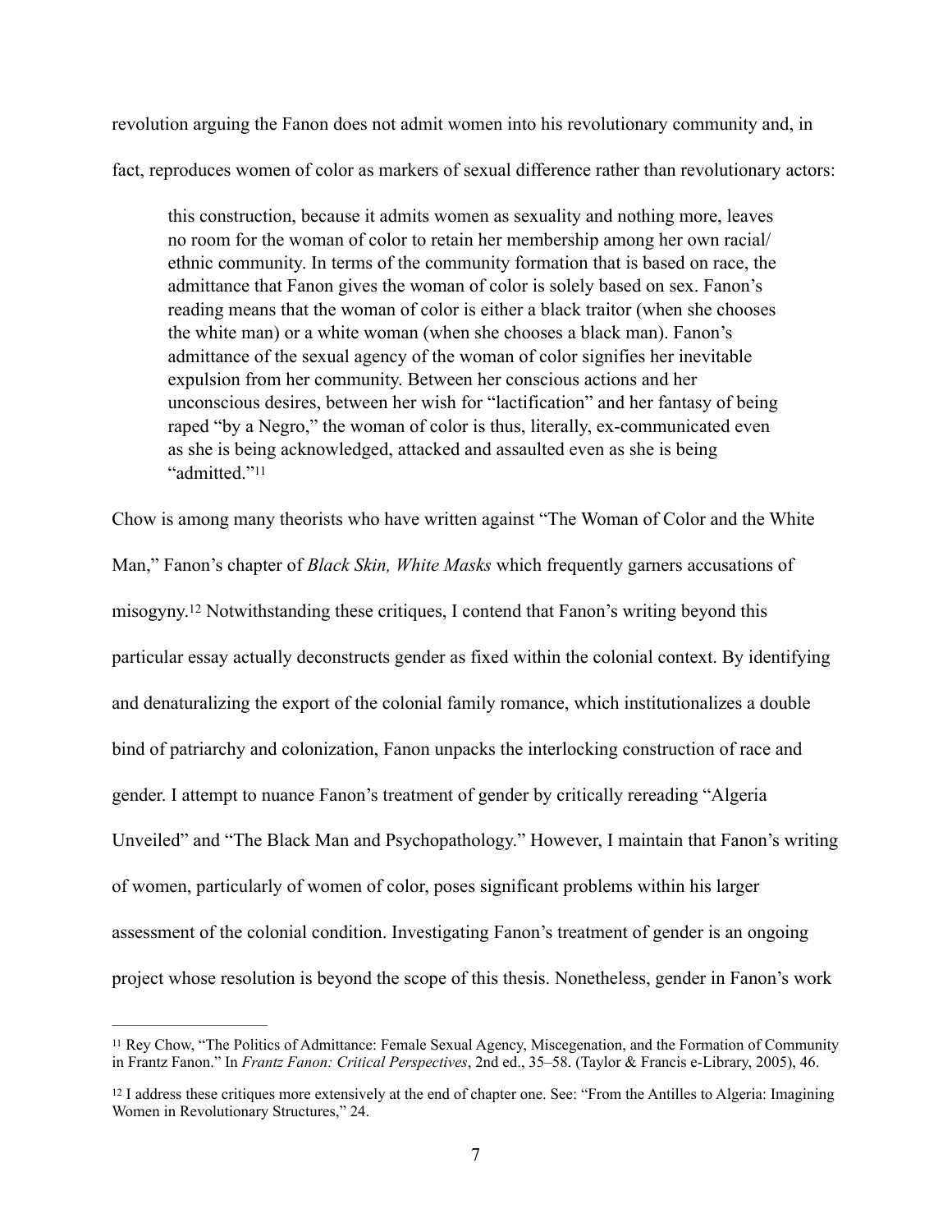revolution arguing the Fanon does not admit women into his revolutionary community and, in fact, reproduces women of color as markers of sexual difference rather than revolutionary actors:

> this construction, because it admits women as sexuality and nothing more, leaves no room for the woman of color to retain her membership among her own racial/ethnic community. In terms of the community formation that is based on race, the admittance that Fanon gives the woman of color is solely based on sex. Fanon's reading means that the woman of color is either a black traitor (when she chooses the white man) or a white woman (when she chooses a black man). Fanon's admittance of the sexual agency of the woman of color signifies her inevitable expulsion from her community. Between her conscious actions and her unconscious desires, between her wish for "lactification" and her fantasy of being raped "by a Negro," the woman of color is thus, literally, ex-communicated even as she is being acknowledged, attacked and assaulted even as she is being "admitted."[11]

Chow is among many theorists who have written against "The Woman of Color and the White Man," Fanon's chapter of *Black Skin, White Masks* which frequently garners accusations of misogyny.[12] Notwithstanding these critiques, I contend that Fanon's writing beyond this particular essay actually deconstructs gender as fixed within the colonial context. By identifying and denaturalizing the export of the colonial family romance, which institutionalizes a double bind of patriarchy and colonization, Fanon unpacks the interlocking construction of race and gender. I attempt to nuance Fanon's treatment of gender by critically rereading "Algeria Unveiled" and "The Black Man and Psychopathology." However, I maintain that Fanon's writing of women, particularly of women of color, poses significant problems within his larger assessment of the colonial condition. Investigating Fanon's treatment of gender is an ongoing project whose resolution is beyond the scope of this thesis. Nonetheless, gender in Fanon's work

---

[11] Rey Chow, "The Politics of Admittance: Female Sexual Agency, Miscegenation, and the Formation of Community in Frantz Fanon." In *Frantz Fanon: Critical Perspectives*, 2nd ed., 35–58. (Taylor & Francis e-Library, 2005), 46.

[12] I address these critiques more extensively at the end of chapter one. See: "From the Antilles to Algeria: Imagining Women in Revolutionary Structures," 24.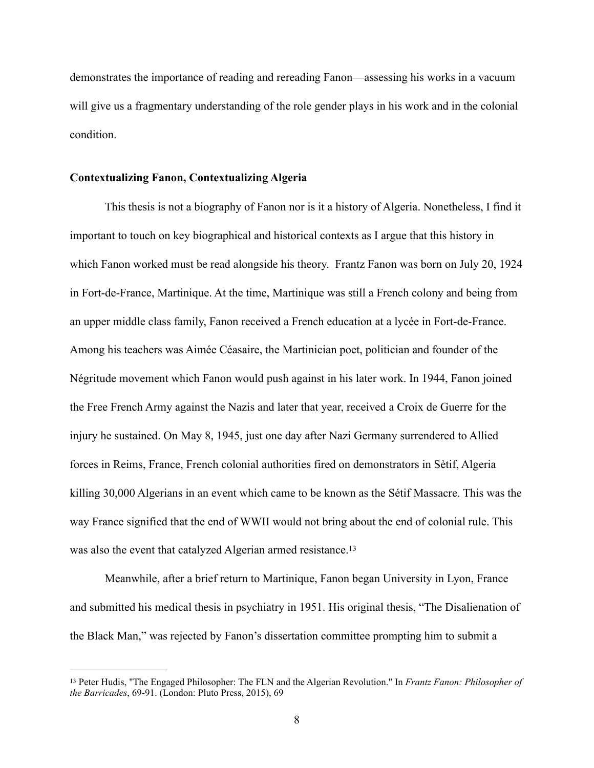demonstrates the importance of reading and rereading Fanon—assessing his works in a vacuum will give us a fragmentary understanding of the role gender plays in his work and in the colonial condition.

**Contextualizing Fanon, Contextualizing Algeria**

This thesis is not a biography of Fanon nor is it a history of Algeria. Nonetheless, I find it important to touch on key biographical and historical contexts as I argue that this history in which Fanon worked must be read alongside his theory. Frantz Fanon was born on July 20, 1924 in Fort-de-France, Martinique. At the time, Martinique was still a French colony and being from an upper middle class family, Fanon received a French education at a lycée in Fort-de-France. Among his teachers was Aimée Céasaire, the Martinician poet, politician and founder of the Négritude movement which Fanon would push against in his later work. In 1944, Fanon joined the Free French Army against the Nazis and later that year, received a Croix de Guerre for the injury he sustained. On May 8, 1945, just one day after Nazi Germany surrendered to Allied forces in Reims, France, French colonial authorities fired on demonstrators in Sètif, Algeria killing 30,000 Algerians in an event which came to be known as the Sétif Massacre. This was the way France signified that the end of WWII would not bring about the end of colonial rule. This was also the event that catalyzed Algerian armed resistance.[13]

Meanwhile, after a brief return to Martinique, Fanon began University in Lyon, France and submitted his medical thesis in psychiatry in 1951. His original thesis, "The Disalienation of the Black Man," was rejected by Fanon's dissertation committee prompting him to submit a

---

[13] Peter Hudis, "The Engaged Philosopher: The FLN and the Algerian Revolution." In *Frantz Fanon: Philosopher of the Barricades*, 69-91. (London: Pluto Press, 2015), 69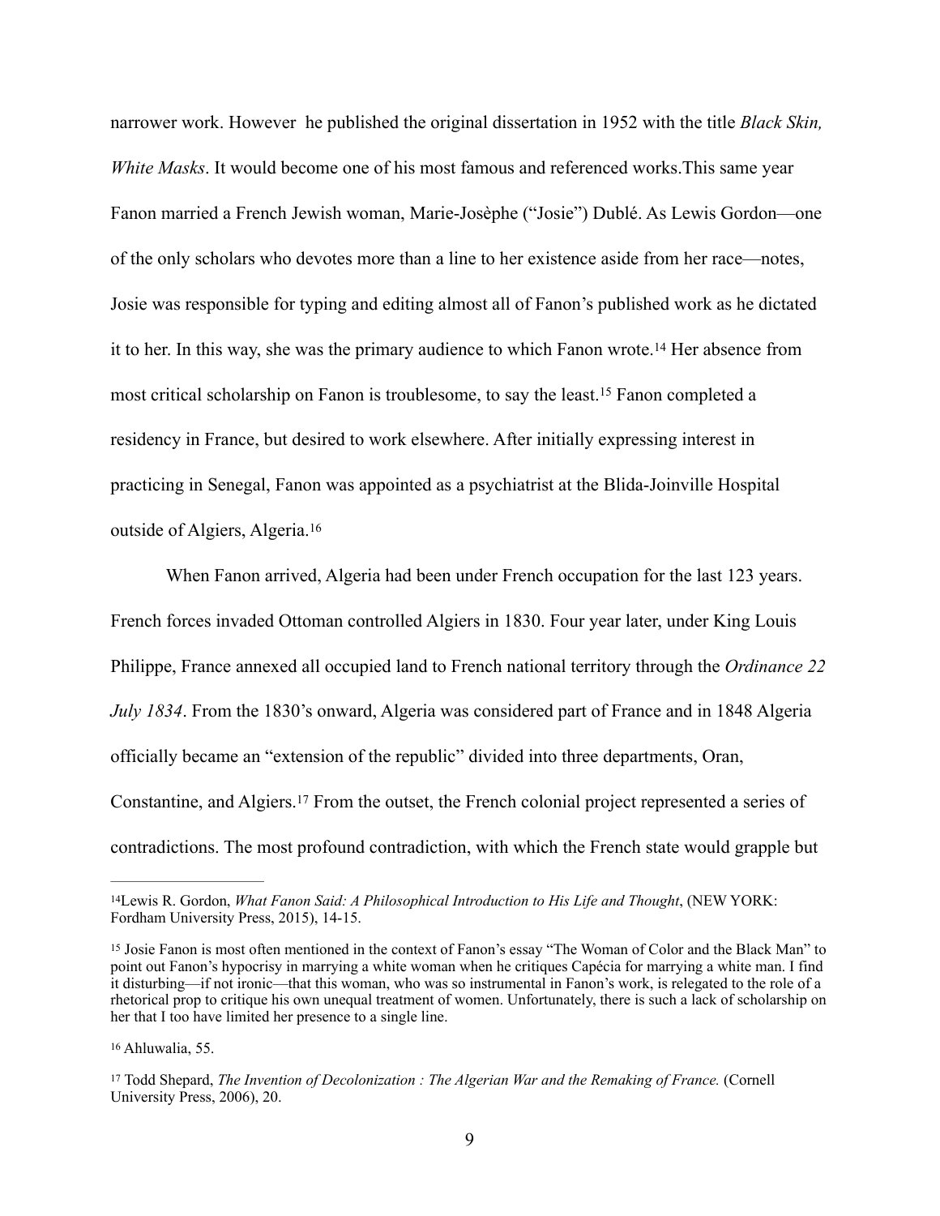narrower work. However he published the original dissertation in 1952 with the title *Black Skin, White Masks*. It would become one of his most famous and referenced works.This same year Fanon married a French Jewish woman, Marie-Josèphe ("Josie") Dublé. As Lewis Gordon—one of the only scholars who devotes more than a line to her existence aside from her race—notes, Josie was responsible for typing and editing almost all of Fanon's published work as he dictated it to her. In this way, she was the primary audience to which Fanon wrote.[14] Her absence from most critical scholarship on Fanon is troublesome, to say the least.[15] Fanon completed a residency in France, but desired to work elsewhere. After initially expressing interest in practicing in Senegal, Fanon was appointed as a psychiatrist at the Blida-Joinville Hospital outside of Algiers, Algeria.[16]

When Fanon arrived, Algeria had been under French occupation for the last 123 years. French forces invaded Ottoman controlled Algiers in 1830. Four year later, under King Louis Philippe, France annexed all occupied land to French national territory through the *Ordinance 22 July 1834*. From the 1830's onward, Algeria was considered part of France and in 1848 Algeria officially became an "extension of the republic" divided into three departments, Oran, Constantine, and Algiers.[17] From the outset, the French colonial project represented a series of contradictions. The most profound contradiction, with which the French state would grapple but

---

[14] Lewis R. Gordon, *What Fanon Said: A Philosophical Introduction to His Life and Thought*, (NEW YORK: Fordham University Press, 2015), 14-15.

[15] Josie Fanon is most often mentioned in the context of Fanon's essay "The Woman of Color and the Black Man" to point out Fanon's hypocrisy in marrying a white woman when he critiques Capécia for marrying a white man. I find it disturbing—if not ironic—that this woman, who was so instrumental in Fanon's work, is relegated to the role of a rhetorical prop to critique his own unequal treatment of women. Unfortunately, there is such a lack of scholarship on her that I too have limited her presence to a single line.

[16] Ahluwalia, 55.

[17] Todd Shepard, *The Invention of Decolonization : The Algerian War and the Remaking of France.* (Cornell University Press, 2006), 20.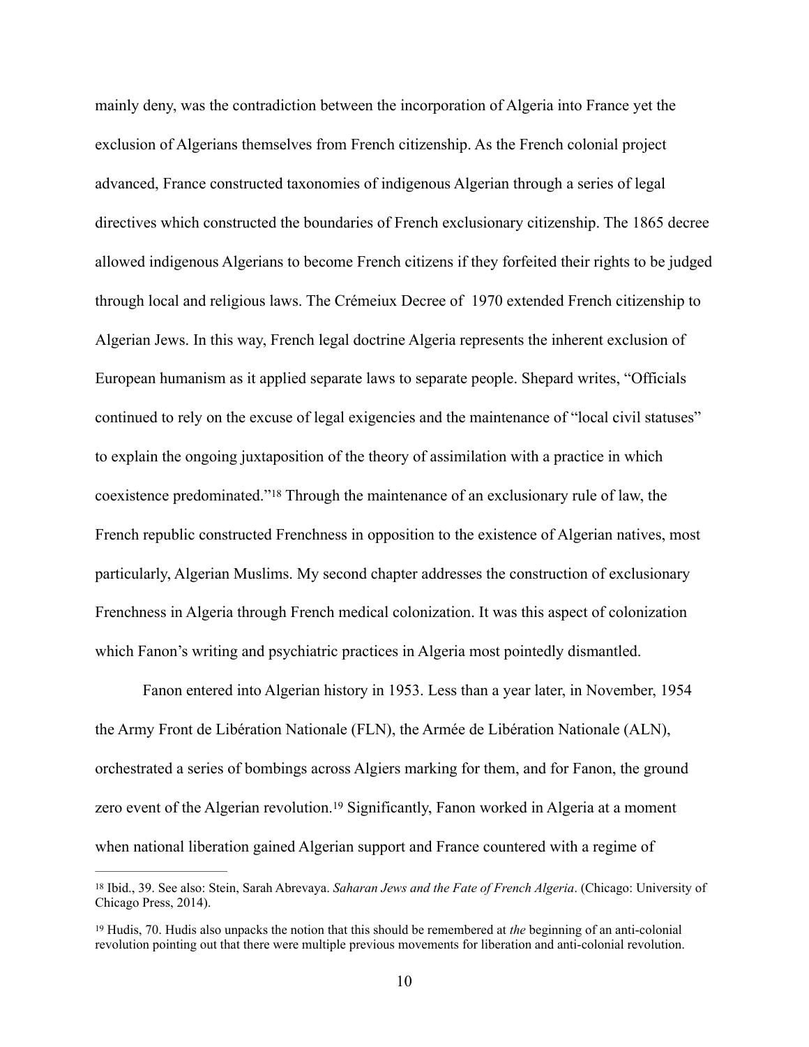mainly deny, was the contradiction between the incorporation of Algeria into France yet the exclusion of Algerians themselves from French citizenship. As the French colonial project advanced, France constructed taxonomies of indigenous Algerian through a series of legal directives which constructed the boundaries of French exclusionary citizenship. The 1865 decree allowed indigenous Algerians to become French citizens if they forfeited their rights to be judged through local and religious laws. The Crémeiux Decree of  1970 extended French citizenship to Algerian Jews. In this way, French legal doctrine Algeria represents the inherent exclusion of European humanism as it applied separate laws to separate people. Shepard writes, "Officials continued to rely on the excuse of legal exigencies and the maintenance of "local civil statuses" to explain the ongoing juxtaposition of the theory of assimilation with a practice in which coexistence predominated."[18] Through the maintenance of an exclusionary rule of law, the French republic constructed Frenchness in opposition to the existence of Algerian natives, most particularly, Algerian Muslims. My second chapter addresses the construction of exclusionary Frenchness in Algeria through French medical colonization. It was this aspect of colonization which Fanon's writing and psychiatric practices in Algeria most pointedly dismantled.

Fanon entered into Algerian history in 1953. Less than a year later, in November, 1954 the Army Front de Libération Nationale (FLN), the Armée de Libération Nationale (ALN), orchestrated a series of bombings across Algiers marking for them, and for Fanon, the ground zero event of the Algerian revolution.[19] Significantly, Fanon worked in Algeria at a moment when national liberation gained Algerian support and France countered with a regime of

---

[18] Ibid., 39. See also: Stein, Sarah Abrevaya. *Saharan Jews and the Fate of French Algeria*. (Chicago: University of Chicago Press, 2014).

[19] Hudis, 70. Hudis also unpacks the notion that this should be remembered at *the* beginning of an anti-colonial revolution pointing out that there were multiple previous movements for liberation and anti-colonial revolution.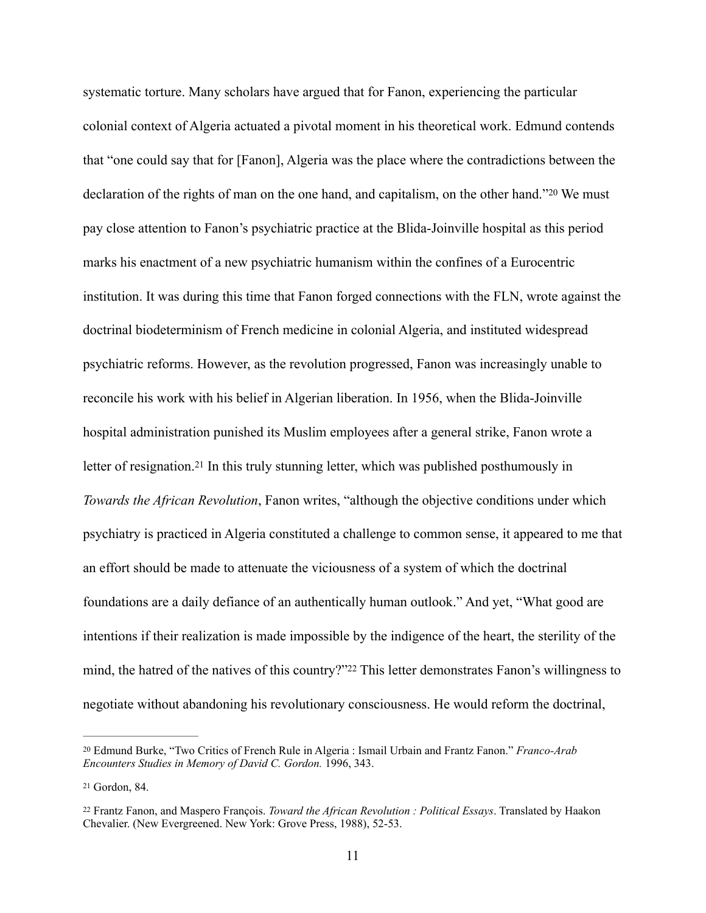systematic torture. Many scholars have argued that for Fanon, experiencing the particular colonial context of Algeria actuated a pivotal moment in his theoretical work. Edmund contends that "one could say that for [Fanon], Algeria was the place where the contradictions between the declaration of the rights of man on the one hand, and capitalism, on the other hand."[20] We must pay close attention to Fanon's psychiatric practice at the Blida-Joinville hospital as this period marks his enactment of a new psychiatric humanism within the confines of a Eurocentric institution. It was during this time that Fanon forged connections with the FLN, wrote against the doctrinal biodeterminism of French medicine in colonial Algeria, and instituted widespread psychiatric reforms. However, as the revolution progressed, Fanon was increasingly unable to reconcile his work with his belief in Algerian liberation. In 1956, when the Blida-Joinville hospital administration punished its Muslim employees after a general strike, Fanon wrote a letter of resignation.[21] In this truly stunning letter, which was published posthumously in *Towards the African Revolution*, Fanon writes, "although the objective conditions under which psychiatry is practiced in Algeria constituted a challenge to common sense, it appeared to me that an effort should be made to attenuate the viciousness of a system of which the doctrinal foundations are a daily defiance of an authentically human outlook." And yet, "What good are intentions if their realization is made impossible by the indigence of the heart, the sterility of the mind, the hatred of the natives of this country?"[22] This letter demonstrates Fanon's willingness to negotiate without abandoning his revolutionary consciousness. He would reform the doctrinal,

---

[20] Edmund Burke, "Two Critics of French Rule in Algeria : Ismail Urbain and Frantz Fanon." *Franco-Arab Encounters Studies in Memory of David C. Gordon.* 1996, 343.

[21] Gordon, 84.

[22] Frantz Fanon, and Maspero François. *Toward the African Revolution : Political Essays*. Translated by Haakon Chevalier. (New Evergreened. New York: Grove Press, 1988), 52-53.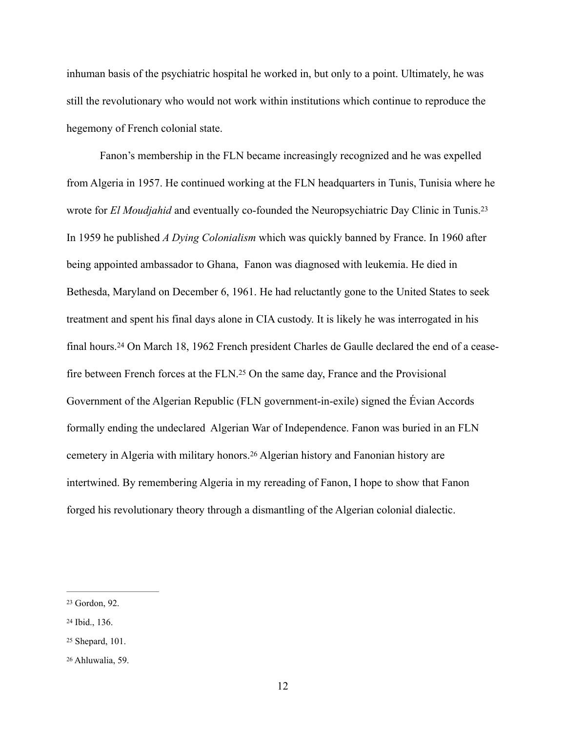inhuman basis of the psychiatric hospital he worked in, but only to a point. Ultimately, he was still the revolutionary who would not work within institutions which continue to reproduce the hegemony of French colonial state.

Fanon's membership in the FLN became increasingly recognized and he was expelled from Algeria in 1957. He continued working at the FLN headquarters in Tunis, Tunisia where he wrote for *El Moudjahid* and eventually co-founded the Neuropsychiatric Day Clinic in Tunis.[23] In 1959 he published *A Dying Colonialism* which was quickly banned by France. In 1960 after being appointed ambassador to Ghana, Fanon was diagnosed with leukemia. He died in Bethesda, Maryland on December 6, 1961. He had reluctantly gone to the United States to seek treatment and spent his final days alone in CIA custody. It is likely he was interrogated in his final hours.[24] On March 18, 1962 French president Charles de Gaulle declared the end of a cease-fire between French forces at the FLN.[25] On the same day, France and the Provisional Government of the Algerian Republic (FLN government-in-exile) signed the Évian Accords formally ending the undeclared Algerian War of Independence. Fanon was buried in an FLN cemetery in Algeria with military honors.[26] Algerian history and Fanonian history are intertwined. By remembering Algeria in my rereading of Fanon, I hope to show that Fanon forged his revolutionary theory through a dismantling of the Algerian colonial dialectic.

---

[23] Gordon, 92.

[24] Ibid., 136.

[25] Shepard, 101.

[26] Ahluwalia, 59.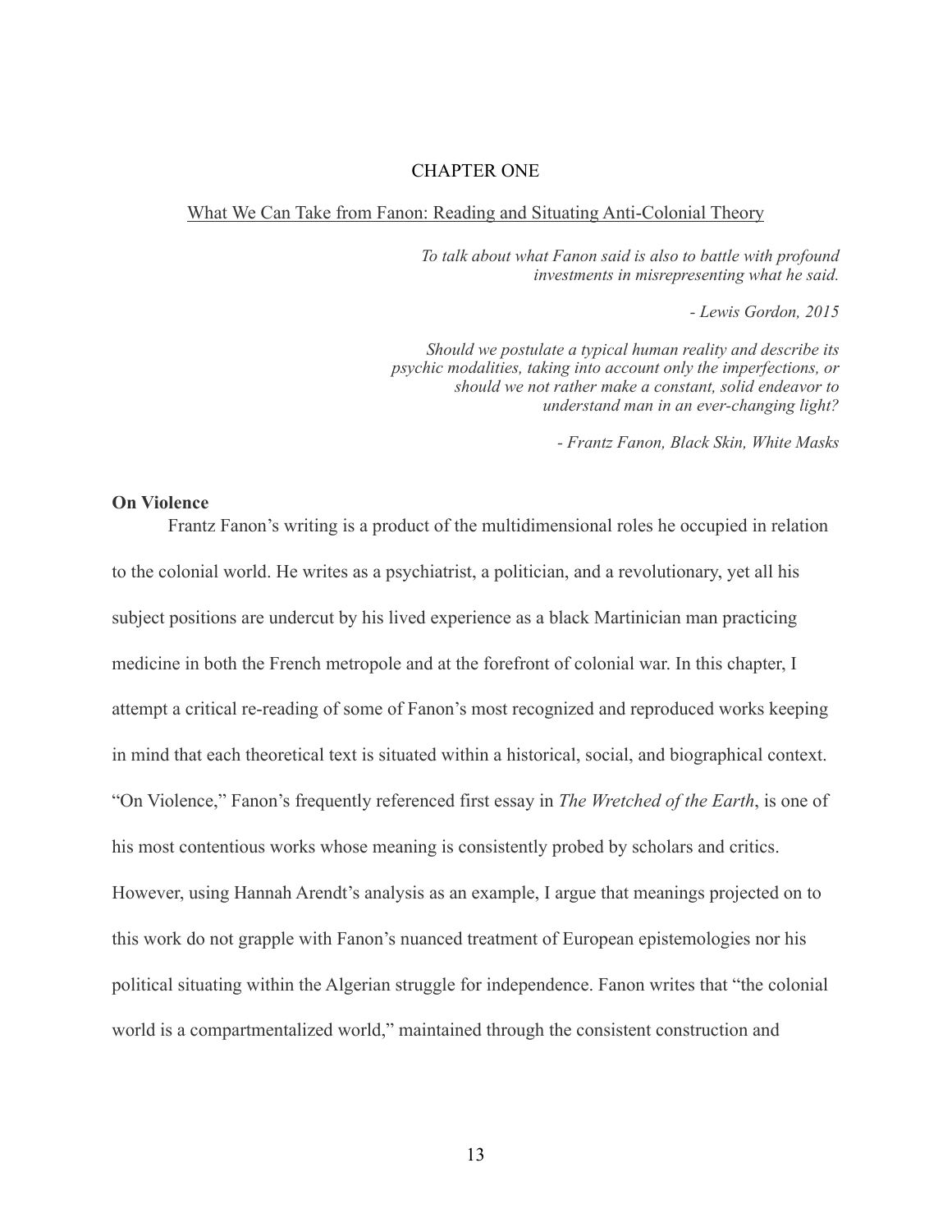# CHAPTER ONE

## What We Can Take from Fanon: Reading and Situating Anti-Colonial Theory

*To talk about what Fanon said is also to battle with profound investments in misrepresenting what he said.*

*- Lewis Gordon, 2015*

*Should we postulate a typical human reality and describe its psychic modalities, taking into account only the imperfections, or should we not rather make a constant, solid endeavor to understand man in an ever-changing light?*

*- Frantz Fanon, Black Skin, White Masks*

### On Violence

Frantz Fanon's writing is a product of the multidimensional roles he occupied in relation to the colonial world. He writes as a psychiatrist, a politician, and a revolutionary, yet all his subject positions are undercut by his lived experience as a black Martinician man practicing medicine in both the French metropole and at the forefront of colonial war. In this chapter, I attempt a critical re-reading of some of Fanon's most recognized and reproduced works keeping in mind that each theoretical text is situated within a historical, social, and biographical context. "On Violence," Fanon's frequently referenced first essay in *The Wretched of the Earth*, is one of his most contentious works whose meaning is consistently probed by scholars and critics. However, using Hannah Arendt's analysis as an example, I argue that meanings projected on to this work do not grapple with Fanon's nuanced treatment of European epistemologies nor his political situating within the Algerian struggle for independence. Fanon writes that "the colonial world is a compartmentalized world," maintained through the consistent construction and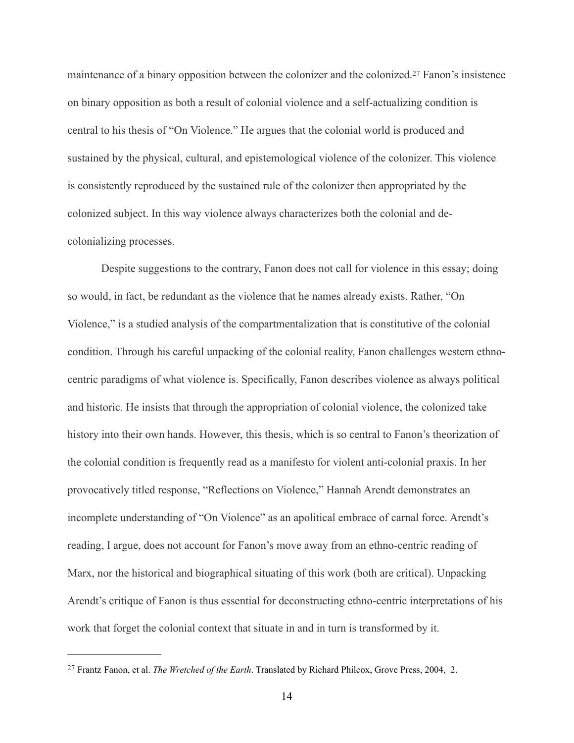maintenance of a binary opposition between the colonizer and the colonized.[27] Fanon's insistence on binary opposition as both a result of colonial violence and a self-actualizing condition is central to his thesis of "On Violence." He argues that the colonial world is produced and sustained by the physical, cultural, and epistemological violence of the colonizer. This violence is consistently reproduced by the sustained rule of the colonizer then appropriated by the colonized subject. In this way violence always characterizes both the colonial and de-colonializing processes.

Despite suggestions to the contrary, Fanon does not call for violence in this essay; doing so would, in fact, be redundant as the violence that he names already exists. Rather, "On Violence," is a studied analysis of the compartmentalization that is constitutive of the colonial condition. Through his careful unpacking of the colonial reality, Fanon challenges western ethno-centric paradigms of what violence is. Specifically, Fanon describes violence as always political and historic. He insists that through the appropriation of colonial violence, the colonized take history into their own hands. However, this thesis, which is so central to Fanon's theorization of the colonial condition is frequently read as a manifesto for violent anti-colonial praxis. In her provocatively titled response, "Reflections on Violence," Hannah Arendt demonstrates an incomplete understanding of "On Violence" as an apolitical embrace of carnal force. Arendt's reading, I argue, does not account for Fanon's move away from an ethno-centric reading of Marx, nor the historical and biographical situating of this work (both are critical). Unpacking Arendt's critique of Fanon is thus essential for deconstructing ethno-centric interpretations of his work that forget the colonial context that situate in and in turn is transformed by it.

---

[27] Frantz Fanon, et al. *The Wretched of the Earth*. Translated by Richard Philcox, Grove Press, 2004, 2.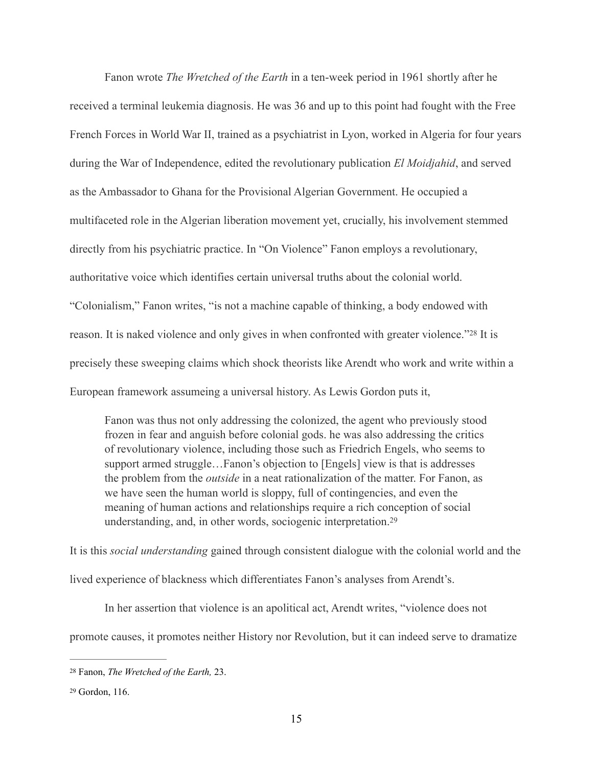Fanon wrote *The Wretched of the Earth* in a ten-week period in 1961 shortly after he received a terminal leukemia diagnosis. He was 36 and up to this point had fought with the Free French Forces in World War II, trained as a psychiatrist in Lyon, worked in Algeria for four years during the War of Independence, edited the revolutionary publication *El Moidjahid*, and served as the Ambassador to Ghana for the Provisional Algerian Government. He occupied a multifaceted role in the Algerian liberation movement yet, crucially, his involvement stemmed directly from his psychiatric practice. In "On Violence" Fanon employs a revolutionary, authoritative voice which identifies certain universal truths about the colonial world. "Colonialism," Fanon writes, "is not a machine capable of thinking, a body endowed with reason. It is naked violence and only gives in when confronted with greater violence."[28] It is precisely these sweeping claims which shock theorists like Arendt who work and write within a European framework assumeing a universal history. As Lewis Gordon puts it,

> Fanon was thus not only addressing the colonized, the agent who previously stood frozen in fear and anguish before colonial gods. he was also addressing the critics of revolutionary violence, including those such as Friedrich Engels, who seems to support armed struggle…Fanon's objection to [Engels] view is that is addresses the problem from the *outside* in a neat rationalization of the matter. For Fanon, as we have seen the human world is sloppy, full of contingencies, and even the meaning of human actions and relationships require a rich conception of social understanding, and, in other words, sociogenic interpretation.[29]

It is this *social understanding* gained through consistent dialogue with the colonial world and the lived experience of blackness which differentiates Fanon's analyses from Arendt's.

In her assertion that violence is an apolitical act, Arendt writes, "violence does not promote causes, it promotes neither History nor Revolution, but it can indeed serve to dramatize

---

[28] Fanon, *The Wretched of the Earth,* 23.

[29] Gordon, 116.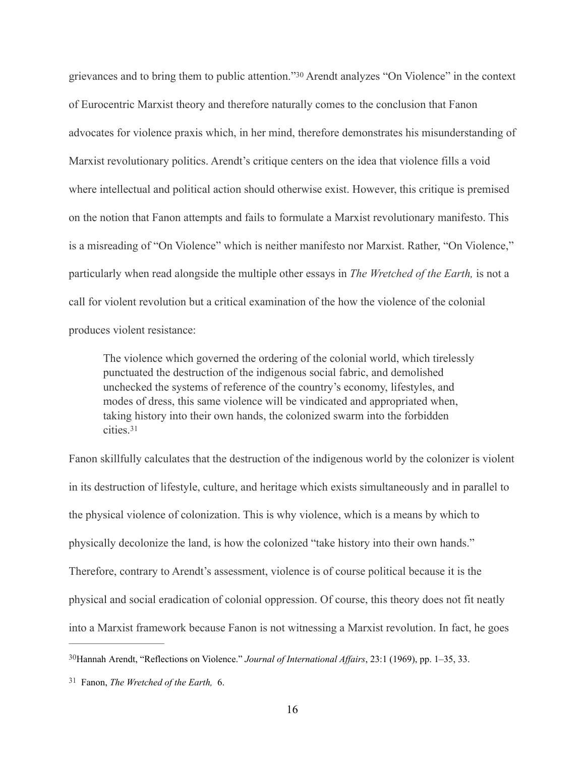grievances and to bring them to public attention."[30] Arendt analyzes "On Violence" in the context of Eurocentric Marxist theory and therefore naturally comes to the conclusion that Fanon advocates for violence praxis which, in her mind, therefore demonstrates his misunderstanding of Marxist revolutionary politics. Arendt's critique centers on the idea that violence fills a void where intellectual and political action should otherwise exist. However, this critique is premised on the notion that Fanon attempts and fails to formulate a Marxist revolutionary manifesto. This is a misreading of "On Violence" which is neither manifesto nor Marxist. Rather, "On Violence," particularly when read alongside the multiple other essays in *The Wretched of the Earth,* is not a call for violent revolution but a critical examination of the how the violence of the colonial produces violent resistance:

> The violence which governed the ordering of the colonial world, which tirelessly punctuated the destruction of the indigenous social fabric, and demolished unchecked the systems of reference of the country's economy, lifestyles, and modes of dress, this same violence will be vindicated and appropriated when, taking history into their own hands, the colonized swarm into the forbidden cities.[31]

Fanon skillfully calculates that the destruction of the indigenous world by the colonizer is violent in its destruction of lifestyle, culture, and heritage which exists simultaneously and in parallel to the physical violence of colonization. This is why violence, which is a means by which to physically decolonize the land, is how the colonized "take history into their own hands." Therefore, contrary to Arendt's assessment, violence is of course political because it is the physical and social eradication of colonial oppression. Of course, this theory does not fit neatly into a Marxist framework because Fanon is not witnessing a Marxist revolution. In fact, he goes

---

[30] Hannah Arendt, "Reflections on Violence." *Journal of International Affairs*, 23:1 (1969), pp. 1–35, 33.

[31] Fanon, *The Wretched of the Earth,* 6.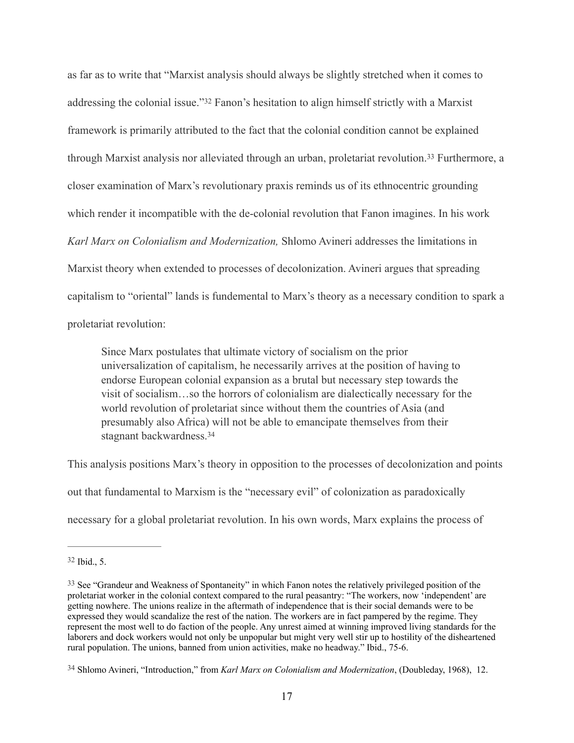as far as to write that "Marxist analysis should always be slightly stretched when it comes to addressing the colonial issue."[32] Fanon's hesitation to align himself strictly with a Marxist framework is primarily attributed to the fact that the colonial condition cannot be explained through Marxist analysis nor alleviated through an urban, proletariat revolution.[33] Furthermore, a closer examination of Marx's revolutionary praxis reminds us of its ethnocentric grounding which render it incompatible with the de-colonial revolution that Fanon imagines. In his work *Karl Marx on Colonialism and Modernization,* Shlomo Avineri addresses the limitations in Marxist theory when extended to processes of decolonization. Avineri argues that spreading capitalism to "oriental" lands is fundemental to Marx's theory as a necessary condition to spark a proletariat revolution:

> Since Marx postulates that ultimate victory of socialism on the prior universalization of capitalism, he necessarily arrives at the position of having to endorse European colonial expansion as a brutal but necessary step towards the visit of socialism…so the horrors of colonialism are dialectically necessary for the world revolution of proletariat since without them the countries of Asia (and presumably also Africa) will not be able to emancipate themselves from their stagnant backwardness.[34]

This analysis positions Marx's theory in opposition to the processes of decolonization and points out that fundamental to Marxism is the "necessary evil" of colonization as paradoxically necessary for a global proletariat revolution. In his own words, Marx explains the process of

---

[32] Ibid., 5.

[33] See "Grandeur and Weakness of Spontaneity" in which Fanon notes the relatively privileged position of the proletariat worker in the colonial context compared to the rural peasantry: "The workers, now 'independent' are getting nowhere. The unions realize in the aftermath of independence that is their social demands were to be expressed they would scandalize the rest of the nation. The workers are in fact pampered by the regime. They represent the most well to do faction of the people. Any unrest aimed at winning improved living standards for the laborers and dock workers would not only be unpopular but might very well stir up to hostility of the disheartened rural population. The unions, banned from union activities, make no headway." Ibid., 75-6.

[34] Shlomo Avineri, "Introduction," from *Karl Marx on Colonialism and Modernization*, (Doubleday, 1968), 12.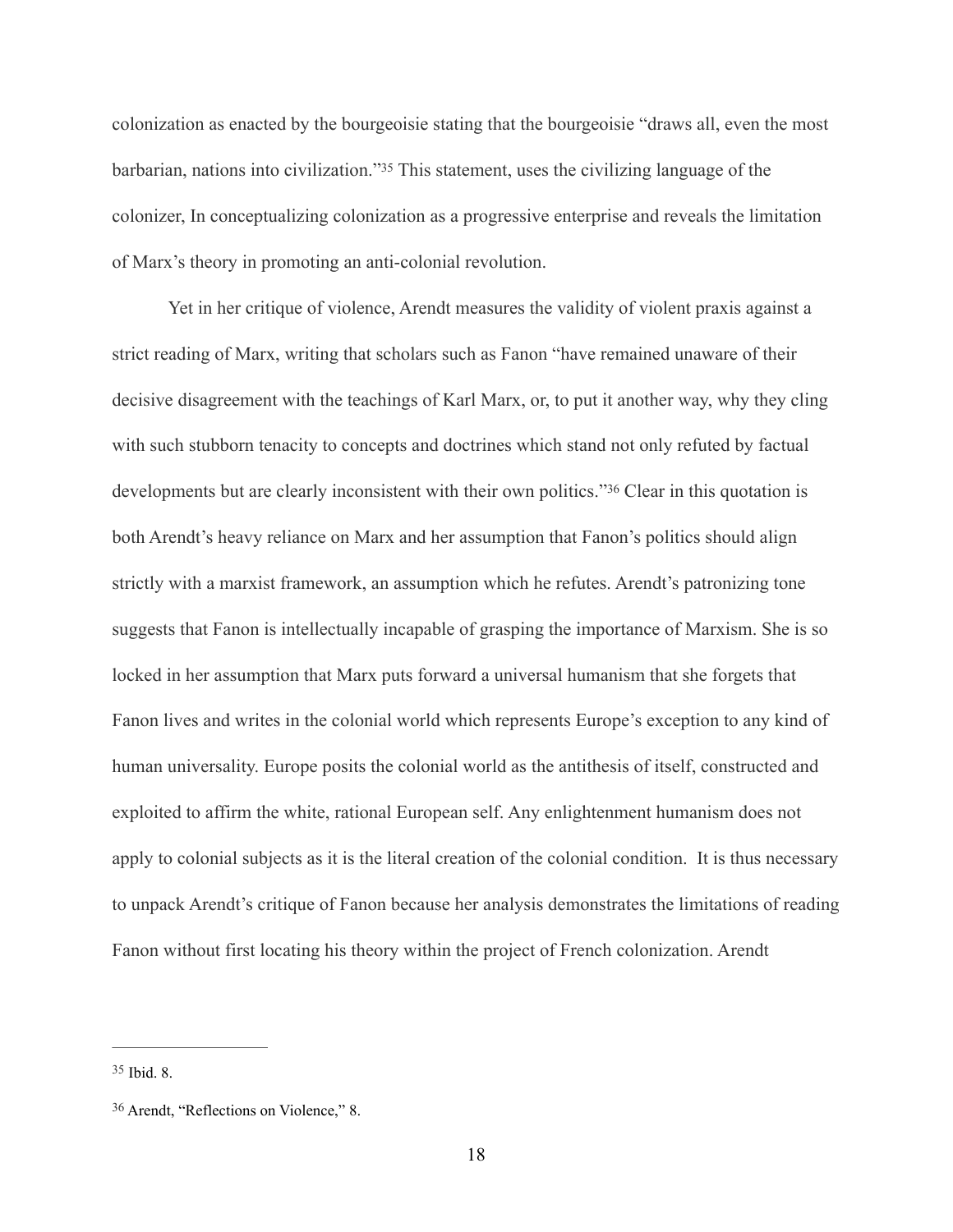colonization as enacted by the bourgeoisie stating that the bourgeoisie "draws all, even the most barbarian, nations into civilization."[35] This statement, uses the civilizing language of the colonizer, In conceptualizing colonization as a progressive enterprise and reveals the limitation of Marx's theory in promoting an anti-colonial revolution.

Yet in her critique of violence, Arendt measures the validity of violent praxis against a strict reading of Marx, writing that scholars such as Fanon "have remained unaware of their decisive disagreement with the teachings of Karl Marx, or, to put it another way, why they cling with such stubborn tenacity to concepts and doctrines which stand not only refuted by factual developments but are clearly inconsistent with their own politics."[36] Clear in this quotation is both Arendt's heavy reliance on Marx and her assumption that Fanon's politics should align strictly with a marxist framework, an assumption which he refutes. Arendt's patronizing tone suggests that Fanon is intellectually incapable of grasping the importance of Marxism. She is so locked in her assumption that Marx puts forward a universal humanism that she forgets that Fanon lives and writes in the colonial world which represents Europe's exception to any kind of human universality. Europe posits the colonial world as the antithesis of itself, constructed and exploited to affirm the white, rational European self. Any enlightenment humanism does not apply to colonial subjects as it is the literal creation of the colonial condition.  It is thus necessary to unpack Arendt's critique of Fanon because her analysis demonstrates the limitations of reading Fanon without first locating his theory within the project of French colonization. Arendt

---

[35] Ibid. 8.

[36] Arendt, "Reflections on Violence," 8.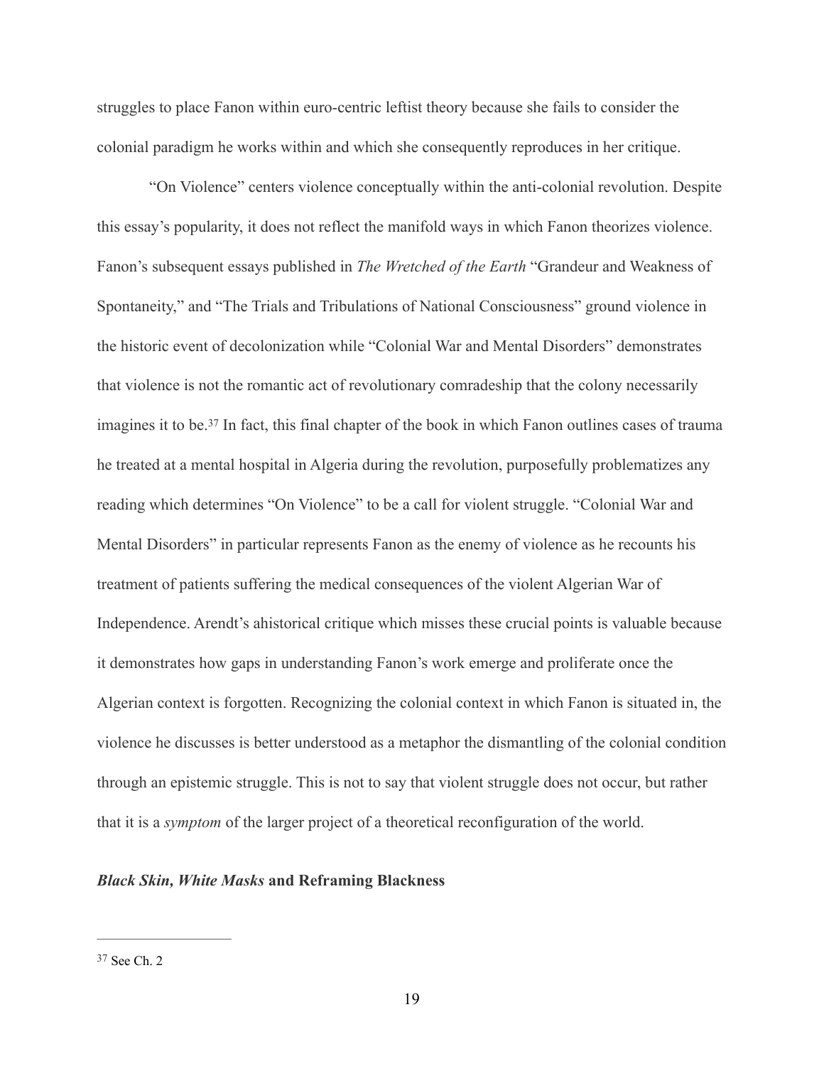struggles to place Fanon within euro-centric leftist theory because she fails to consider the colonial paradigm he works within and which she consequently reproduces in her critique.

"On Violence" centers violence conceptually within the anti-colonial revolution. Despite this essay's popularity, it does not reflect the manifold ways in which Fanon theorizes violence. Fanon's subsequent essays published in *The Wretched of the Earth* "Grandeur and Weakness of Spontaneity," and "The Trials and Tribulations of National Consciousness" ground violence in the historic event of decolonization while "Colonial War and Mental Disorders" demonstrates that violence is not the romantic act of revolutionary comradeship that the colony necessarily imagines it to be.[37] In fact, this final chapter of the book in which Fanon outlines cases of trauma he treated at a mental hospital in Algeria during the revolution, purposefully problematizes any reading which determines "On Violence" to be a call for violent struggle. "Colonial War and Mental Disorders" in particular represents Fanon as the enemy of violence as he recounts his treatment of patients suffering the medical consequences of the violent Algerian War of Independence. Arendt's ahistorical critique which misses these crucial points is valuable because it demonstrates how gaps in understanding Fanon's work emerge and proliferate once the Algerian context is forgotten. Recognizing the colonial context in which Fanon is situated in, the violence he discusses is better understood as a metaphor the dismantling of the colonial condition through an epistemic struggle. This is not to say that violent struggle does not occur, but rather that it is a *symptom* of the larger project of a theoretical reconfiguration of the world.

### ***Black Skin, White Masks*** **and Reframing Blackness**

---

[37] See Ch. 2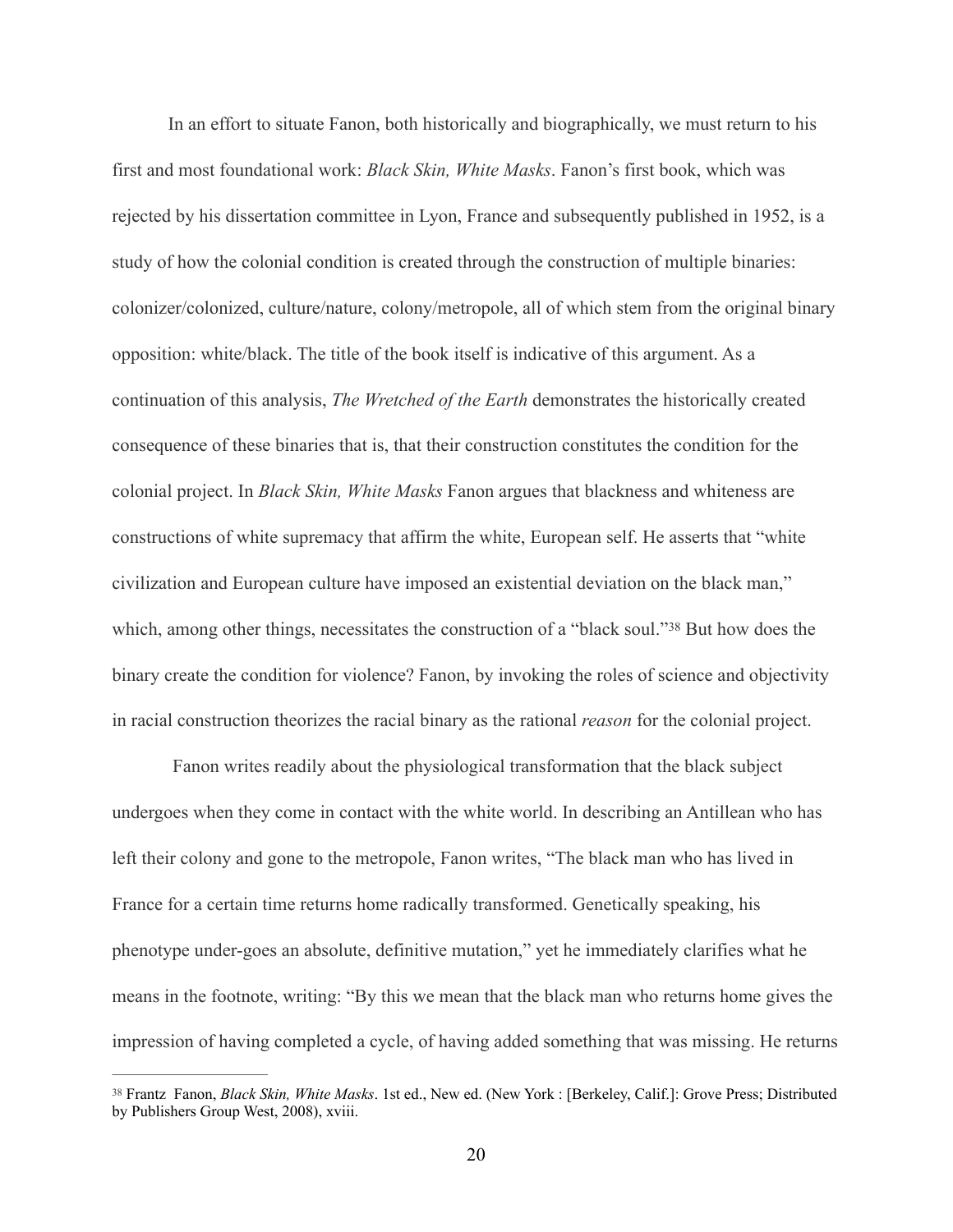In an effort to situate Fanon, both historically and biographically, we must return to his first and most foundational work: *Black Skin, White Masks*. Fanon's first book, which was rejected by his dissertation committee in Lyon, France and subsequently published in 1952, is a study of how the colonial condition is created through the construction of multiple binaries: colonizer/colonized, culture/nature, colony/metropole, all of which stem from the original binary opposition: white/black. The title of the book itself is indicative of this argument. As a continuation of this analysis, *The Wretched of the Earth* demonstrates the historically created consequence of these binaries that is, that their construction constitutes the condition for the colonial project. In *Black Skin, White Masks* Fanon argues that blackness and whiteness are constructions of white supremacy that affirm the white, European self. He asserts that "white civilization and European culture have imposed an existential deviation on the black man," which, among other things, necessitates the construction of a "black soul."[38] But how does the binary create the condition for violence? Fanon, by invoking the roles of science and objectivity in racial construction theorizes the racial binary as the rational *reason* for the colonial project.

Fanon writes readily about the physiological transformation that the black subject undergoes when they come in contact with the white world. In describing an Antillean who has left their colony and gone to the metropole, Fanon writes, "The black man who has lived in France for a certain time returns home radically transformed. Genetically speaking, his phenotype under-goes an absolute, definitive mutation," yet he immediately clarifies what he means in the footnote, writing: "By this we mean that the black man who returns home gives the impression of having completed a cycle, of having added something that was missing. He returns

---

[38] Frantz Fanon, *Black Skin, White Masks*. 1st ed., New ed. (New York : [Berkeley, Calif.]: Grove Press; Distributed by Publishers Group West, 2008), xviii.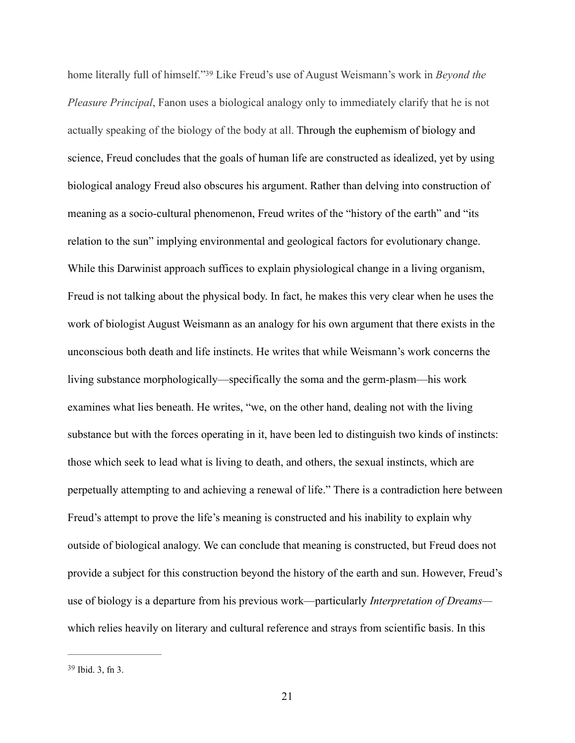home literally full of himself."[39] Like Freud's use of August Weismann's work in *Beyond the Pleasure Principal*, Fanon uses a biological analogy only to immediately clarify that he is not actually speaking of the biology of the body at all. Through the euphemism of biology and science, Freud concludes that the goals of human life are constructed as idealized, yet by using biological analogy Freud also obscures his argument. Rather than delving into construction of meaning as a socio-cultural phenomenon, Freud writes of the "history of the earth" and "its relation to the sun" implying environmental and geological factors for evolutionary change. While this Darwinist approach suffices to explain physiological change in a living organism, Freud is not talking about the physical body. In fact, he makes this very clear when he uses the work of biologist August Weismann as an analogy for his own argument that there exists in the unconscious both death and life instincts. He writes that while Weismann's work concerns the living substance morphologically—specifically the soma and the germ-plasm—his work examines what lies beneath. He writes, "we, on the other hand, dealing not with the living substance but with the forces operating in it, have been led to distinguish two kinds of instincts: those which seek to lead what is living to death, and others, the sexual instincts, which are perpetually attempting to and achieving a renewal of life." There is a contradiction here between Freud's attempt to prove the life's meaning is constructed and his inability to explain why outside of biological analogy. We can conclude that meaning is constructed, but Freud does not provide a subject for this construction beyond the history of the earth and sun. However, Freud's use of biology is a departure from his previous work—particularly *Interpretation of Dreams*—which relies heavily on literary and cultural reference and strays from scientific basis. In this

---

[39] Ibid. 3, fn 3.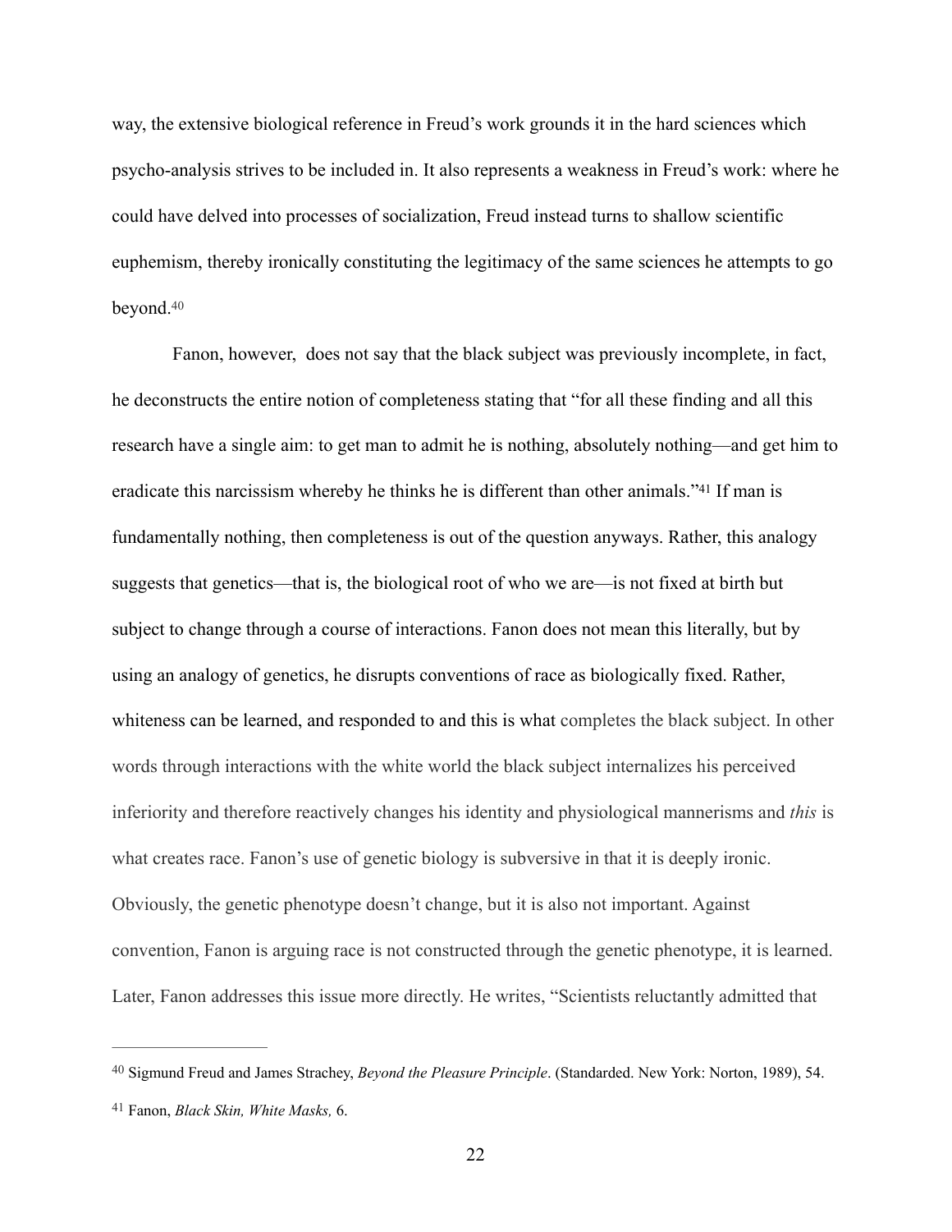way, the extensive biological reference in Freud's work grounds it in the hard sciences which psycho-analysis strives to be included in. It also represents a weakness in Freud's work: where he could have delved into processes of socialization, Freud instead turns to shallow scientific euphemism, thereby ironically constituting the legitimacy of the same sciences he attempts to go beyond.[40]

Fanon, however, does not say that the black subject was previously incomplete, in fact, he deconstructs the entire notion of completeness stating that "for all these finding and all this research have a single aim: to get man to admit he is nothing, absolutely nothing—and get him to eradicate this narcissism whereby he thinks he is different than other animals."[41] If man is fundamentally nothing, then completeness is out of the question anyways. Rather, this analogy suggests that genetics—that is, the biological root of who we are—is not fixed at birth but subject to change through a course of interactions. Fanon does not mean this literally, but by using an analogy of genetics, he disrupts conventions of race as biologically fixed. Rather, whiteness can be learned, and responded to and this is what completes the black subject. In other words through interactions with the white world the black subject internalizes his perceived inferiority and therefore reactively changes his identity and physiological mannerisms and *this* is what creates race. Fanon's use of genetic biology is subversive in that it is deeply ironic. Obviously, the genetic phenotype doesn't change, but it is also not important. Against convention, Fanon is arguing race is not constructed through the genetic phenotype, it is learned. Later, Fanon addresses this issue more directly. He writes, "Scientists reluctantly admitted that

---

[40] Sigmund Freud and James Strachey, *Beyond the Pleasure Principle*. (Standarded. New York: Norton, 1989), 54.

[41] Fanon, *Black Skin, White Masks,* 6.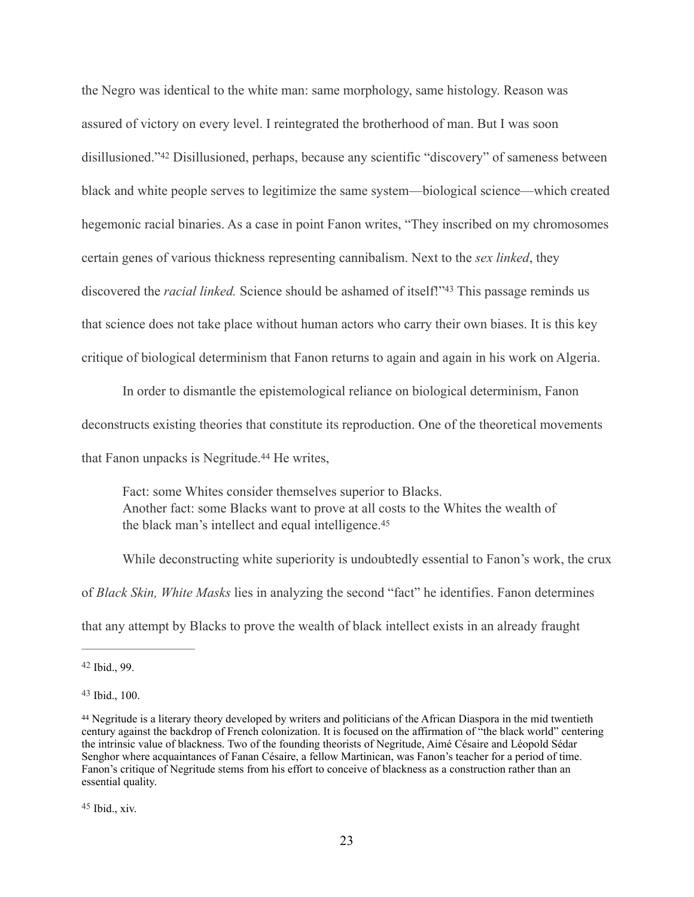the Negro was identical to the white man: same morphology, same histology. Reason was assured of victory on every level. I reintegrated the brotherhood of man. But I was soon disillusioned."[42] Disillusioned, perhaps, because any scientific "discovery" of sameness between black and white people serves to legitimize the same system—biological science—which created hegemonic racial binaries. As a case in point Fanon writes, "They inscribed on my chromosomes certain genes of various thickness representing cannibalism. Next to the *sex linked*, they discovered the *racial linked.* Science should be ashamed of itself!"[43] This passage reminds us that science does not take place without human actors who carry their own biases. It is this key critique of biological determinism that Fanon returns to again and again in his work on Algeria.

In order to dismantle the epistemological reliance on biological determinism, Fanon deconstructs existing theories that constitute its reproduction. One of the theoretical movements that Fanon unpacks is Negritude.[44] He writes,

> Fact: some Whites consider themselves superior to Blacks.
> Another fact: some Blacks want to prove at all costs to the Whites the wealth of the black man's intellect and equal intelligence.[45]

While deconstructing white superiority is undoubtedly essential to Fanon's work, the crux of *Black Skin, White Masks* lies in analyzing the second "fact" he identifies. Fanon determines that any attempt by Blacks to prove the wealth of black intellect exists in an already fraught

---

[42] Ibid., 99.

[43] Ibid., 100.

[44] Negritude is a literary theory developed by writers and politicians of the African Diaspora in the mid twentieth century against the backdrop of French colonization. It is focused on the affirmation of "the black world" centering the intrinsic value of blackness. Two of the founding theorists of Negritude, Aimé Césaire and Léopold Sédar Senghor where acquaintances of Fanan Césaire, a fellow Martinican, was Fanon's teacher for a period of time. Fanon's critique of Negritude stems from his effort to conceive of blackness as a construction rather than an essential quality.

[45] Ibid., xiv.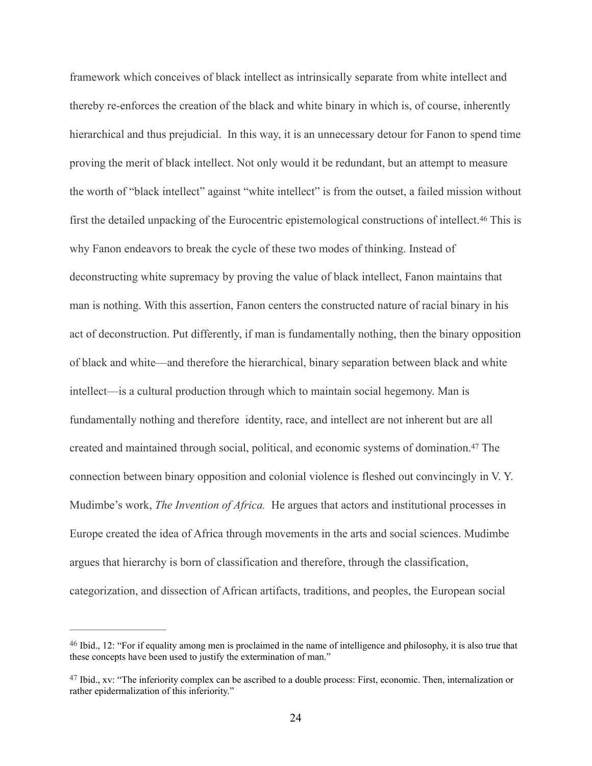framework which conceives of black intellect as intrinsically separate from white intellect and thereby re-enforces the creation of the black and white binary in which is, of course, inherently hierarchical and thus prejudicial. In this way, it is an unnecessary detour for Fanon to spend time proving the merit of black intellect. Not only would it be redundant, but an attempt to measure the worth of "black intellect" against "white intellect" is from the outset, a failed mission without first the detailed unpacking of the Eurocentric epistemological constructions of intellect.[46] This is why Fanon endeavors to break the cycle of these two modes of thinking. Instead of deconstructing white supremacy by proving the value of black intellect, Fanon maintains that man is nothing. With this assertion, Fanon centers the constructed nature of racial binary in his act of deconstruction. Put differently, if man is fundamentally nothing, then the binary opposition of black and white—and therefore the hierarchical, binary separation between black and white intellect—is a cultural production through which to maintain social hegemony. Man is fundamentally nothing and therefore identity, race, and intellect are not inherent but are all created and maintained through social, political, and economic systems of domination.[47] The connection between binary opposition and colonial violence is fleshed out convincingly in V. Y. Mudimbe's work, *The Invention of Africa.* He argues that actors and institutional processes in Europe created the idea of Africa through movements in the arts and social sciences. Mudimbe argues that hierarchy is born of classification and therefore, through the classification, categorization, and dissection of African artifacts, traditions, and peoples, the European social

---

[46] Ibid., 12: "For if equality among men is proclaimed in the name of intelligence and philosophy, it is also true that these concepts have been used to justify the extermination of man."

[47] Ibid., xv: "The inferiority complex can be ascribed to a double process: First, economic. Then, internalization or rather epidermalization of this inferiority."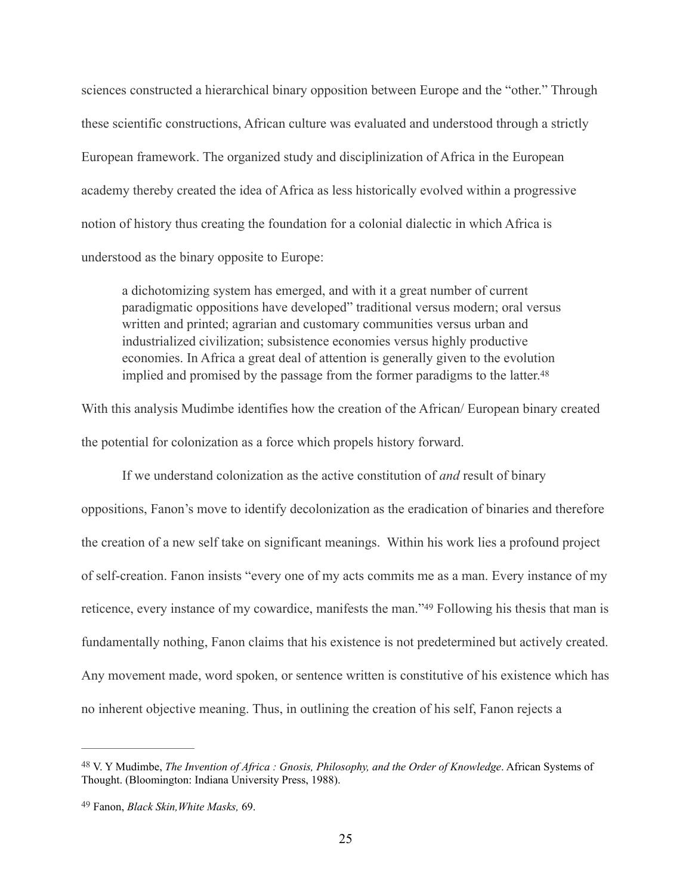sciences constructed a hierarchical binary opposition between Europe and the "other." Through these scientific constructions, African culture was evaluated and understood through a strictly European framework. The organized study and disciplinization of Africa in the European academy thereby created the idea of Africa as less historically evolved within a progressive notion of history thus creating the foundation for a colonial dialectic in which Africa is understood as the binary opposite to Europe:

> a dichotomizing system has emerged, and with it a great number of current paradigmatic oppositions have developed" traditional versus modern; oral versus written and printed; agrarian and customary communities versus urban and industrialized civilization; subsistence economies versus highly productive economies. In Africa a great deal of attention is generally given to the evolution implied and promised by the passage from the former paradigms to the latter.[48]

With this analysis Mudimbe identifies how the creation of the African/ European binary created the potential for colonization as a force which propels history forward.

If we understand colonization as the active constitution of *and* result of binary oppositions, Fanon's move to identify decolonization as the eradication of binaries and therefore the creation of a new self take on significant meanings. Within his work lies a profound project of self-creation. Fanon insists "every one of my acts commits me as a man. Every instance of my reticence, every instance of my cowardice, manifests the man."[49] Following his thesis that man is fundamentally nothing, Fanon claims that his existence is not predetermined but actively created. Any movement made, word spoken, or sentence written is constitutive of his existence which has no inherent objective meaning. Thus, in outlining the creation of his self, Fanon rejects a

---

[48] V. Y Mudimbe, *The Invention of Africa : Gnosis, Philosophy, and the Order of Knowledge*. African Systems of Thought. (Bloomington: Indiana University Press, 1988).

[49] Fanon, *Black Skin,White Masks,* 69.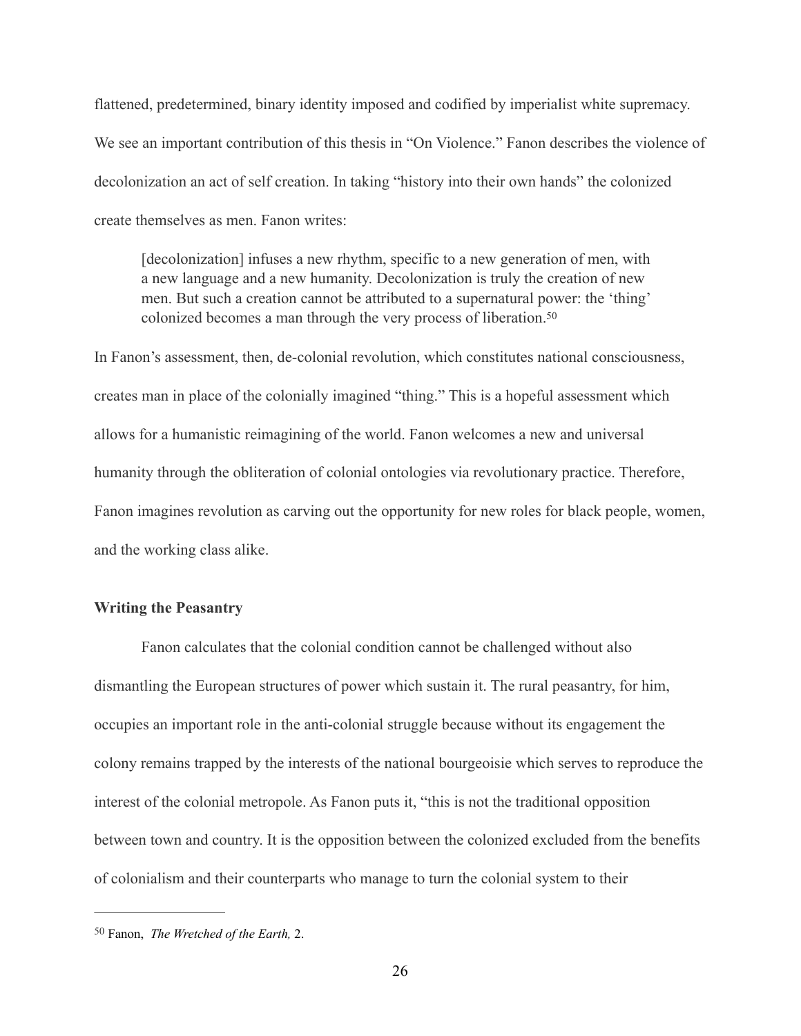flattened, predetermined, binary identity imposed and codified by imperialist white supremacy. We see an important contribution of this thesis in "On Violence." Fanon describes the violence of decolonization an act of self creation. In taking "history into their own hands" the colonized create themselves as men. Fanon writes:

> [decolonization] infuses a new rhythm, specific to a new generation of men, with a new language and a new humanity. Decolonization is truly the creation of new men. But such a creation cannot be attributed to a supernatural power: the 'thing' colonized becomes a man through the very process of liberation.[50]

In Fanon's assessment, then, de-colonial revolution, which constitutes national consciousness, creates man in place of the colonially imagined "thing." This is a hopeful assessment which allows for a humanistic reimagining of the world. Fanon welcomes a new and universal humanity through the obliteration of colonial ontologies via revolutionary practice. Therefore, Fanon imagines revolution as carving out the opportunity for new roles for black people, women, and the working class alike.

**Writing the Peasantry**

Fanon calculates that the colonial condition cannot be challenged without also dismantling the European structures of power which sustain it. The rural peasantry, for him, occupies an important role in the anti-colonial struggle because without its engagement the colony remains trapped by the interests of the national bourgeoisie which serves to reproduce the interest of the colonial metropole. As Fanon puts it, "this is not the traditional opposition between town and country. It is the opposition between the colonized excluded from the benefits of colonialism and their counterparts who manage to turn the colonial system to their

---

[50] Fanon, *The Wretched of the Earth,* 2.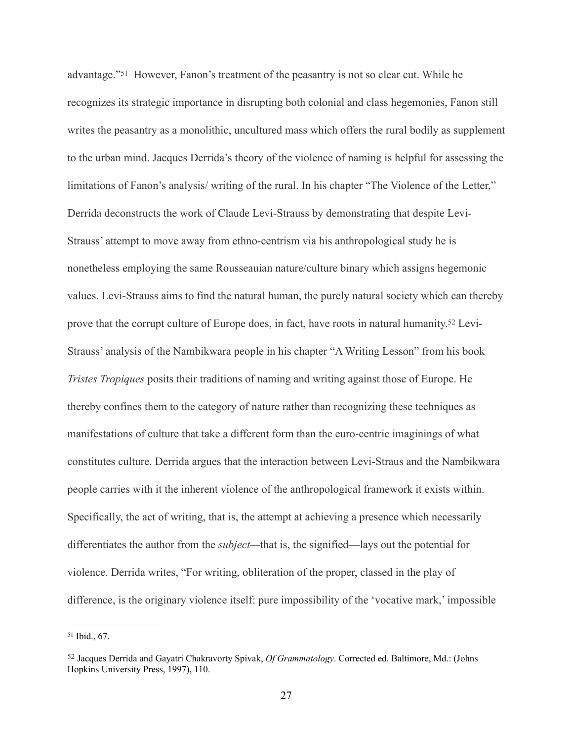advantage."[51] However, Fanon's treatment of the peasantry is not so clear cut. While he recognizes its strategic importance in disrupting both colonial and class hegemonies, Fanon still writes the peasantry as a monolithic, uncultured mass which offers the rural bodily as supplement to the urban mind. Jacques Derrida's theory of the violence of naming is helpful for assessing the limitations of Fanon's analysis/ writing of the rural. In his chapter "The Violence of the Letter," Derrida deconstructs the work of Claude Levi-Strauss by demonstrating that despite Levi-Strauss' attempt to move away from ethno-centrism via his anthropological study he is nonetheless employing the same Rousseauian nature/culture binary which assigns hegemonic values. Levi-Strauss aims to find the natural human, the purely natural society which can thereby prove that the corrupt culture of Europe does, in fact, have roots in natural humanity.[52] Levi-Strauss' analysis of the Nambikwara people in his chapter "A Writing Lesson" from his book *Tristes Tropiques* posits their traditions of naming and writing against those of Europe. He thereby confines them to the category of nature rather than recognizing these techniques as manifestations of culture that take a different form than the euro-centric imaginings of what constitutes culture. Derrida argues that the interaction between Levi-Straus and the Nambikwara people carries with it the inherent violence of the anthropological framework it exists within. Specifically, the act of writing, that is, the attempt at achieving a presence which necessarily differentiates the author from the *subject*—that is, the signified—lays out the potential for violence. Derrida writes, "For writing, obliteration of the proper, classed in the play of difference, is the originary violence itself: pure impossibility of the 'vocative mark,' impossible

---

[51] Ibid., 67.

[52] Jacques Derrida and Gayatri Chakravorty Spivak, *Of Grammatology*. Corrected ed. Baltimore, Md.: (Johns Hopkins University Press, 1997), 110.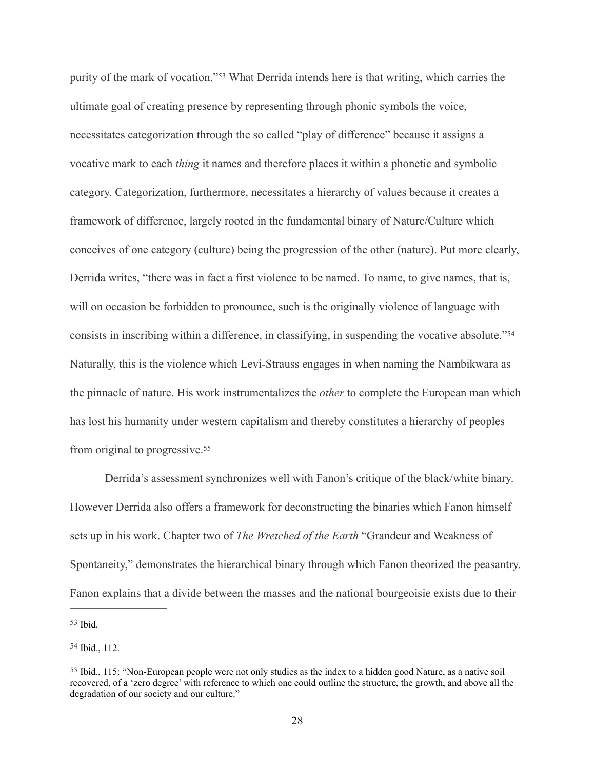purity of the mark of vocation."[53] What Derrida intends here is that writing, which carries the ultimate goal of creating presence by representing through phonic symbols the voice, necessitates categorization through the so called "play of difference" because it assigns a vocative mark to each *thing* it names and therefore places it within a phonetic and symbolic category. Categorization, furthermore, necessitates a hierarchy of values because it creates a framework of difference, largely rooted in the fundamental binary of Nature/Culture which conceives of one category (culture) being the progression of the other (nature). Put more clearly, Derrida writes, "there was in fact a first violence to be named. To name, to give names, that is, will on occasion be forbidden to pronounce, such is the originally violence of language with consists in inscribing within a difference, in classifying, in suspending the vocative absolute."[54] Naturally, this is the violence which Levi-Strauss engages in when naming the Nambikwara as the pinnacle of nature. His work instrumentalizes the *other* to complete the European man which has lost his humanity under western capitalism and thereby constitutes a hierarchy of peoples from original to progressive.[55]

Derrida's assessment synchronizes well with Fanon's critique of the black/white binary. However Derrida also offers a framework for deconstructing the binaries which Fanon himself sets up in his work. Chapter two of *The Wretched of the Earth* "Grandeur and Weakness of Spontaneity," demonstrates the hierarchical binary through which Fanon theorized the peasantry. Fanon explains that a divide between the masses and the national bourgeoisie exists due to their

---

[53] Ibid.

[54] Ibid., 112.

[55] Ibid., 115: "Non-European people were not only studies as the index to a hidden good Nature, as a native soil recovered, of a 'zero degree' with reference to which one could outline the structure, the growth, and above all the degradation of our society and our culture."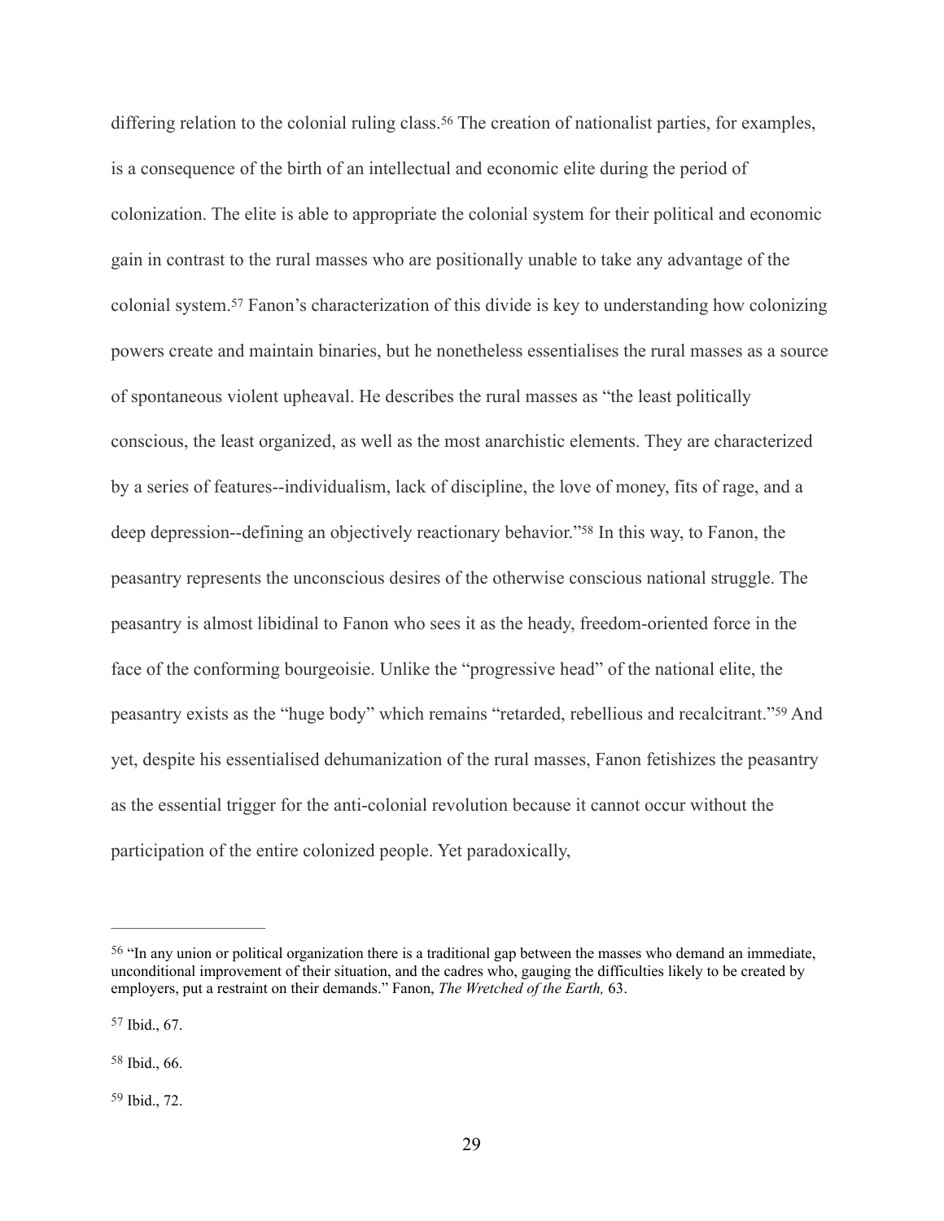differing relation to the colonial ruling class.[56] The creation of nationalist parties, for examples, is a consequence of the birth of an intellectual and economic elite during the period of colonization. The elite is able to appropriate the colonial system for their political and economic gain in contrast to the rural masses who are positionally unable to take any advantage of the colonial system.[57] Fanon's characterization of this divide is key to understanding how colonizing powers create and maintain binaries, but he nonetheless essentialises the rural masses as a source of spontaneous violent upheaval. He describes the rural masses as "the least politically conscious, the least organized, as well as the most anarchistic elements. They are characterized by a series of features--individualism, lack of discipline, the love of money, fits of rage, and a deep depression--defining an objectively reactionary behavior."[58] In this way, to Fanon, the peasantry represents the unconscious desires of the otherwise conscious national struggle. The peasantry is almost libidinal to Fanon who sees it as the heady, freedom-oriented force in the face of the conforming bourgeoisie. Unlike the "progressive head" of the national elite, the peasantry exists as the "huge body" which remains "retarded, rebellious and recalcitrant."[59] And yet, despite his essentialised dehumanization of the rural masses, Fanon fetishizes the peasantry as the essential trigger for the anti-colonial revolution because it cannot occur without the participation of the entire colonized people. Yet paradoxically,

---

[56] "In any union or political organization there is a traditional gap between the masses who demand an immediate, unconditional improvement of their situation, and the cadres who, gauging the difficulties likely to be created by employers, put a restraint on their demands." Fanon, *The Wretched of the Earth,* 63.

[57] Ibid., 67.

[58] Ibid., 66.

[59] Ibid., 72.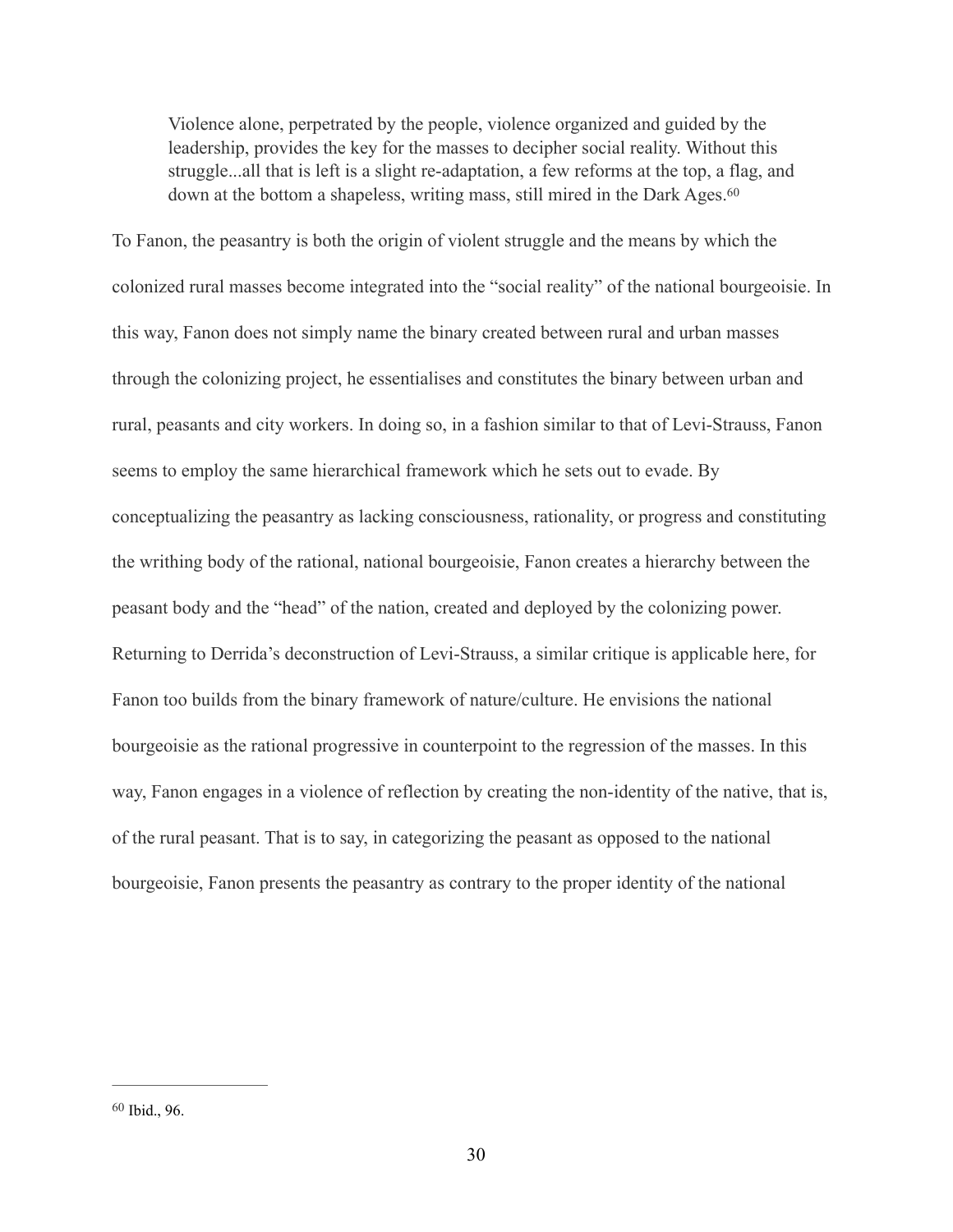> Violence alone, perpetrated by the people, violence organized and guided by the leadership, provides the key for the masses to decipher social reality. Without this struggle...all that is left is a slight re-adaptation, a few reforms at the top, a flag, and down at the bottom a shapeless, writing mass, still mired in the Dark Ages.[60]

To Fanon, the peasantry is both the origin of violent struggle and the means by which the colonized rural masses become integrated into the "social reality" of the national bourgeoisie. In this way, Fanon does not simply name the binary created between rural and urban masses through the colonizing project, he essentialises and constitutes the binary between urban and rural, peasants and city workers. In doing so, in a fashion similar to that of Levi-Strauss, Fanon seems to employ the same hierarchical framework which he sets out to evade. By conceptualizing the peasantry as lacking consciousness, rationality, or progress and constituting the writhing body of the rational, national bourgeoisie, Fanon creates a hierarchy between the peasant body and the "head" of the nation, created and deployed by the colonizing power. Returning to Derrida's deconstruction of Levi-Strauss, a similar critique is applicable here, for Fanon too builds from the binary framework of nature/culture. He envisions the national bourgeoisie as the rational progressive in counterpoint to the regression of the masses. In this way, Fanon engages in a violence of reflection by creating the non-identity of the native, that is, of the rural peasant. That is to say, in categorizing the peasant as opposed to the national bourgeoisie, Fanon presents the peasantry as contrary to the proper identity of the national

---

[60] Ibid., 96.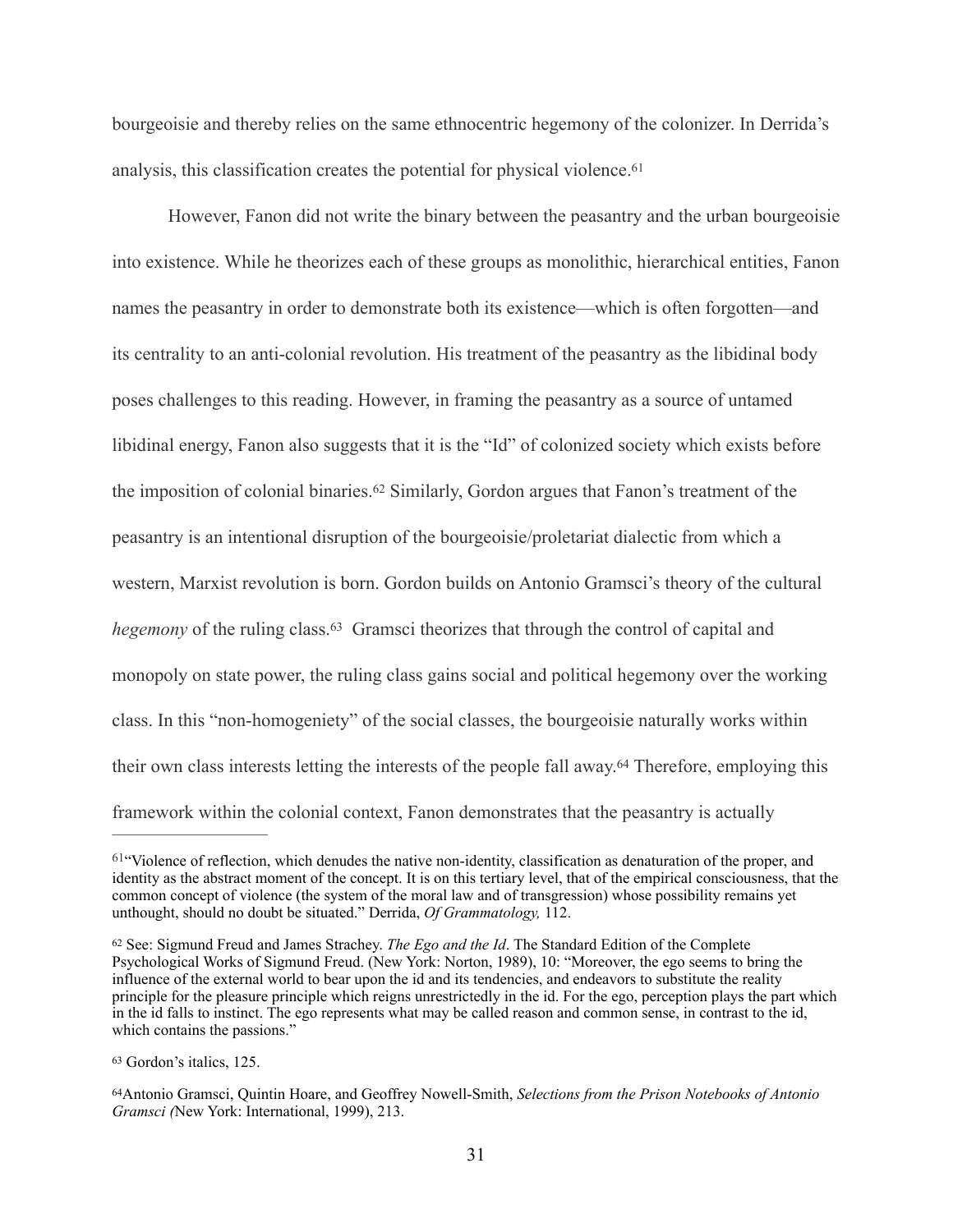bourgeoisie and thereby relies on the same ethnocentric hegemony of the colonizer. In Derrida's analysis, this classification creates the potential for physical violence.[61]

However, Fanon did not write the binary between the peasantry and the urban bourgeoisie into existence. While he theorizes each of these groups as monolithic, hierarchical entities, Fanon names the peasantry in order to demonstrate both its existence—which is often forgotten—and its centrality to an anti-colonial revolution. His treatment of the peasantry as the libidinal body poses challenges to this reading. However, in framing the peasantry as a source of untamed libidinal energy, Fanon also suggests that it is the "Id" of colonized society which exists before the imposition of colonial binaries.[62] Similarly, Gordon argues that Fanon's treatment of the peasantry is an intentional disruption of the bourgeoisie/proletariat dialectic from which a western, Marxist revolution is born. Gordon builds on Antonio Gramsci's theory of the cultural *hegemony* of the ruling class.[63] Gramsci theorizes that through the control of capital and monopoly on state power, the ruling class gains social and political hegemony over the working class. In this "non-homogeniety" of the social classes, the bourgeoisie naturally works within their own class interests letting the interests of the people fall away.[64] Therefore, employing this framework within the colonial context, Fanon demonstrates that the peasantry is actually

---

[61] "Violence of reflection, which denudes the native non-identity, classification as denaturation of the proper, and identity as the abstract moment of the concept. It is on this tertiary level, that of the empirical consciousness, that the common concept of violence (the system of the moral law and of transgression) whose possibility remains yet unthought, should no doubt be situated." Derrida, *Of Grammatology,* 112.

[62] See: Sigmund Freud and James Strachey. *The Ego and the Id*. The Standard Edition of the Complete Psychological Works of Sigmund Freud. (New York: Norton, 1989), 10: "Moreover, the ego seems to bring the influence of the external world to bear upon the id and its tendencies, and endeavors to substitute the reality principle for the pleasure principle which reigns unrestrictedly in the id. For the ego, perception plays the part which in the id falls to instinct. The ego represents what may be called reason and common sense, in contrast to the id, which contains the passions."

[63] Gordon's italics, 125.

[64] Antonio Gramsci, Quintin Hoare, and Geoffrey Nowell-Smith, *Selections from the Prison Notebooks of Antonio Gramsci (*New York: International, 1999), 213.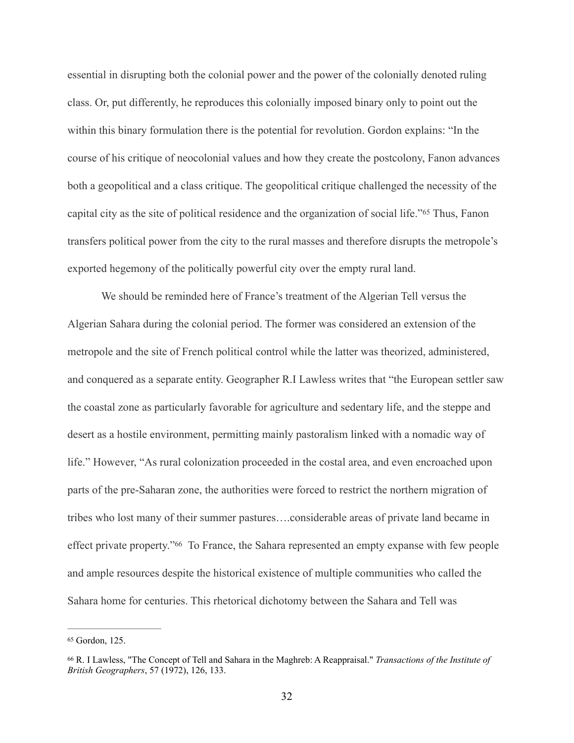essential in disrupting both the colonial power and the power of the colonially denoted ruling class. Or, put differently, he reproduces this colonially imposed binary only to point out the within this binary formulation there is the potential for revolution. Gordon explains: "In the course of his critique of neocolonial values and how they create the postcolony, Fanon advances both a geopolitical and a class critique. The geopolitical critique challenged the necessity of the capital city as the site of political residence and the organization of social life."[65] Thus, Fanon transfers political power from the city to the rural masses and therefore disrupts the metropole's exported hegemony of the politically powerful city over the empty rural land.

We should be reminded here of France's treatment of the Algerian Tell versus the Algerian Sahara during the colonial period. The former was considered an extension of the metropole and the site of French political control while the latter was theorized, administered, and conquered as a separate entity. Geographer R.I Lawless writes that "the European settler saw the coastal zone as particularly favorable for agriculture and sedentary life, and the steppe and desert as a hostile environment, permitting mainly pastoralism linked with a nomadic way of life." However, "As rural colonization proceeded in the costal area, and even encroached upon parts of the pre-Saharan zone, the authorities were forced to restrict the northern migration of tribes who lost many of their summer pastures….considerable areas of private land became in effect private property."[66] To France, the Sahara represented an empty expanse with few people and ample resources despite the historical existence of multiple communities who called the Sahara home for centuries. This rhetorical dichotomy between the Sahara and Tell was

---

[65] Gordon, 125.

[66] R. I Lawless, "The Concept of Tell and Sahara in the Maghreb: A Reappraisal." *Transactions of the Institute of British Geographers*, 57 (1972), 126, 133.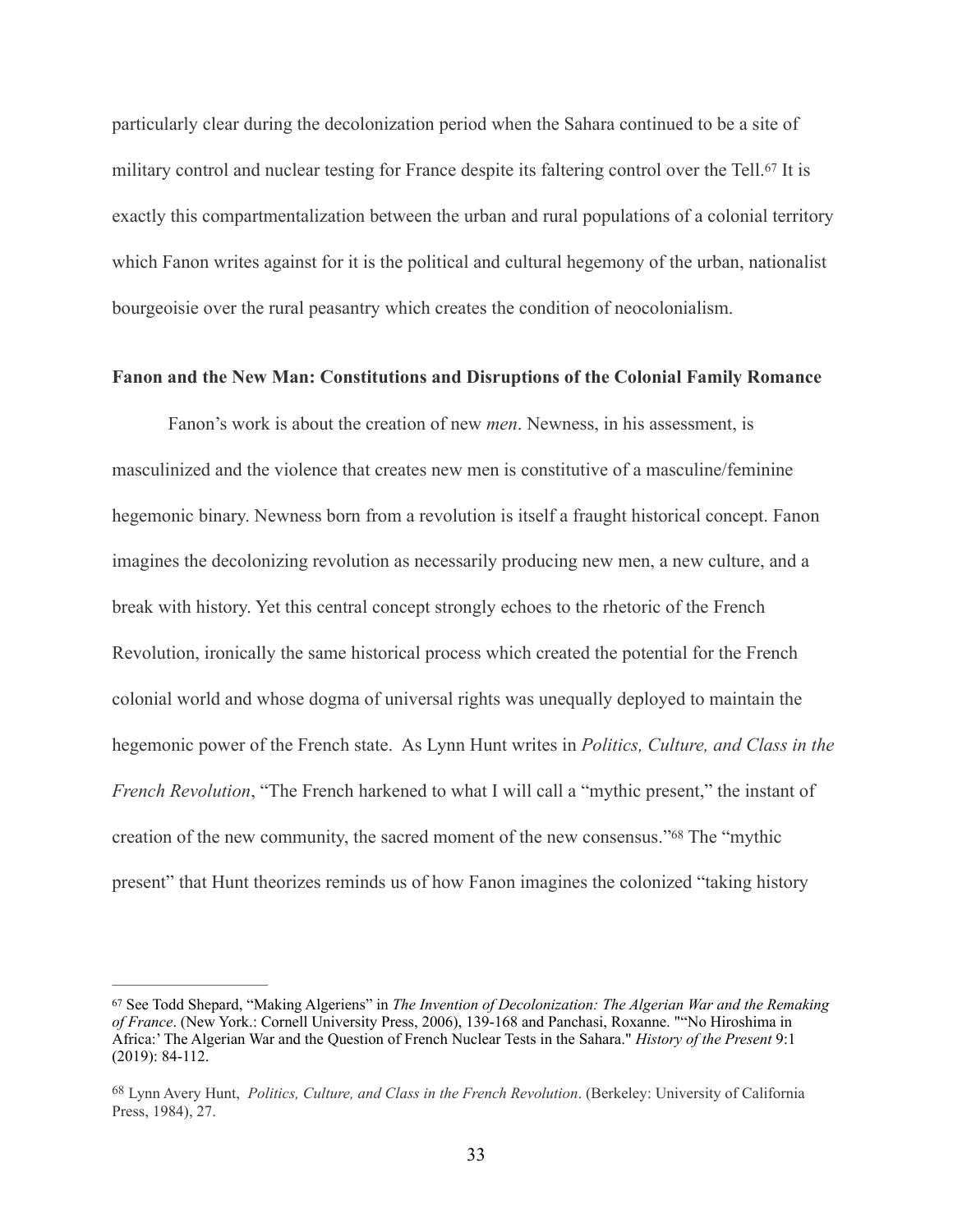particularly clear during the decolonization period when the Sahara continued to be a site of military control and nuclear testing for France despite its faltering control over the Tell.[67] It is exactly this compartmentalization between the urban and rural populations of a colonial territory which Fanon writes against for it is the political and cultural hegemony of the urban, nationalist bourgeoisie over the rural peasantry which creates the condition of neocolonialism.

**Fanon and the New Man: Constitutions and Disruptions of the Colonial Family Romance**

Fanon's work is about the creation of new *men*. Newness, in his assessment, is masculinized and the violence that creates new men is constitutive of a masculine/feminine hegemonic binary. Newness born from a revolution is itself a fraught historical concept. Fanon imagines the decolonizing revolution as necessarily producing new men, a new culture, and a break with history. Yet this central concept strongly echoes to the rhetoric of the French Revolution, ironically the same historical process which created the potential for the French colonial world and whose dogma of universal rights was unequally deployed to maintain the hegemonic power of the French state. As Lynn Hunt writes in *Politics, Culture, and Class in the French Revolution*, "The French harkened to what I will call a "mythic present," the instant of creation of the new community, the sacred moment of the new consensus."[68] The "mythic present" that Hunt theorizes reminds us of how Fanon imagines the colonized "taking history

---

[67] See Todd Shepard, "Making Algeriens" in *The Invention of Decolonization: The Algerian War and the Remaking of France*. (New York.: Cornell University Press, 2006), 139-168 and Panchasi, Roxanne. "'No Hiroshima in Africa:' The Algerian War and the Question of French Nuclear Tests in the Sahara." *History of the Present* 9:1 (2019): 84-112.

[68] Lynn Avery Hunt, *Politics, Culture, and Class in the French Revolution*. (Berkeley: University of California Press, 1984), 27.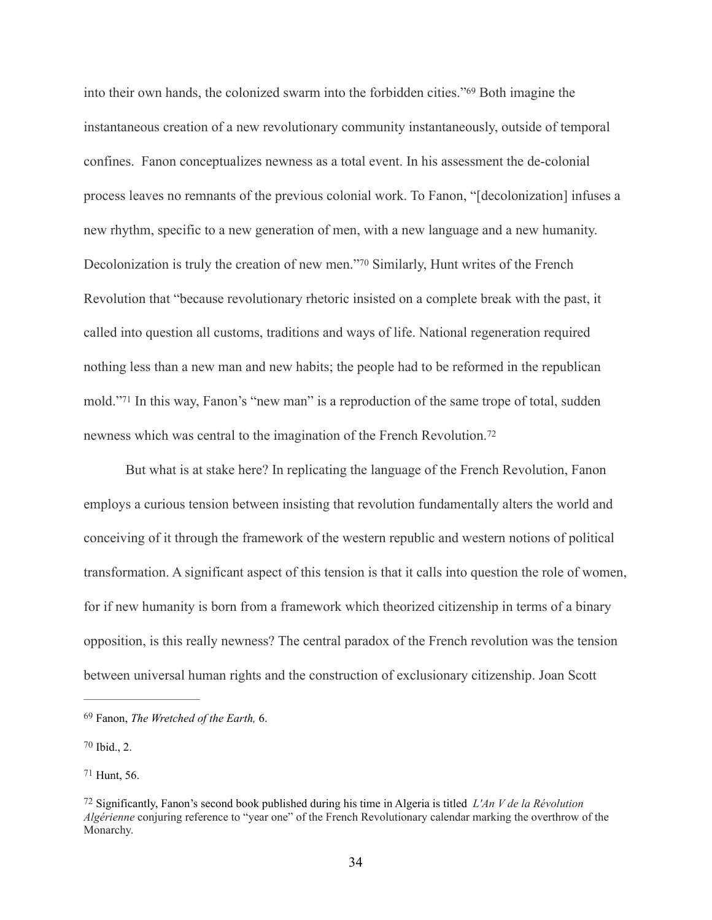into their own hands, the colonized swarm into the forbidden cities."[69] Both imagine the instantaneous creation of a new revolutionary community instantaneously, outside of temporal confines. Fanon conceptualizes newness as a total event. In his assessment the de-colonial process leaves no remnants of the previous colonial work. To Fanon, "[decolonization] infuses a new rhythm, specific to a new generation of men, with a new language and a new humanity. Decolonization is truly the creation of new men."[70] Similarly, Hunt writes of the French Revolution that "because revolutionary rhetoric insisted on a complete break with the past, it called into question all customs, traditions and ways of life. National regeneration required nothing less than a new man and new habits; the people had to be reformed in the republican mold."[71] In this way, Fanon's "new man" is a reproduction of the same trope of total, sudden newness which was central to the imagination of the French Revolution.[72]

But what is at stake here? In replicating the language of the French Revolution, Fanon employs a curious tension between insisting that revolution fundamentally alters the world and conceiving of it through the framework of the western republic and western notions of political transformation. A significant aspect of this tension is that it calls into question the role of women, for if new humanity is born from a framework which theorized citizenship in terms of a binary opposition, is this really newness? The central paradox of the French revolution was the tension between universal human rights and the construction of exclusionary citizenship. Joan Scott

---

[69] Fanon, *The Wretched of the Earth,* 6.

[70] Ibid., 2.

[71] Hunt, 56.

[72] Significantly, Fanon's second book published during his time in Algeria is titled *L'An V de la Révolution Algérienne* conjuring reference to "year one" of the French Revolutionary calendar marking the overthrow of the Monarchy.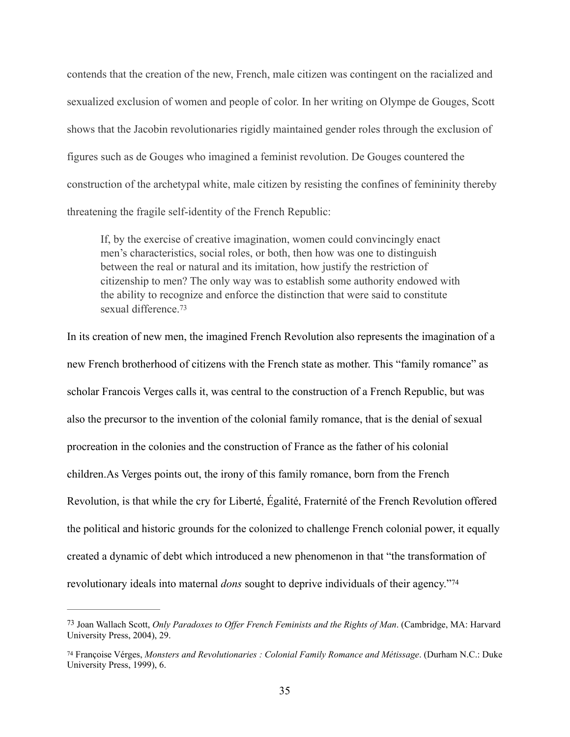contends that the creation of the new, French, male citizen was contingent on the racialized and sexualized exclusion of women and people of color. In her writing on Olympe de Gouges, Scott shows that the Jacobin revolutionaries rigidly maintained gender roles through the exclusion of figures such as de Gouges who imagined a feminist revolution. De Gouges countered the construction of the archetypal white, male citizen by resisting the confines of femininity thereby threatening the fragile self-identity of the French Republic:

> If, by the exercise of creative imagination, women could convincingly enact men's characteristics, social roles, or both, then how was one to distinguish between the real or natural and its imitation, how justify the restriction of citizenship to men? The only way was to establish some authority endowed with the ability to recognize and enforce the distinction that were said to constitute sexual difference.[73]

In its creation of new men, the imagined French Revolution also represents the imagination of a new French brotherhood of citizens with the French state as mother. This "family romance" as scholar Francois Verges calls it, was central to the construction of a French Republic, but was also the precursor to the invention of the colonial family romance, that is the denial of sexual procreation in the colonies and the construction of France as the father of his colonial children.As Verges points out, the irony of this family romance, born from the French Revolution, is that while the cry for Liberté, Égalité, Fraternité of the French Revolution offered the political and historic grounds for the colonized to challenge French colonial power, it equally created a dynamic of debt which introduced a new phenomenon in that "the transformation of revolutionary ideals into maternal *dons* sought to deprive individuals of their agency."[74]

---

[73] Joan Wallach Scott, *Only Paradoxes to Offer French Feminists and the Rights of Man*. (Cambridge, MA: Harvard University Press, 2004), 29.

[74] Françoise Vérges, *Monsters and Revolutionaries : Colonial Family Romance and Métissage*. (Durham N.C.: Duke University Press, 1999), 6.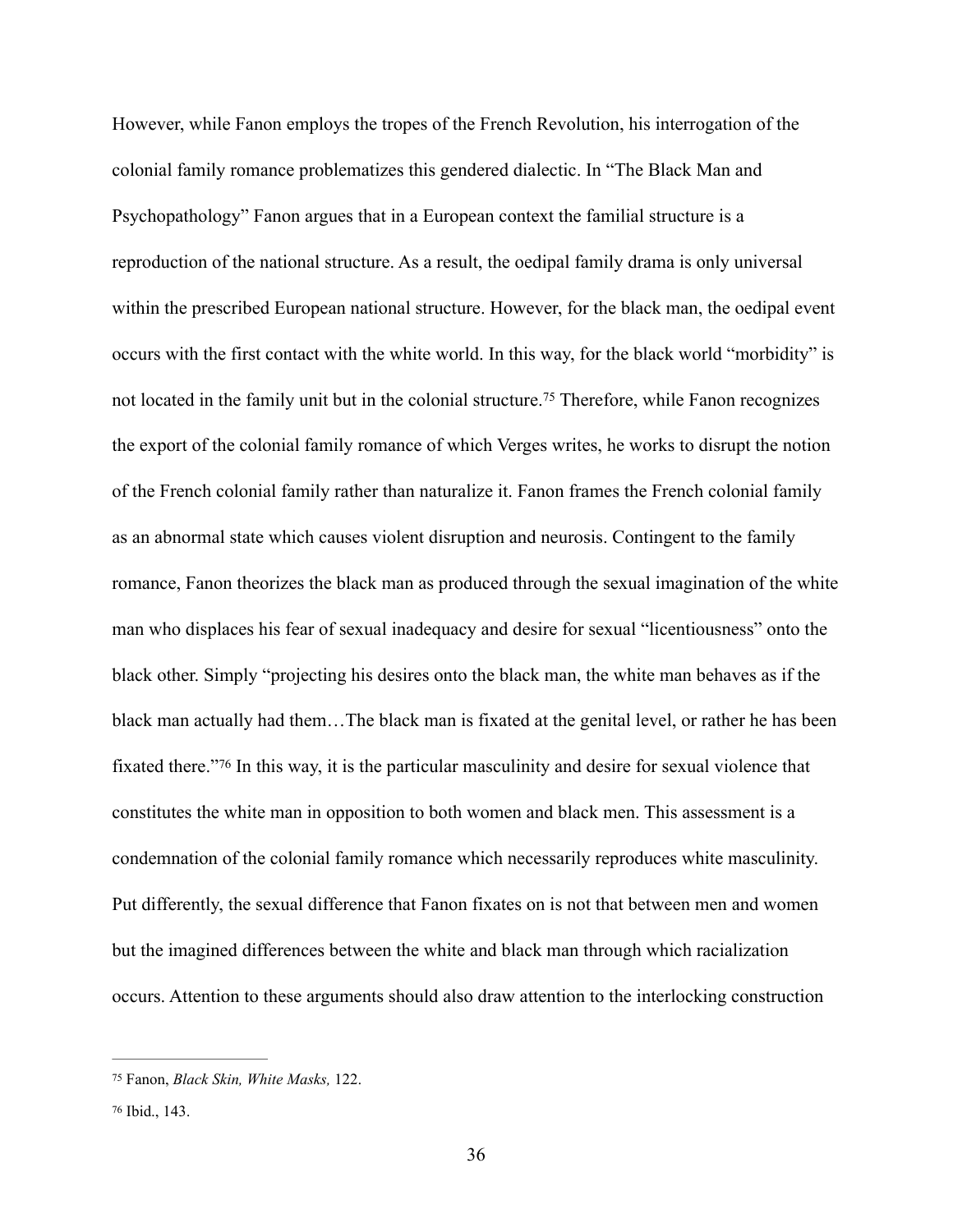However, while Fanon employs the tropes of the French Revolution, his interrogation of the colonial family romance problematizes this gendered dialectic. In "The Black Man and Psychopathology" Fanon argues that in a European context the familial structure is a reproduction of the national structure. As a result, the oedipal family drama is only universal within the prescribed European national structure. However, for the black man, the oedipal event occurs with the first contact with the white world. In this way, for the black world "morbidity" is not located in the family unit but in the colonial structure.[75] Therefore, while Fanon recognizes the export of the colonial family romance of which Verges writes, he works to disrupt the notion of the French colonial family rather than naturalize it. Fanon frames the French colonial family as an abnormal state which causes violent disruption and neurosis. Contingent to the family romance, Fanon theorizes the black man as produced through the sexual imagination of the white man who displaces his fear of sexual inadequacy and desire for sexual "licentiousness" onto the black other. Simply "projecting his desires onto the black man, the white man behaves as if the black man actually had them…The black man is fixated at the genital level, or rather he has been fixated there."[76] In this way, it is the particular masculinity and desire for sexual violence that constitutes the white man in opposition to both women and black men. This assessment is a condemnation of the colonial family romance which necessarily reproduces white masculinity. Put differently, the sexual difference that Fanon fixates on is not that between men and women but the imagined differences between the white and black man through which racialization occurs. Attention to these arguments should also draw attention to the interlocking construction

---

[75] Fanon, *Black Skin, White Masks,* 122.

[76] Ibid., 143.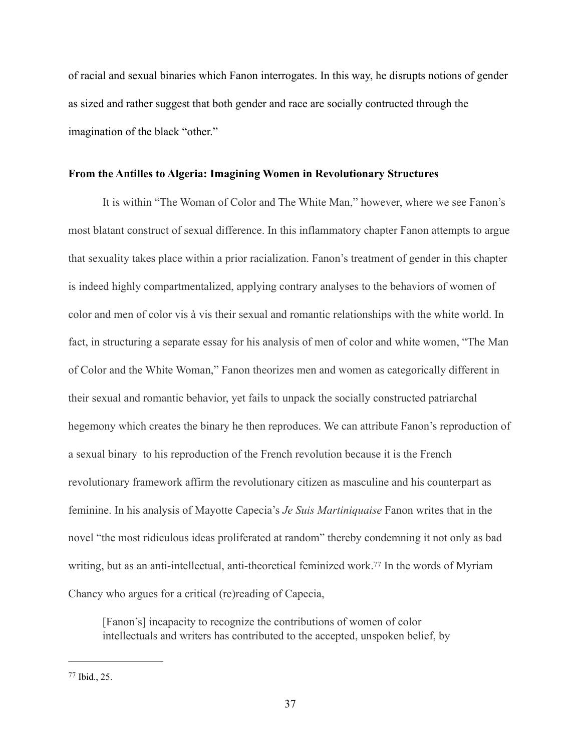of racial and sexual binaries which Fanon interrogates. In this way, he disrupts notions of gender as sized and rather suggest that both gender and race are socially contructed through the imagination of the black "other."

**From the Antilles to Algeria: Imagining Women in Revolutionary Structures**

It is within "The Woman of Color and The White Man," however, where we see Fanon's most blatant construct of sexual difference. In this inflammatory chapter Fanon attempts to argue that sexuality takes place within a prior racialization. Fanon's treatment of gender in this chapter is indeed highly compartmentalized, applying contrary analyses to the behaviors of women of color and men of color vis à vis their sexual and romantic relationships with the white world. In fact, in structuring a separate essay for his analysis of men of color and white women, "The Man of Color and the White Woman," Fanon theorizes men and women as categorically different in their sexual and romantic behavior, yet fails to unpack the socially constructed patriarchal hegemony which creates the binary he then reproduces. We can attribute Fanon's reproduction of a sexual binary to his reproduction of the French revolution because it is the French revolutionary framework affirm the revolutionary citizen as masculine and his counterpart as feminine. In his analysis of Mayotte Capecia's *Je Suis Martiniquaise* Fanon writes that in the novel "the most ridiculous ideas proliferated at random" thereby condemning it not only as bad writing, but as an anti-intellectual, anti-theoretical feminized work.[77] In the words of Myriam Chancy who argues for a critical (re)reading of Capecia,

> [Fanon's] incapacity to recognize the contributions of women of color intellectuals and writers has contributed to the accepted, unspoken belief, by

---

[77] Ibid., 25.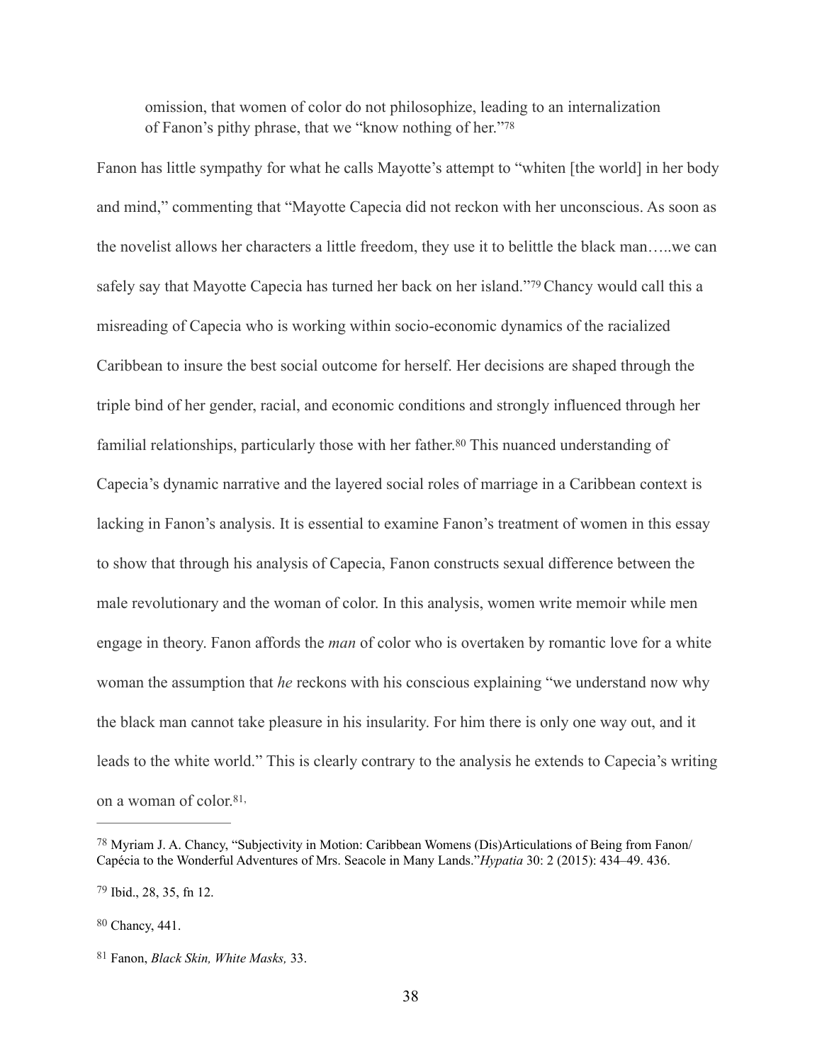omission, that women of color do not philosophize, leading to an internalization of Fanon's pithy phrase, that we "know nothing of her."[78]

Fanon has little sympathy for what he calls Mayotte's attempt to "whiten [the world] in her body and mind," commenting that "Mayotte Capecia did not reckon with her unconscious. As soon as the novelist allows her characters a little freedom, they use it to belittle the black man…..we can safely say that Mayotte Capecia has turned her back on her island."[79] Chancy would call this a misreading of Capecia who is working within socio-economic dynamics of the racialized Caribbean to insure the best social outcome for herself. Her decisions are shaped through the triple bind of her gender, racial, and economic conditions and strongly influenced through her familial relationships, particularly those with her father.[80] This nuanced understanding of Capecia's dynamic narrative and the layered social roles of marriage in a Caribbean context is lacking in Fanon's analysis. It is essential to examine Fanon's treatment of women in this essay to show that through his analysis of Capecia, Fanon constructs sexual difference between the male revolutionary and the woman of color. In this analysis, women write memoir while men engage in theory. Fanon affords the *man* of color who is overtaken by romantic love for a white woman the assumption that *he* reckons with his conscious explaining "we understand now why the black man cannot take pleasure in his insularity. For him there is only one way out, and it leads to the white world." This is clearly contrary to the analysis he extends to Capecia's writing on a woman of color.[81,]

---

[78] Myriam J. A. Chancy, "Subjectivity in Motion: Caribbean Womens (Dis)Articulations of Being from Fanon/ Capécia to the Wonderful Adventures of Mrs. Seacole in Many Lands."*Hypatia* 30: 2 (2015): 434–49. 436.

[79] Ibid., 28, 35, fn 12.

[80] Chancy, 441.

[81] Fanon, *Black Skin, White Masks,* 33.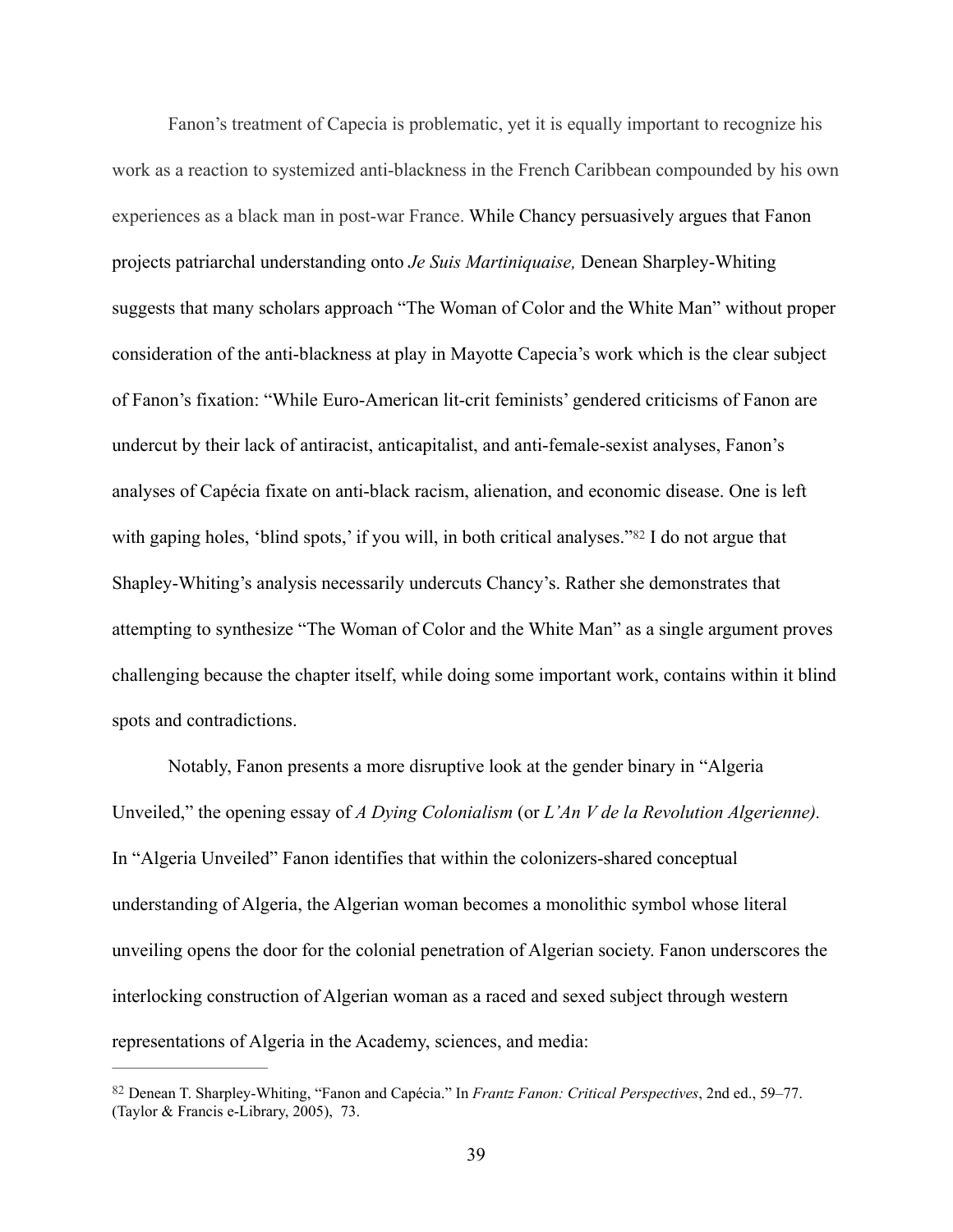Fanon's treatment of Capecia is problematic, yet it is equally important to recognize his work as a reaction to systemized anti-blackness in the French Caribbean compounded by his own experiences as a black man in post-war France. While Chancy persuasively argues that Fanon projects patriarchal understanding onto *Je Suis Martiniquaise,* Denean Sharpley-Whiting suggests that many scholars approach "The Woman of Color and the White Man" without proper consideration of the anti-blackness at play in Mayotte Capecia's work which is the clear subject of Fanon's fixation: "While Euro-American lit-crit feminists' gendered criticisms of Fanon are undercut by their lack of antiracist, anticapitalist, and anti-female-sexist analyses, Fanon's analyses of Capécia fixate on anti-black racism, alienation, and economic disease. One is left with gaping holes, 'blind spots,' if you will, in both critical analyses."[82] I do not argue that Shapley-Whiting's analysis necessarily undercuts Chancy's. Rather she demonstrates that attempting to synthesize "The Woman of Color and the White Man" as a single argument proves challenging because the chapter itself, while doing some important work, contains within it blind spots and contradictions.

Notably, Fanon presents a more disruptive look at the gender binary in "Algeria Unveiled," the opening essay of *A Dying Colonialism* (or *L'An V de la Revolution Algerienne).* In "Algeria Unveiled" Fanon identifies that within the colonizers-shared conceptual understanding of Algeria, the Algerian woman becomes a monolithic symbol whose literal unveiling opens the door for the colonial penetration of Algerian society. Fanon underscores the interlocking construction of Algerian woman as a raced and sexed subject through western representations of Algeria in the Academy, sciences, and media:

---

[82] Denean T. Sharpley-Whiting, "Fanon and Capécia." In *Frantz Fanon: Critical Perspectives*, 2nd ed., 59–77. (Taylor & Francis e-Library, 2005), 73.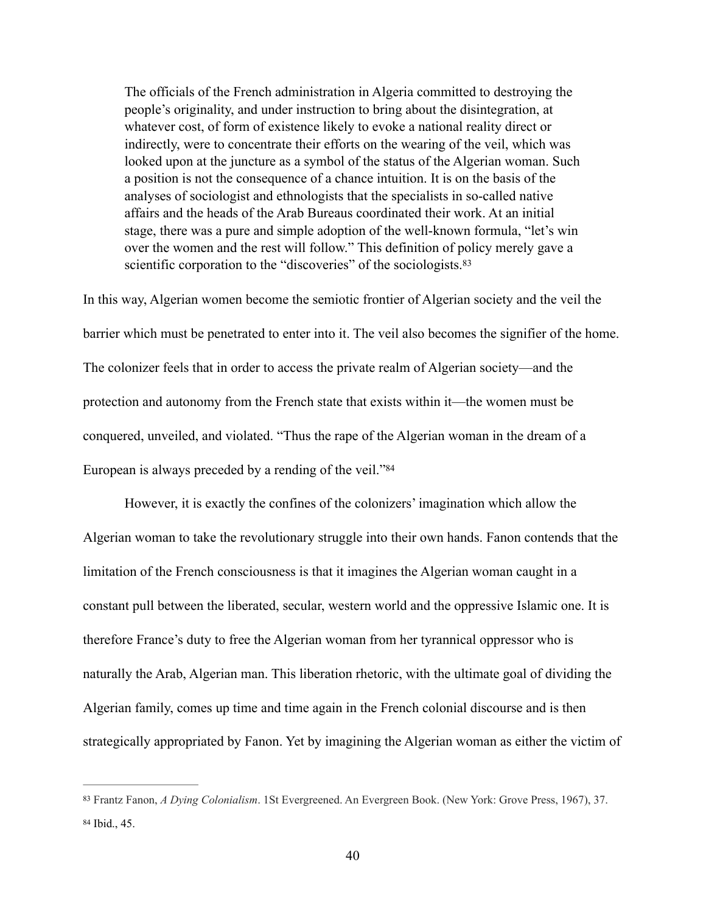> The officials of the French administration in Algeria committed to destroying the people's originality, and under instruction to bring about the disintegration, at whatever cost, of form of existence likely to evoke a national reality direct or indirectly, were to concentrate their efforts on the wearing of the veil, which was looked upon at the juncture as a symbol of the status of the Algerian woman. Such a position is not the consequence of a chance intuition. It is on the basis of the analyses of sociologist and ethnologists that the specialists in so-called native affairs and the heads of the Arab Bureaus coordinated their work. At an initial stage, there was a pure and simple adoption of the well-known formula, "let's win over the women and the rest will follow." This definition of policy merely gave a scientific corporation to the "discoveries" of the sociologists.[83]

In this way, Algerian women become the semiotic frontier of Algerian society and the veil the barrier which must be penetrated to enter into it. The veil also becomes the signifier of the home. The colonizer feels that in order to access the private realm of Algerian society—and the protection and autonomy from the French state that exists within it—the women must be conquered, unveiled, and violated. "Thus the rape of the Algerian woman in the dream of a European is always preceded by a rending of the veil."[84]

However, it is exactly the confines of the colonizers' imagination which allow the Algerian woman to take the revolutionary struggle into their own hands. Fanon contends that the limitation of the French consciousness is that it imagines the Algerian woman caught in a constant pull between the liberated, secular, western world and the oppressive Islamic one. It is therefore France's duty to free the Algerian woman from her tyrannical oppressor who is naturally the Arab, Algerian man. This liberation rhetoric, with the ultimate goal of dividing the Algerian family, comes up time and time again in the French colonial discourse and is then strategically appropriated by Fanon. Yet by imagining the Algerian woman as either the victim of

---

[83] Frantz Fanon, *A Dying Colonialism*. 1St Evergreened. An Evergreen Book. (New York: Grove Press, 1967), 37.

[84] Ibid., 45.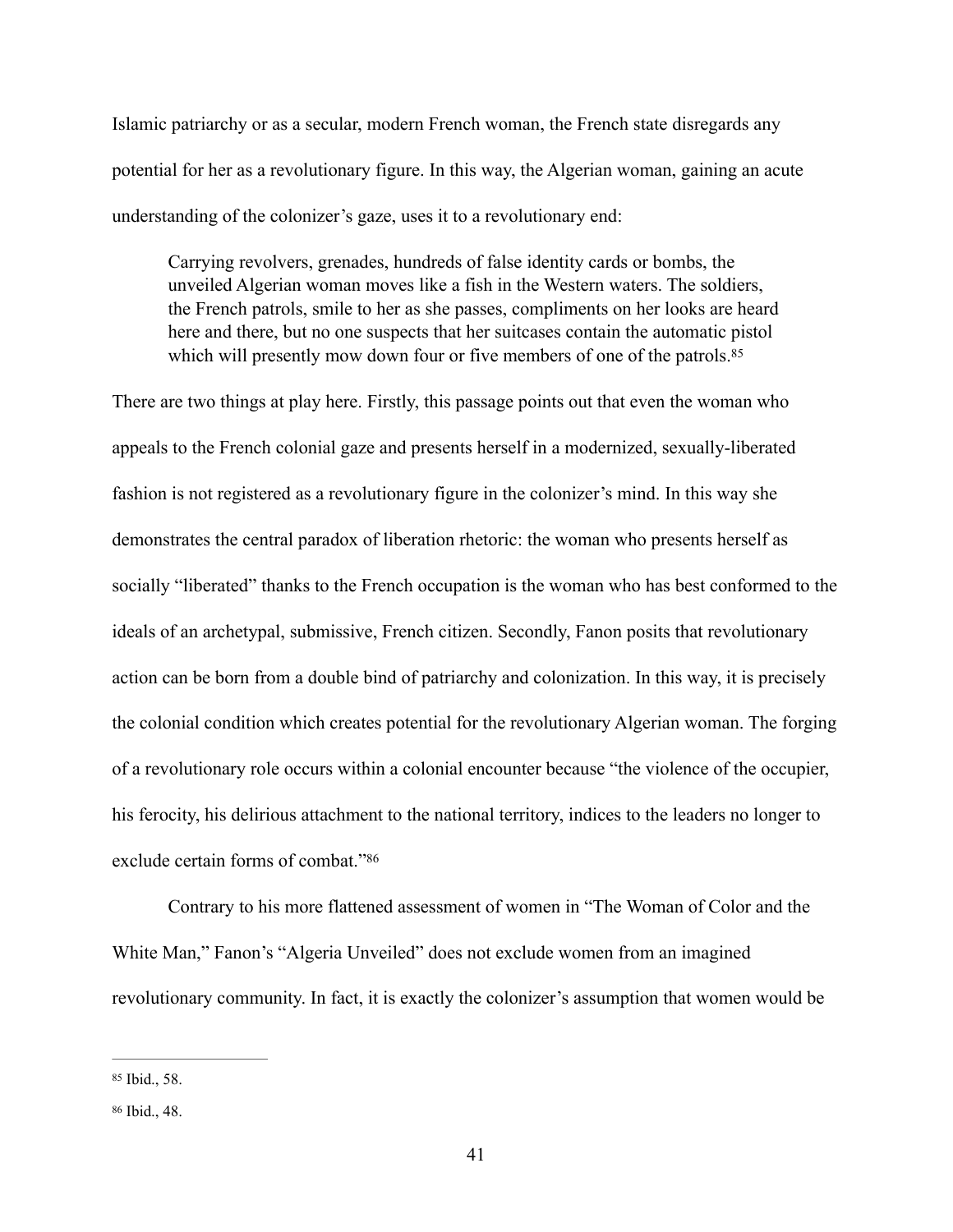Islamic patriarchy or as a secular, modern French woman, the French state disregards any potential for her as a revolutionary figure. In this way, the Algerian woman, gaining an acute understanding of the colonizer's gaze, uses it to a revolutionary end:

> Carrying revolvers, grenades, hundreds of false identity cards or bombs, the unveiled Algerian woman moves like a fish in the Western waters. The soldiers, the French patrols, smile to her as she passes, compliments on her looks are heard here and there, but no one suspects that her suitcases contain the automatic pistol which will presently mow down four or five members of one of the patrols.[85]

There are two things at play here. Firstly, this passage points out that even the woman who appeals to the French colonial gaze and presents herself in a modernized, sexually-liberated fashion is not registered as a revolutionary figure in the colonizer's mind. In this way she demonstrates the central paradox of liberation rhetoric: the woman who presents herself as socially "liberated" thanks to the French occupation is the woman who has best conformed to the ideals of an archetypal, submissive, French citizen. Secondly, Fanon posits that revolutionary action can be born from a double bind of patriarchy and colonization. In this way, it is precisely the colonial condition which creates potential for the revolutionary Algerian woman. The forging of a revolutionary role occurs within a colonial encounter because "the violence of the occupier, his ferocity, his delirious attachment to the national territory, indices to the leaders no longer to exclude certain forms of combat."[86]

Contrary to his more flattened assessment of women in "The Woman of Color and the White Man," Fanon's "Algeria Unveiled" does not exclude women from an imagined revolutionary community. In fact, it is exactly the colonizer's assumption that women would be

---

[85] Ibid., 58.

[86] Ibid., 48.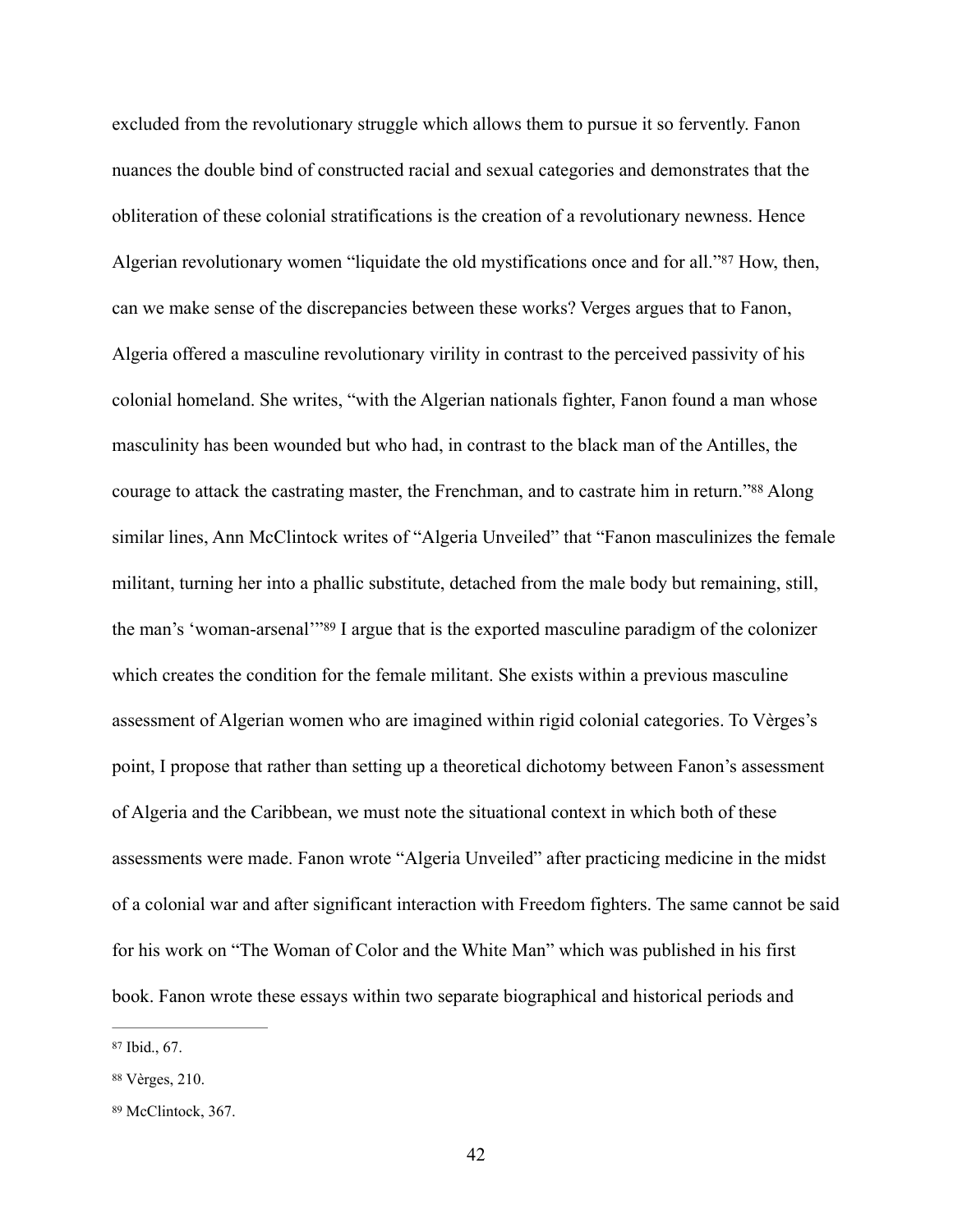excluded from the revolutionary struggle which allows them to pursue it so fervently. Fanon nuances the double bind of constructed racial and sexual categories and demonstrates that the obliteration of these colonial stratifications is the creation of a revolutionary newness. Hence Algerian revolutionary women "liquidate the old mystifications once and for all."[87] How, then, can we make sense of the discrepancies between these works? Verges argues that to Fanon, Algeria offered a masculine revolutionary virility in contrast to the perceived passivity of his colonial homeland. She writes, "with the Algerian nationals fighter, Fanon found a man whose masculinity has been wounded but who had, in contrast to the black man of the Antilles, the courage to attack the castrating master, the Frenchman, and to castrate him in return."[88] Along similar lines, Ann McClintock writes of "Algeria Unveiled" that "Fanon masculinizes the female militant, turning her into a phallic substitute, detached from the male body but remaining, still, the man's 'woman-arsenal'"[89] I argue that is the exported masculine paradigm of the colonizer which creates the condition for the female militant. She exists within a previous masculine assessment of Algerian women who are imagined within rigid colonial categories. To Vèrges's point, I propose that rather than setting up a theoretical dichotomy between Fanon's assessment of Algeria and the Caribbean, we must note the situational context in which both of these assessments were made. Fanon wrote "Algeria Unveiled" after practicing medicine in the midst of a colonial war and after significant interaction with Freedom fighters. The same cannot be said for his work on "The Woman of Color and the White Man" which was published in his first book. Fanon wrote these essays within two separate biographical and historical periods and

[87] Ibid., 67.

[88] Vèrges, 210.

[89] McClintock, 367.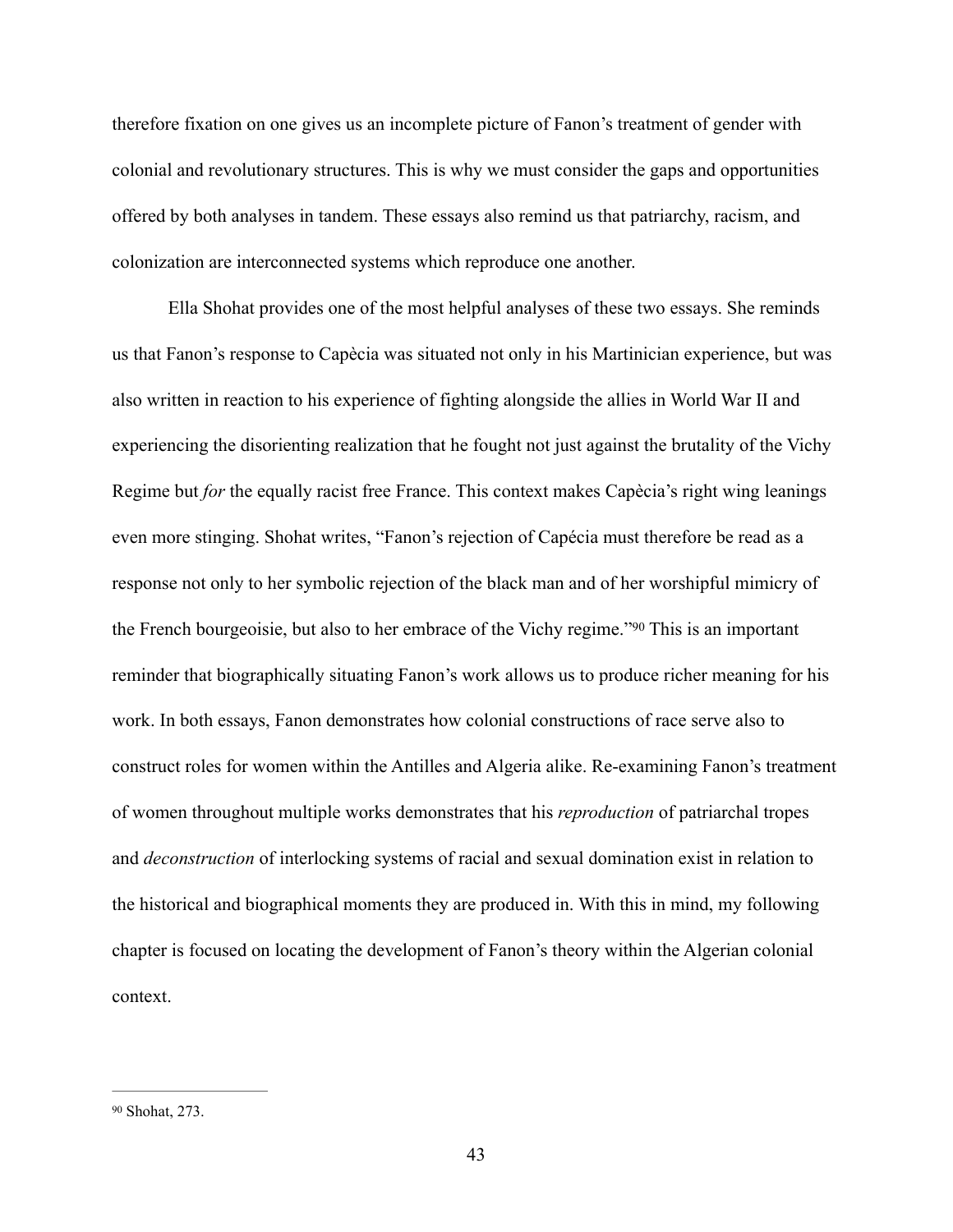therefore fixation on one gives us an incomplete picture of Fanon's treatment of gender with colonial and revolutionary structures. This is why we must consider the gaps and opportunities offered by both analyses in tandem. These essays also remind us that patriarchy, racism, and colonization are interconnected systems which reproduce one another.

Ella Shohat provides one of the most helpful analyses of these two essays. She reminds us that Fanon's response to Capècia was situated not only in his Martinician experience, but was also written in reaction to his experience of fighting alongside the allies in World War II and experiencing the disorienting realization that he fought not just against the brutality of the Vichy Regime but *for* the equally racist free France. This context makes Capècia's right wing leanings even more stinging. Shohat writes, "Fanon's rejection of Capécia must therefore be read as a response not only to her symbolic rejection of the black man and of her worshipful mimicry of the French bourgeoisie, but also to her embrace of the Vichy regime."[90] This is an important reminder that biographically situating Fanon's work allows us to produce richer meaning for his work. In both essays, Fanon demonstrates how colonial constructions of race serve also to construct roles for women within the Antilles and Algeria alike. Re-examining Fanon's treatment of women throughout multiple works demonstrates that his *reproduction* of patriarchal tropes and *deconstruction* of interlocking systems of racial and sexual domination exist in relation to the historical and biographical moments they are produced in. With this in mind, my following chapter is focused on locating the development of Fanon's theory within the Algerian colonial context.

---

[90] Shohat, 273.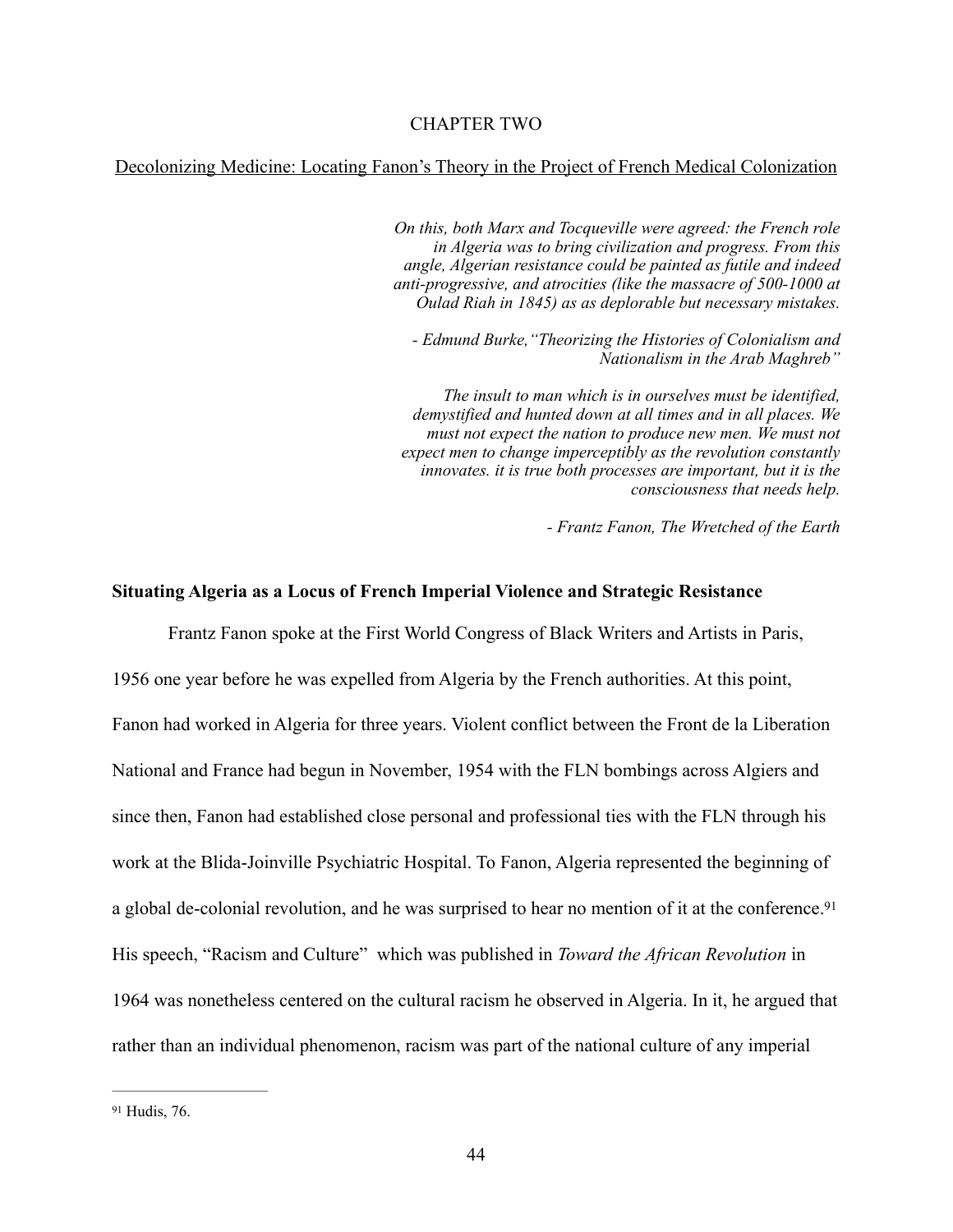# CHAPTER TWO

## Decolonizing Medicine: Locating Fanon's Theory in the Project of French Medical Colonization

*On this, both Marx and Tocqueville were agreed: the French role in Algeria was to bring civilization and progress. From this angle, Algerian resistance could be painted as futile and indeed anti-progressive, and atrocities (like the massacre of 500-1000 at Oulad Riah in 1845) as as deplorable but necessary mistakes.*

*- Edmund Burke,"Theorizing the Histories of Colonialism and Nationalism in the Arab Maghreb"*

*The insult to man which is in ourselves must be identified, demystified and hunted down at all times and in all places. We must not expect the nation to produce new men. We must not expect men to change imperceptibly as the revolution constantly innovates. it is true both processes are important, but it is the consciousness that needs help.*

*- Frantz Fanon, The Wretched of the Earth*

### Situating Algeria as a Locus of French Imperial Violence and Strategic Resistance

Frantz Fanon spoke at the First World Congress of Black Writers and Artists in Paris, 1956 one year before he was expelled from Algeria by the French authorities. At this point, Fanon had worked in Algeria for three years. Violent conflict between the Front de la Liberation National and France had begun in November, 1954 with the FLN bombings across Algiers and since then, Fanon had established close personal and professional ties with the FLN through his work at the Blida-Joinville Psychiatric Hospital. To Fanon, Algeria represented the beginning of a global de-colonial revolution, and he was surprised to hear no mention of it at the conference.[91] His speech, "Racism and Culture" which was published in *Toward the African Revolution* in 1964 was nonetheless centered on the cultural racism he observed in Algeria. In it, he argued that rather than an individual phenomenon, racism was part of the national culture of any imperial

---

[91] Hudis, 76.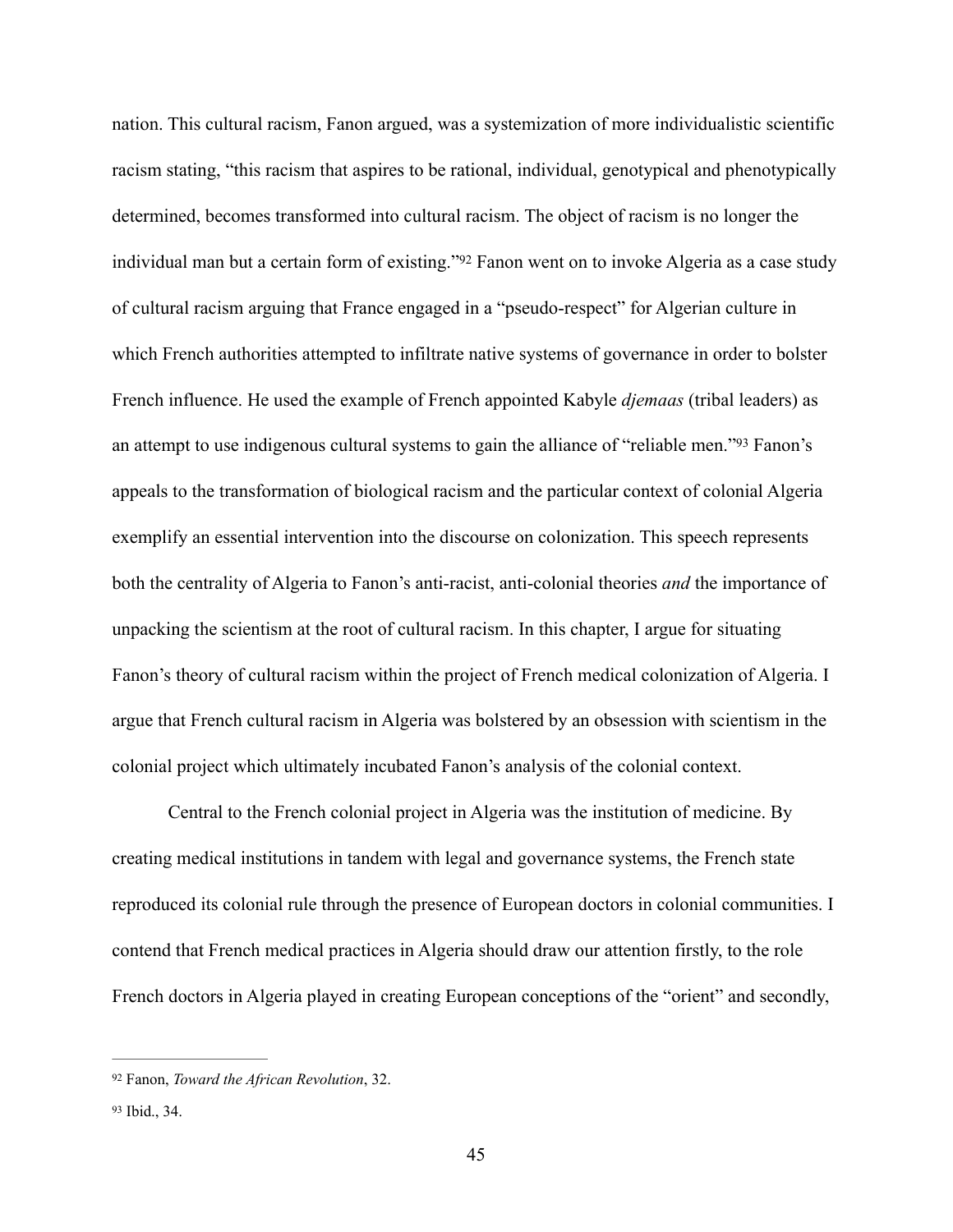nation. This cultural racism, Fanon argued, was a systemization of more individualistic scientific racism stating, "this racism that aspires to be rational, individual, genotypical and phenotypically determined, becomes transformed into cultural racism. The object of racism is no longer the individual man but a certain form of existing."[92] Fanon went on to invoke Algeria as a case study of cultural racism arguing that France engaged in a "pseudo-respect" for Algerian culture in which French authorities attempted to infiltrate native systems of governance in order to bolster French influence. He used the example of French appointed Kabyle *djemaas* (tribal leaders) as an attempt to use indigenous cultural systems to gain the alliance of "reliable men."[93] Fanon's appeals to the transformation of biological racism and the particular context of colonial Algeria exemplify an essential intervention into the discourse on colonization. This speech represents both the centrality of Algeria to Fanon's anti-racist, anti-colonial theories *and* the importance of unpacking the scientism at the root of cultural racism. In this chapter, I argue for situating Fanon's theory of cultural racism within the project of French medical colonization of Algeria. I argue that French cultural racism in Algeria was bolstered by an obsession with scientism in the colonial project which ultimately incubated Fanon's analysis of the colonial context.

Central to the French colonial project in Algeria was the institution of medicine. By creating medical institutions in tandem with legal and governance systems, the French state reproduced its colonial rule through the presence of European doctors in colonial communities. I contend that French medical practices in Algeria should draw our attention firstly, to the role French doctors in Algeria played in creating European conceptions of the "orient" and secondly,

---

[92] Fanon, *Toward the African Revolution*, 32.

[93] Ibid., 34.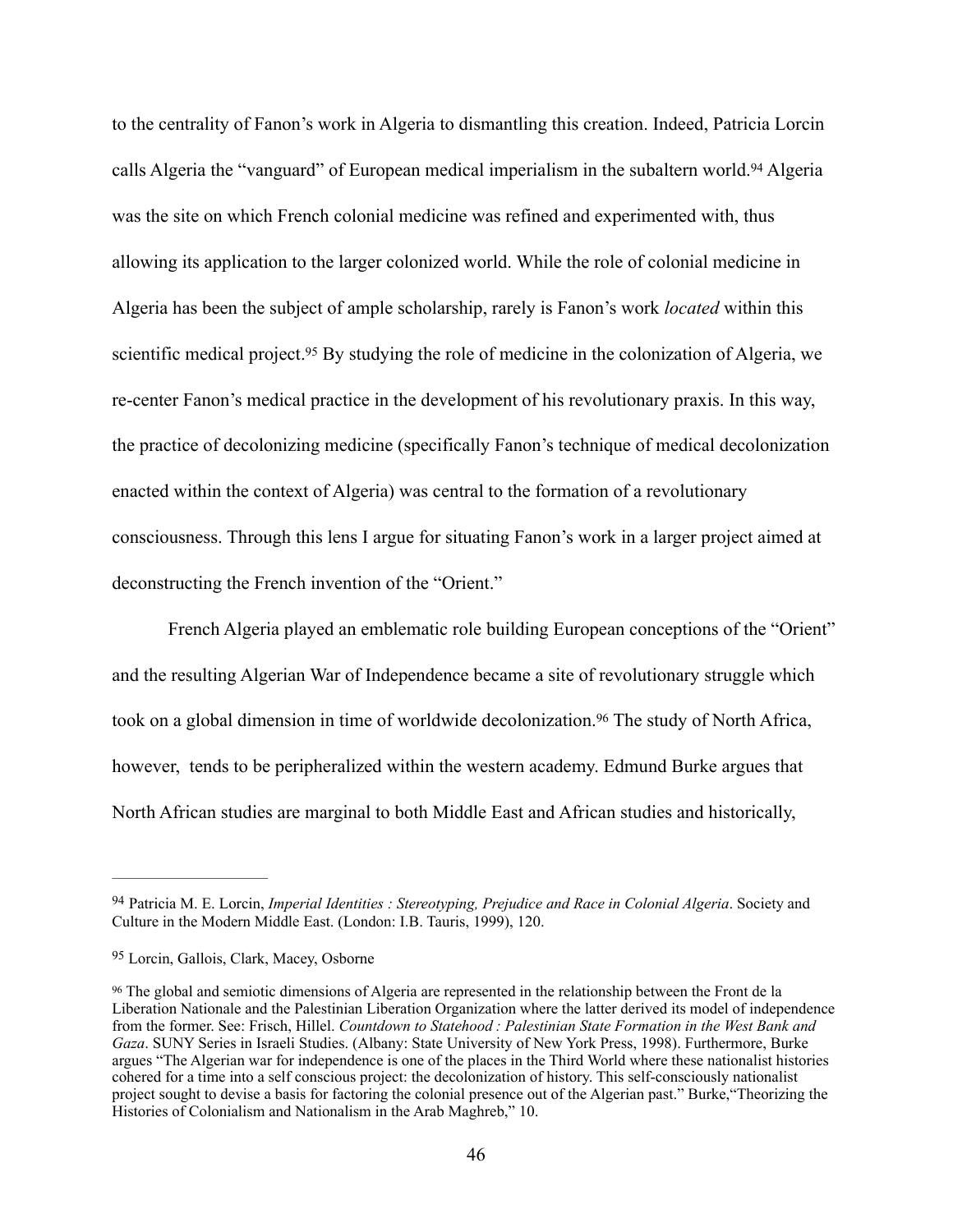to the centrality of Fanon's work in Algeria to dismantling this creation. Indeed, Patricia Lorcin calls Algeria the "vanguard" of European medical imperialism in the subaltern world.[94] Algeria was the site on which French colonial medicine was refined and experimented with, thus allowing its application to the larger colonized world. While the role of colonial medicine in Algeria has been the subject of ample scholarship, rarely is Fanon's work *located* within this scientific medical project.[95] By studying the role of medicine in the colonization of Algeria, we re-center Fanon's medical practice in the development of his revolutionary praxis. In this way, the practice of decolonizing medicine (specifically Fanon's technique of medical decolonization enacted within the context of Algeria) was central to the formation of a revolutionary consciousness. Through this lens I argue for situating Fanon's work in a larger project aimed at deconstructing the French invention of the "Orient."

French Algeria played an emblematic role building European conceptions of the "Orient" and the resulting Algerian War of Independence became a site of revolutionary struggle which took on a global dimension in time of worldwide decolonization.[96] The study of North Africa, however, tends to be peripheralized within the western academy. Edmund Burke argues that North African studies are marginal to both Middle East and African studies and historically,

---

[94] Patricia M. E. Lorcin, *Imperial Identities : Stereotyping, Prejudice and Race in Colonial Algeria*. Society and Culture in the Modern Middle East. (London: I.B. Tauris, 1999), 120.

[95] Lorcin, Gallois, Clark, Macey, Osborne

[96] The global and semiotic dimensions of Algeria are represented in the relationship between the Front de la Liberation Nationale and the Palestinian Liberation Organization where the latter derived its model of independence from the former. See: Frisch, Hillel. *Countdown to Statehood : Palestinian State Formation in the West Bank and Gaza*. SUNY Series in Israeli Studies. (Albany: State University of New York Press, 1998). Furthermore, Burke argues "The Algerian war for independence is one of the places in the Third World where these nationalist histories cohered for a time into a self conscious project: the decolonization of history. This self-consciously nationalist project sought to devise a basis for factoring the colonial presence out of the Algerian past." Burke,"Theorizing the Histories of Colonialism and Nationalism in the Arab Maghreb," 10.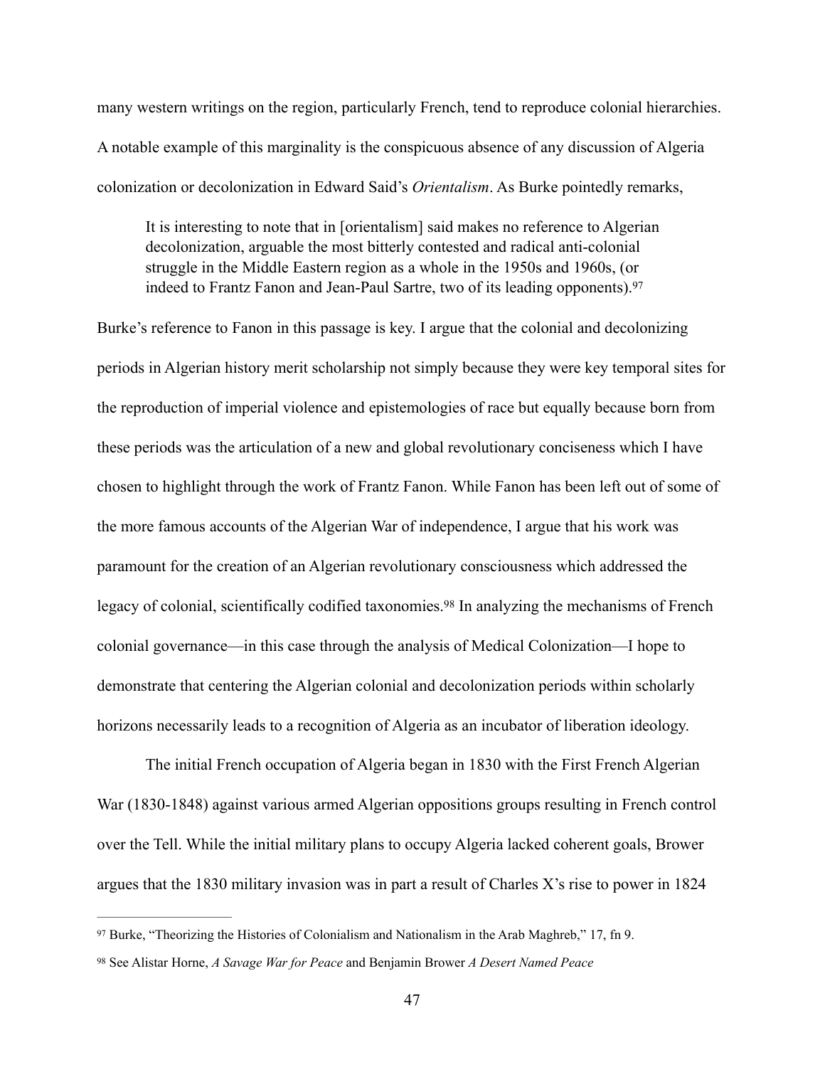many western writings on the region, particularly French, tend to reproduce colonial hierarchies. A notable example of this marginality is the conspicuous absence of any discussion of Algeria colonization or decolonization in Edward Said's *Orientalism*. As Burke pointedly remarks,

> It is interesting to note that in [orientalism] said makes no reference to Algerian decolonization, arguable the most bitterly contested and radical anti-colonial struggle in the Middle Eastern region as a whole in the 1950s and 1960s, (or indeed to Frantz Fanon and Jean-Paul Sartre, two of its leading opponents).[97]

Burke's reference to Fanon in this passage is key. I argue that the colonial and decolonizing periods in Algerian history merit scholarship not simply because they were key temporal sites for the reproduction of imperial violence and epistemologies of race but equally because born from these periods was the articulation of a new and global revolutionary conciseness which I have chosen to highlight through the work of Frantz Fanon. While Fanon has been left out of some of the more famous accounts of the Algerian War of independence, I argue that his work was paramount for the creation of an Algerian revolutionary consciousness which addressed the legacy of colonial, scientifically codified taxonomies.[98] In analyzing the mechanisms of French colonial governance—in this case through the analysis of Medical Colonization—I hope to demonstrate that centering the Algerian colonial and decolonization periods within scholarly horizons necessarily leads to a recognition of Algeria as an incubator of liberation ideology.

The initial French occupation of Algeria began in 1830 with the First French Algerian War (1830-1848) against various armed Algerian oppositions groups resulting in French control over the Tell. While the initial military plans to occupy Algeria lacked coherent goals, Brower argues that the 1830 military invasion was in part a result of Charles X's rise to power in 1824

---

[97] Burke, "Theorizing the Histories of Colonialism and Nationalism in the Arab Maghreb," 17, fn 9.

[98] See Alistar Horne, *A Savage War for Peace* and Benjamin Brower *A Desert Named Peace*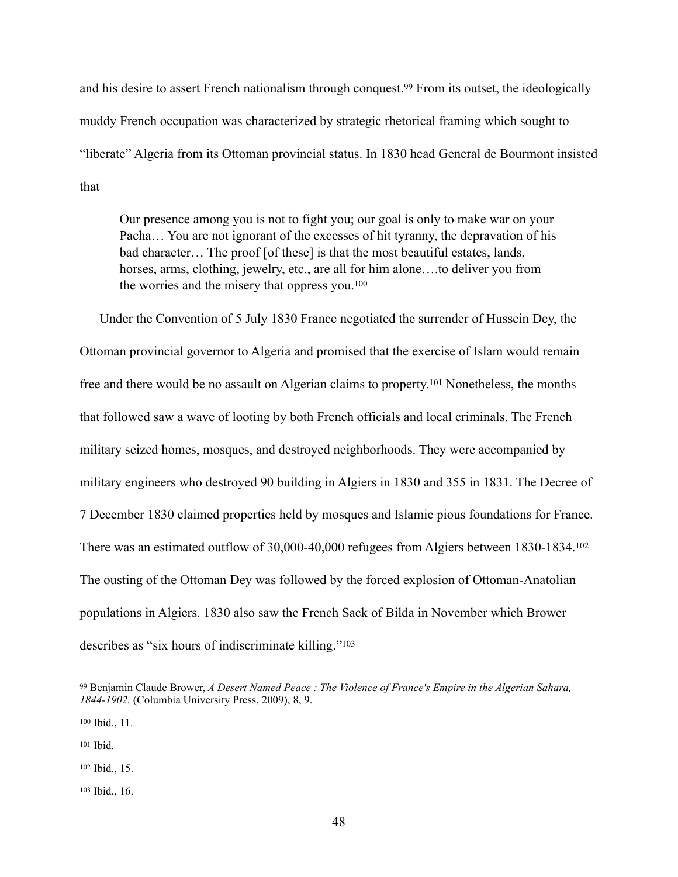and his desire to assert French nationalism through conquest.[99] From its outset, the ideologically muddy French occupation was characterized by strategic rhetorical framing which sought to "liberate" Algeria from its Ottoman provincial status. In 1830 head General de Bourmont insisted that

> Our presence among you is not to fight you; our goal is only to make war on your Pacha… You are not ignorant of the excesses of hit tyranny, the depravation of his bad character… The proof [of these] is that the most beautiful estates, lands, horses, arms, clothing, jewelry, etc., are all for him alone….to deliver you from the worries and the misery that oppress you.[100]

Under the Convention of 5 July 1830 France negotiated the surrender of Hussein Dey, the Ottoman provincial governor to Algeria and promised that the exercise of Islam would remain free and there would be no assault on Algerian claims to property.[101] Nonetheless, the months that followed saw a wave of looting by both French officials and local criminals. The French military seized homes, mosques, and destroyed neighborhoods. They were accompanied by military engineers who destroyed 90 building in Algiers in 1830 and 355 in 1831. The Decree of 7 December 1830 claimed properties held by mosques and Islamic pious foundations for France. There was an estimated outflow of 30,000-40,000 refugees from Algiers between 1830-1834.[102] The ousting of the Ottoman Dey was followed by the forced explosion of Ottoman-Anatolian populations in Algiers. 1830 also saw the French Sack of Bilda in November which Brower describes as "six hours of indiscriminate killing."[103]

---

[99] Benjamin Claude Brower, *A Desert Named Peace : The Violence of France's Empire in the Algerian Sahara, 1844-1902.* (Columbia University Press, 2009), 8, 9.

[100] Ibid., 11.

[101] Ibid.

[102] Ibid., 15.

[103] Ibid., 16.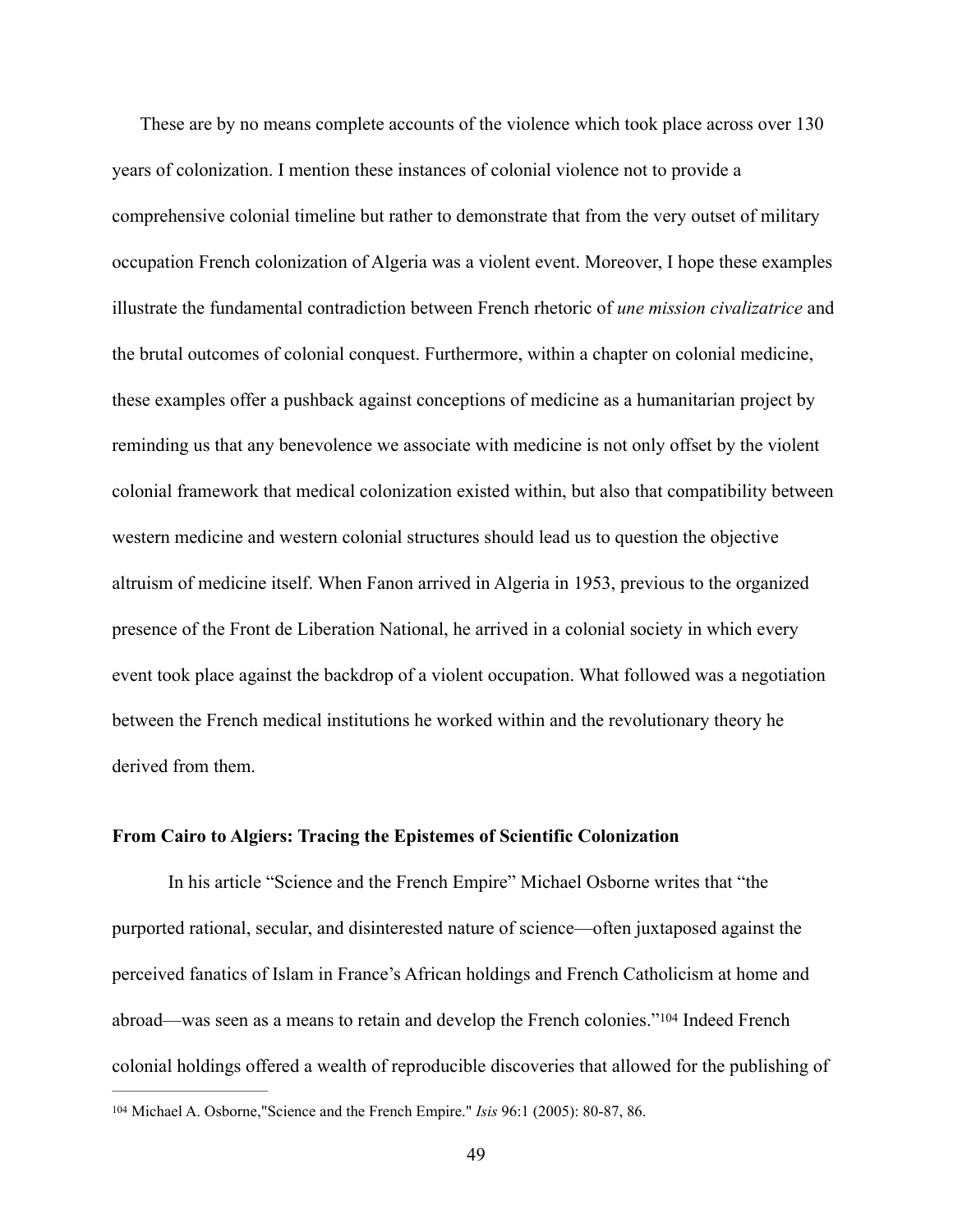These are by no means complete accounts of the violence which took place across over 130 years of colonization. I mention these instances of colonial violence not to provide a comprehensive colonial timeline but rather to demonstrate that from the very outset of military occupation French colonization of Algeria was a violent event. Moreover, I hope these examples illustrate the fundamental contradiction between French rhetoric of *une mission civalizatrice* and the brutal outcomes of colonial conquest. Furthermore, within a chapter on colonial medicine, these examples offer a pushback against conceptions of medicine as a humanitarian project by reminding us that any benevolence we associate with medicine is not only offset by the violent colonial framework that medical colonization existed within, but also that compatibility between western medicine and western colonial structures should lead us to question the objective altruism of medicine itself. When Fanon arrived in Algeria in 1953, previous to the organized presence of the Front de Liberation National, he arrived in a colonial society in which every event took place against the backdrop of a violent occupation. What followed was a negotiation between the French medical institutions he worked within and the revolutionary theory he derived from them.

**From Cairo to Algiers: Tracing the Epistemes of Scientific Colonization**

In his article "Science and the French Empire" Michael Osborne writes that "the purported rational, secular, and disinterested nature of science—often juxtaposed against the perceived fanatics of Islam in France's African holdings and French Catholicism at home and abroad—was seen as a means to retain and develop the French colonies."[104] Indeed French colonial holdings offered a wealth of reproducible discoveries that allowed for the publishing of

[104] Michael A. Osborne,"Science and the French Empire." *Isis* 96:1 (2005): 80-87, 86.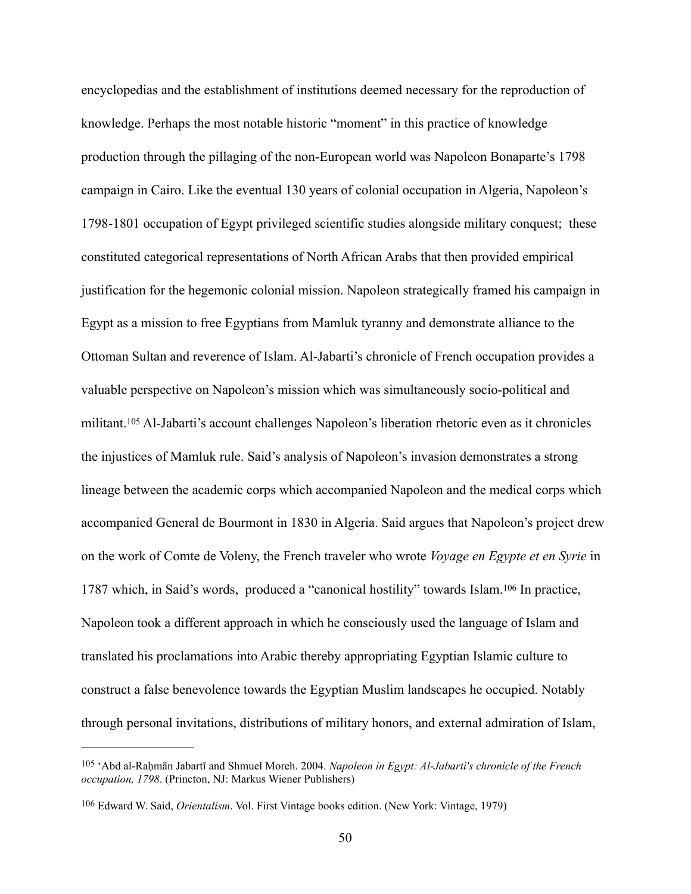encyclopedias and the establishment of institutions deemed necessary for the reproduction of knowledge. Perhaps the most notable historic "moment" in this practice of knowledge production through the pillaging of the non-European world was Napoleon Bonaparte's 1798 campaign in Cairo. Like the eventual 130 years of colonial occupation in Algeria, Napoleon's 1798-1801 occupation of Egypt privileged scientific studies alongside military conquest; these constituted categorical representations of North African Arabs that then provided empirical justification for the hegemonic colonial mission. Napoleon strategically framed his campaign in Egypt as a mission to free Egyptians from Mamluk tyranny and demonstrate alliance to the Ottoman Sultan and reverence of Islam. Al-Jabarti's chronicle of French occupation provides a valuable perspective on Napoleon's mission which was simultaneously socio-political and militant.[105] Al-Jabarti's account challenges Napoleon's liberation rhetoric even as it chronicles the injustices of Mamluk rule. Said's analysis of Napoleon's invasion demonstrates a strong lineage between the academic corps which accompanied Napoleon and the medical corps which accompanied General de Bourmont in 1830 in Algeria. Said argues that Napoleon's project drew on the work of Comte de Voleny, the French traveler who wrote *Voyage en Egypte et en Syrie* in 1787 which, in Said's words, produced a "canonical hostility" towards Islam.[106] In practice, Napoleon took a different approach in which he consciously used the language of Islam and translated his proclamations into Arabic thereby appropriating Egyptian Islamic culture to construct a false benevolence towards the Egyptian Muslim landscapes he occupied. Notably through personal invitations, distributions of military honors, and external admiration of Islam,

---

[105] ʻAbd al-Raḥmān Jabartī and Shmuel Moreh. 2004. *Napoleon in Egypt: Al-Jabarti's chronicle of the French occupation, 1798*. (Princton, NJ: Markus Wiener Publishers)

[106] Edward W. Said, *Orientalism*. Vol. First Vintage books edition. (New York: Vintage, 1979)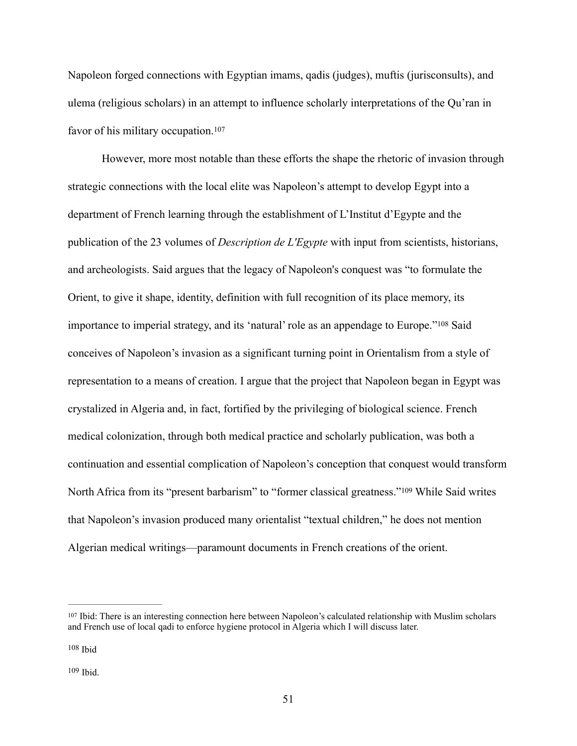Napoleon forged connections with Egyptian imams, qadis (judges), muftis (jurisconsults), and ulema (religious scholars) in an attempt to influence scholarly interpretations of the Qu'ran in favor of his military occupation.[107]

However, more most notable than these efforts the shape the rhetoric of invasion through strategic connections with the local elite was Napoleon's attempt to develop Egypt into a department of French learning through the establishment of L'Institut d'Egypte and the publication of the 23 volumes of *Description de L'Egypte* with input from scientists, historians, and archeologists. Said argues that the legacy of Napoleon's conquest was "to formulate the Orient, to give it shape, identity, definition with full recognition of its place memory, its importance to imperial strategy, and its 'natural' role as an appendage to Europe."[108] Said conceives of Napoleon's invasion as a significant turning point in Orientalism from a style of representation to a means of creation. I argue that the project that Napoleon began in Egypt was crystalized in Algeria and, in fact, fortified by the privileging of biological science. French medical colonization, through both medical practice and scholarly publication, was both a continuation and essential complication of Napoleon's conception that conquest would transform North Africa from its "present barbarism" to "former classical greatness."[109] While Said writes that Napoleon's invasion produced many orientalist "textual children," he does not mention Algerian medical writings—paramount documents in French creations of the orient.

---

[107] Ibid: There is an interesting connection here between Napoleon's calculated relationship with Muslim scholars and French use of local qadi to enforce hygiene protocol in Algeria which I will discuss later.

[108] Ibid

[109] Ibid.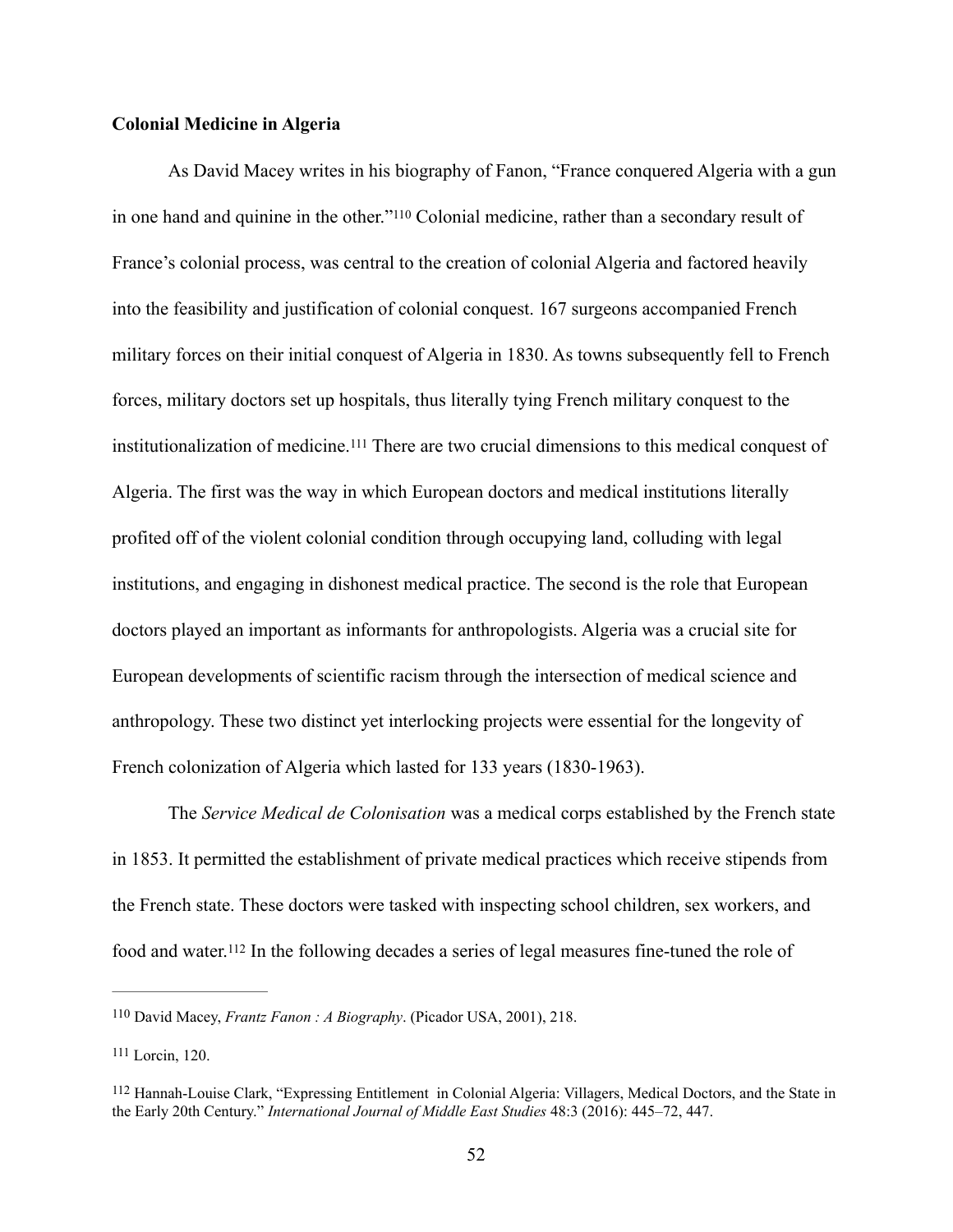**Colonial Medicine in Algeria**

As David Macey writes in his biography of Fanon, "France conquered Algeria with a gun in one hand and quinine in the other."[110] Colonial medicine, rather than a secondary result of France's colonial process, was central to the creation of colonial Algeria and factored heavily into the feasibility and justification of colonial conquest. 167 surgeons accompanied French military forces on their initial conquest of Algeria in 1830. As towns subsequently fell to French forces, military doctors set up hospitals, thus literally tying French military conquest to the institutionalization of medicine.[111] There are two crucial dimensions to this medical conquest of Algeria. The first was the way in which European doctors and medical institutions literally profited off of the violent colonial condition through occupying land, colluding with legal institutions, and engaging in dishonest medical practice. The second is the role that European doctors played an important as informants for anthropologists. Algeria was a crucial site for European developments of scientific racism through the intersection of medical science and anthropology. These two distinct yet interlocking projects were essential for the longevity of French colonization of Algeria which lasted for 133 years (1830-1963).

The *Service Medical de Colonisation* was a medical corps established by the French state in 1853. It permitted the establishment of private medical practices which receive stipends from the French state. These doctors were tasked with inspecting school children, sex workers, and food and water.[112] In the following decades a series of legal measures fine-tuned the role of

---

[110] David Macey, *Frantz Fanon : A Biography*. (Picador USA, 2001), 218.

[111] Lorcin, 120.

[112] Hannah-Louise Clark, "Expressing Entitlement in Colonial Algeria: Villagers, Medical Doctors, and the State in the Early 20th Century." *International Journal of Middle East Studies* 48:3 (2016): 445–72, 447.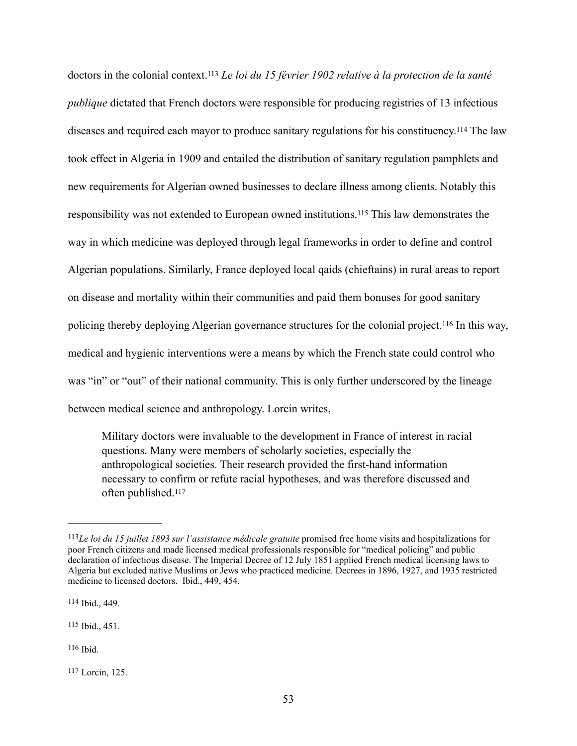doctors in the colonial context.[113] *Le loi du 15 février 1902 relative à la protection de la santé publique* dictated that French doctors were responsible for producing registries of 13 infectious diseases and required each mayor to produce sanitary regulations for his constituency.[114] The law took effect in Algeria in 1909 and entailed the distribution of sanitary regulation pamphlets and new requirements for Algerian owned businesses to declare illness among clients. Notably this responsibility was not extended to European owned institutions.[115] This law demonstrates the way in which medicine was deployed through legal frameworks in order to define and control Algerian populations. Similarly, France deployed local qaids (chieftains) in rural areas to report on disease and mortality within their communities and paid them bonuses for good sanitary policing thereby deploying Algerian governance structures for the colonial project.[116] In this way, medical and hygienic interventions were a means by which the French state could control who was "in" or "out" of their national community. This is only further underscored by the lineage between medical science and anthropology. Lorcin writes,

> Military doctors were invaluable to the development in France of interest in racial questions. Many were members of scholarly societies, especially the anthropological societies. Their research provided the first-hand information necessary to confirm or refute racial hypotheses, and was therefore discussed and often published.[117]

---

[113] *Le loi du 15 juillet 1893 sur l'assistance médicale gratuite* promised free home visits and hospitalizations for poor French citizens and made licensed medical professionals responsible for "medical policing" and public declaration of infectious disease. The Imperial Decree of 12 July 1851 applied French medical licensing laws to Algeria but excluded native Muslims or Jews who practiced medicine. Decrees in 1896, 1927, and 1935 restricted medicine to licensed doctors. Ibid., 449, 454.

[114] Ibid., 449.

[115] Ibid., 451.

[116] Ibid.

[117] Lorcin, 125.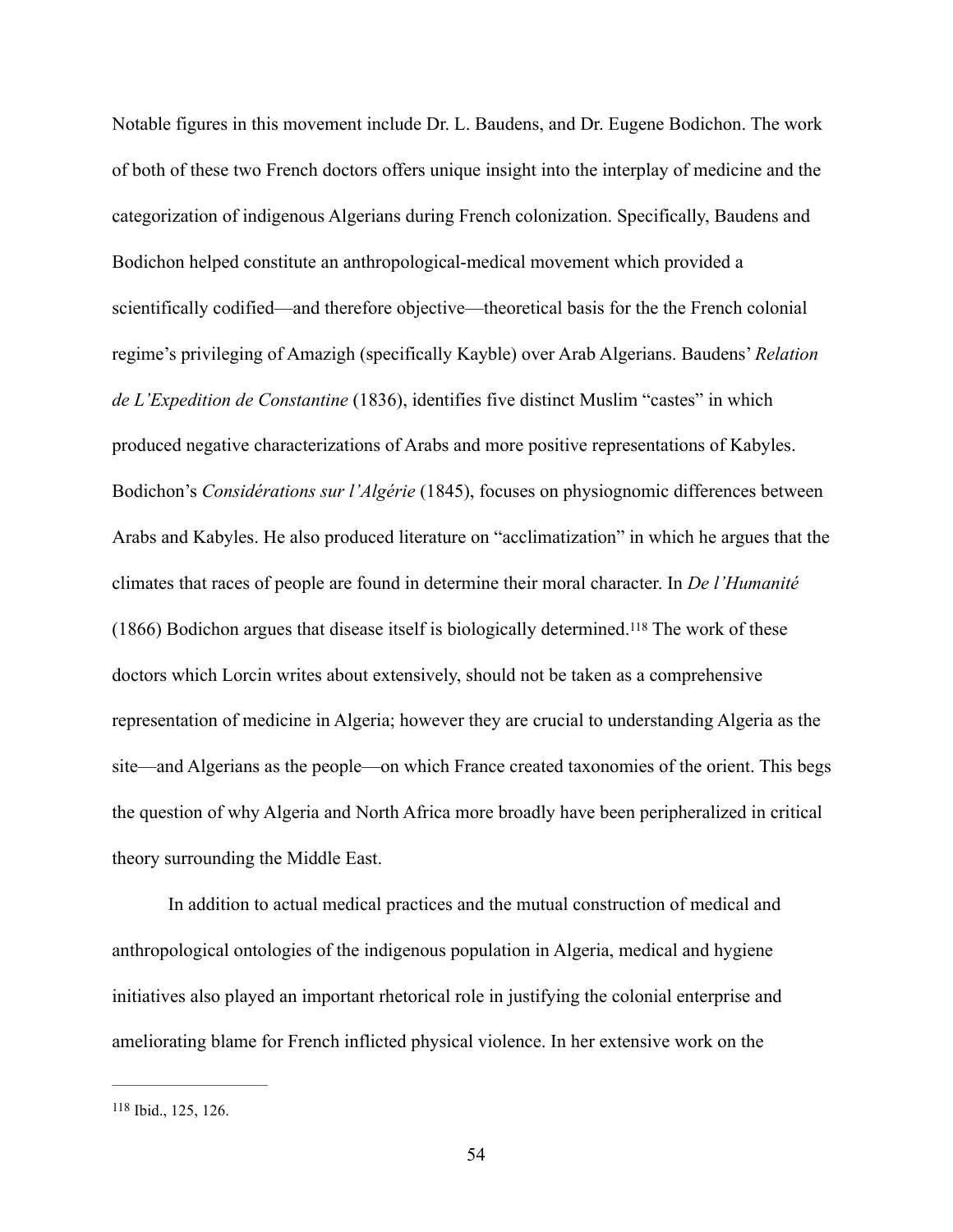Notable figures in this movement include Dr. L. Baudens, and Dr. Eugene Bodichon. The work of both of these two French doctors offers unique insight into the interplay of medicine and the categorization of indigenous Algerians during French colonization. Specifically, Baudens and Bodichon helped constitute an anthropological-medical movement which provided a scientifically codified—and therefore objective—theoretical basis for the the French colonial regime's privileging of Amazigh (specifically Kayble) over Arab Algerians. Baudens' *Relation de L'Expedition de Constantine* (1836), identifies five distinct Muslim "castes" in which produced negative characterizations of Arabs and more positive representations of Kabyles. Bodichon's *Considérations sur l'Algérie* (1845), focuses on physiognomic differences between Arabs and Kabyles. He also produced literature on "acclimatization" in which he argues that the climates that races of people are found in determine their moral character. In *De l'Humanité* (1866) Bodichon argues that disease itself is biologically determined.[118] The work of these doctors which Lorcin writes about extensively, should not be taken as a comprehensive representation of medicine in Algeria; however they are crucial to understanding Algeria as the site—and Algerians as the people—on which France created taxonomies of the orient. This begs the question of why Algeria and North Africa more broadly have been peripheralized in critical theory surrounding the Middle East.

In addition to actual medical practices and the mutual construction of medical and anthropological ontologies of the indigenous population in Algeria, medical and hygiene initiatives also played an important rhetorical role in justifying the colonial enterprise and ameliorating blame for French inflicted physical violence. In her extensive work on the

---

[118] Ibid., 125, 126.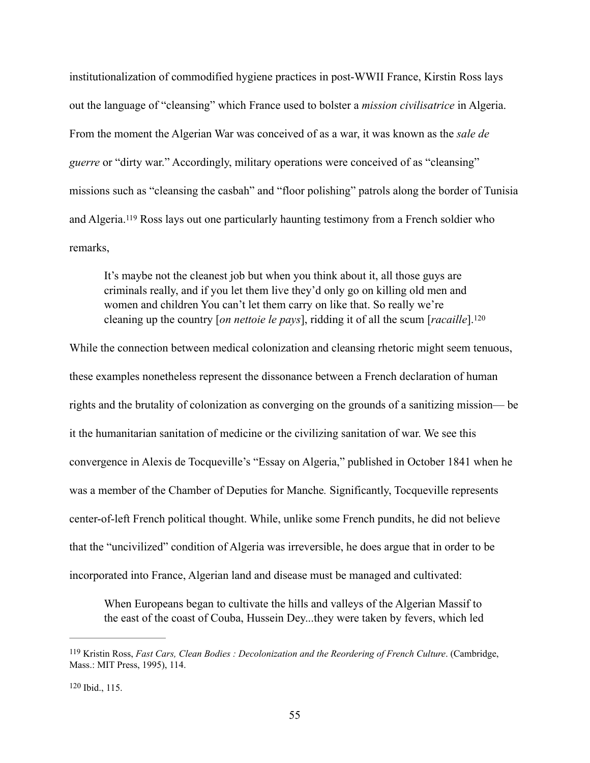institutionalization of commodified hygiene practices in post-WWII France, Kirstin Ross lays out the language of "cleansing" which France used to bolster a *mission civilisatrice* in Algeria. From the moment the Algerian War was conceived of as a war, it was known as the *sale de guerre* or "dirty war." Accordingly, military operations were conceived of as "cleansing" missions such as "cleansing the casbah" and "floor polishing" patrols along the border of Tunisia and Algeria.[119] Ross lays out one particularly haunting testimony from a French soldier who remarks,

> It's maybe not the cleanest job but when you think about it, all those guys are criminals really, and if you let them live they'd only go on killing old men and women and children You can't let them carry on like that. So really we're cleaning up the country [*on nettoie le pays*], ridding it of all the scum [*racaille*].[120]

While the connection between medical colonization and cleansing rhetoric might seem tenuous, these examples nonetheless represent the dissonance between a French declaration of human rights and the brutality of colonization as converging on the grounds of a sanitizing mission— be it the humanitarian sanitation of medicine or the civilizing sanitation of war. We see this convergence in Alexis de Tocqueville's "Essay on Algeria," published in October 1841 when he was a member of the Chamber of Deputies for Manche. Significantly, Tocqueville represents center-of-left French political thought. While, unlike some French pundits, he did not believe that the "uncivilized" condition of Algeria was irreversible, he does argue that in order to be incorporated into France, Algerian land and disease must be managed and cultivated:

> When Europeans began to cultivate the hills and valleys of the Algerian Massif to the east of the coast of Couba, Hussein Dey...they were taken by fevers, which led

---

[119] Kristin Ross, *Fast Cars, Clean Bodies : Decolonization and the Reordering of French Culture*. (Cambridge, Mass.: MIT Press, 1995), 114.

[120] Ibid., 115.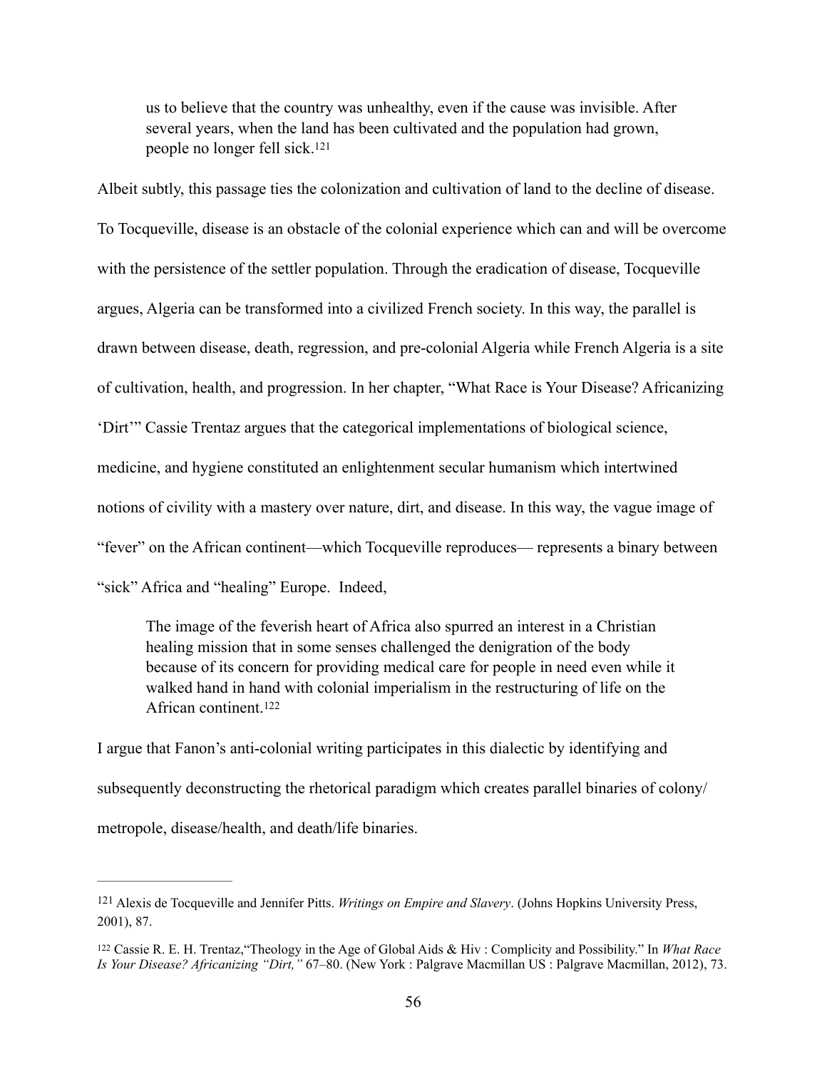> us to believe that the country was unhealthy, even if the cause was invisible. After several years, when the land has been cultivated and the population had grown, people no longer fell sick.[121]

Albeit subtly, this passage ties the colonization and cultivation of land to the decline of disease. To Tocqueville, disease is an obstacle of the colonial experience which can and will be overcome with the persistence of the settler population. Through the eradication of disease, Tocqueville argues, Algeria can be transformed into a civilized French society. In this way, the parallel is drawn between disease, death, regression, and pre-colonial Algeria while French Algeria is a site of cultivation, health, and progression. In her chapter, "What Race is Your Disease? Africanizing 'Dirt'" Cassie Trentaz argues that the categorical implementations of biological science, medicine, and hygiene constituted an enlightenment secular humanism which intertwined notions of civility with a mastery over nature, dirt, and disease. In this way, the vague image of "fever" on the African continent—which Tocqueville reproduces— represents a binary between "sick" Africa and "healing" Europe. Indeed,

> The image of the feverish heart of Africa also spurred an interest in a Christian healing mission that in some senses challenged the denigration of the body because of its concern for providing medical care for people in need even while it walked hand in hand with colonial imperialism in the restructuring of life on the African continent.[122]

I argue that Fanon's anti-colonial writing participates in this dialectic by identifying and subsequently deconstructing the rhetorical paradigm which creates parallel binaries of colony/metropole, disease/health, and death/life binaries.

---

[121] Alexis de Tocqueville and Jennifer Pitts. *Writings on Empire and Slavery*. (Johns Hopkins University Press, 2001), 87.

[122] Cassie R. E. H. Trentaz,"Theology in the Age of Global Aids & Hiv : Complicity and Possibility." In *What Race Is Your Disease? Africanizing "Dirt,"* 67–80. (New York : Palgrave Macmillan US : Palgrave Macmillan, 2012), 73.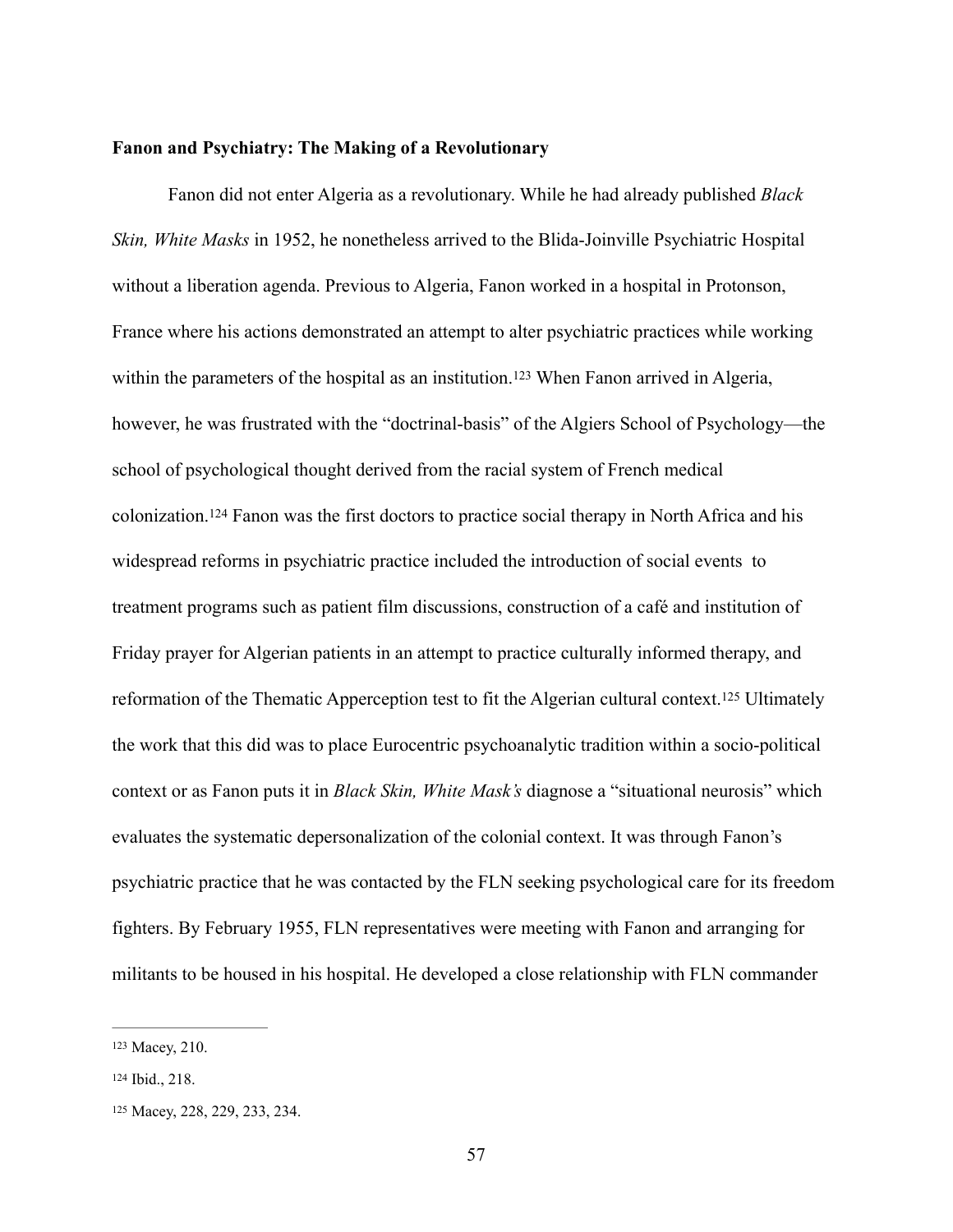**Fanon and Psychiatry: The Making of a Revolutionary**

Fanon did not enter Algeria as a revolutionary. While he had already published *Black Skin, White Masks* in 1952, he nonetheless arrived to the Blida-Joinville Psychiatric Hospital without a liberation agenda. Previous to Algeria, Fanon worked in a hospital in Protonson, France where his actions demonstrated an attempt to alter psychiatric practices while working within the parameters of the hospital as an institution.[123] When Fanon arrived in Algeria, however, he was frustrated with the "doctrinal-basis" of the Algiers School of Psychology—the school of psychological thought derived from the racial system of French medical colonization.[124] Fanon was the first doctors to practice social therapy in North Africa and his widespread reforms in psychiatric practice included the introduction of social events to treatment programs such as patient film discussions, construction of a café and institution of Friday prayer for Algerian patients in an attempt to practice culturally informed therapy, and reformation of the Thematic Apperception test to fit the Algerian cultural context.[125] Ultimately the work that this did was to place Eurocentric psychoanalytic tradition within a socio-political context or as Fanon puts it in *Black Skin, White Mask's* diagnose a "situational neurosis" which evaluates the systematic depersonalization of the colonial context. It was through Fanon's psychiatric practice that he was contacted by the FLN seeking psychological care for its freedom fighters. By February 1955, FLN representatives were meeting with Fanon and arranging for militants to be housed in his hospital. He developed a close relationship with FLN commander

---

[123] Macey, 210.

[124] Ibid., 218.

[125] Macey, 228, 229, 233, 234.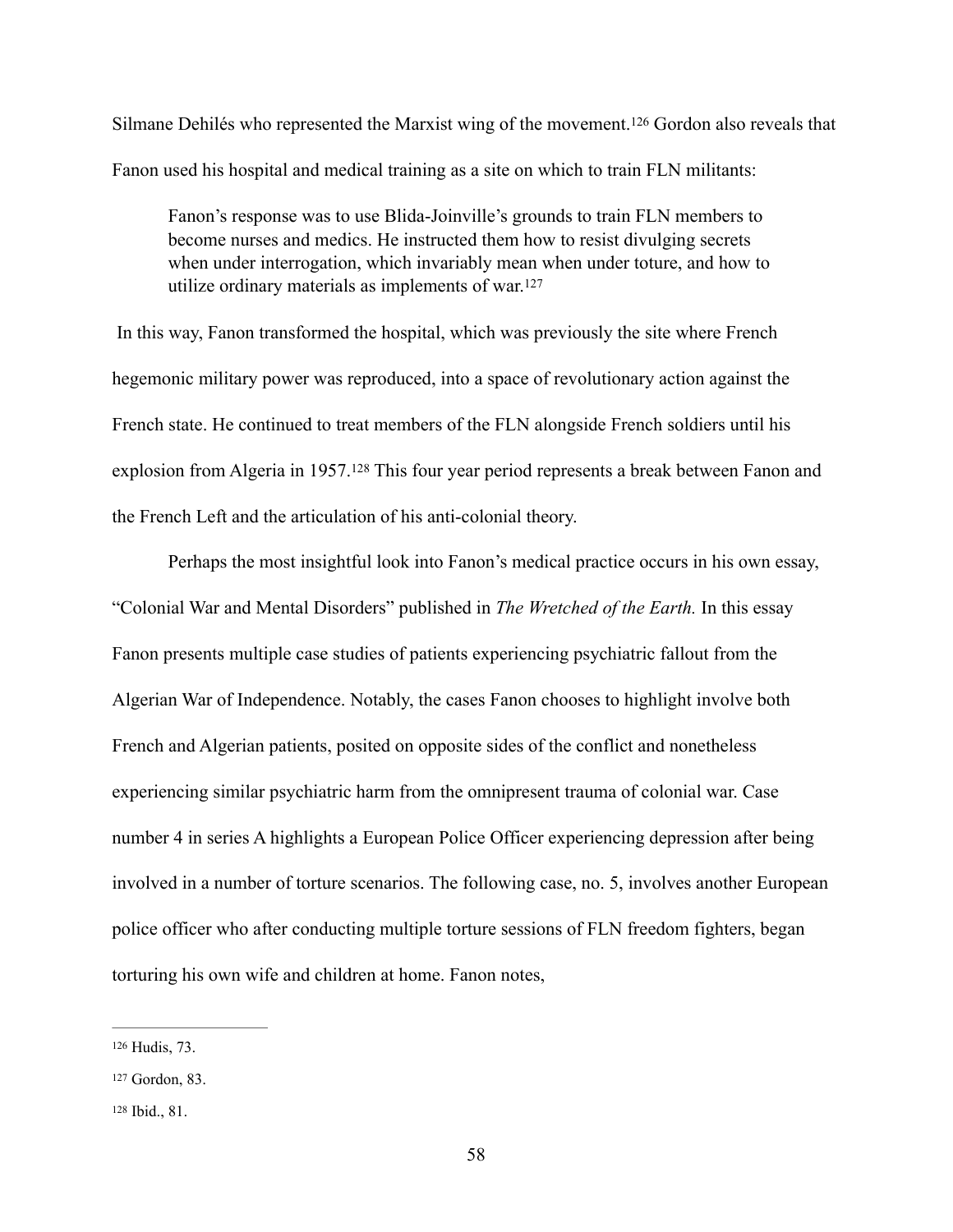Silmane Dehilés who represented the Marxist wing of the movement.[126] Gordon also reveals that Fanon used his hospital and medical training as a site on which to train FLN militants:

> Fanon's response was to use Blida-Joinville's grounds to train FLN members to become nurses and medics. He instructed them how to resist divulging secrets when under interrogation, which invariably mean when under toture, and how to utilize ordinary materials as implements of war.[127]

In this way, Fanon transformed the hospital, which was previously the site where French hegemonic military power was reproduced, into a space of revolutionary action against the French state. He continued to treat members of the FLN alongside French soldiers until his explosion from Algeria in 1957.[128] This four year period represents a break between Fanon and the French Left and the articulation of his anti-colonial theory.

Perhaps the most insightful look into Fanon's medical practice occurs in his own essay, "Colonial War and Mental Disorders" published in *The Wretched of the Earth.* In this essay Fanon presents multiple case studies of patients experiencing psychiatric fallout from the Algerian War of Independence. Notably, the cases Fanon chooses to highlight involve both French and Algerian patients, posited on opposite sides of the conflict and nonetheless experiencing similar psychiatric harm from the omnipresent trauma of colonial war. Case number 4 in series A highlights a European Police Officer experiencing depression after being involved in a number of torture scenarios. The following case, no. 5, involves another European police officer who after conducting multiple torture sessions of FLN freedom fighters, began torturing his own wife and children at home. Fanon notes,

---

[126] Hudis, 73.

[127] Gordon, 83.

[128] Ibid., 81.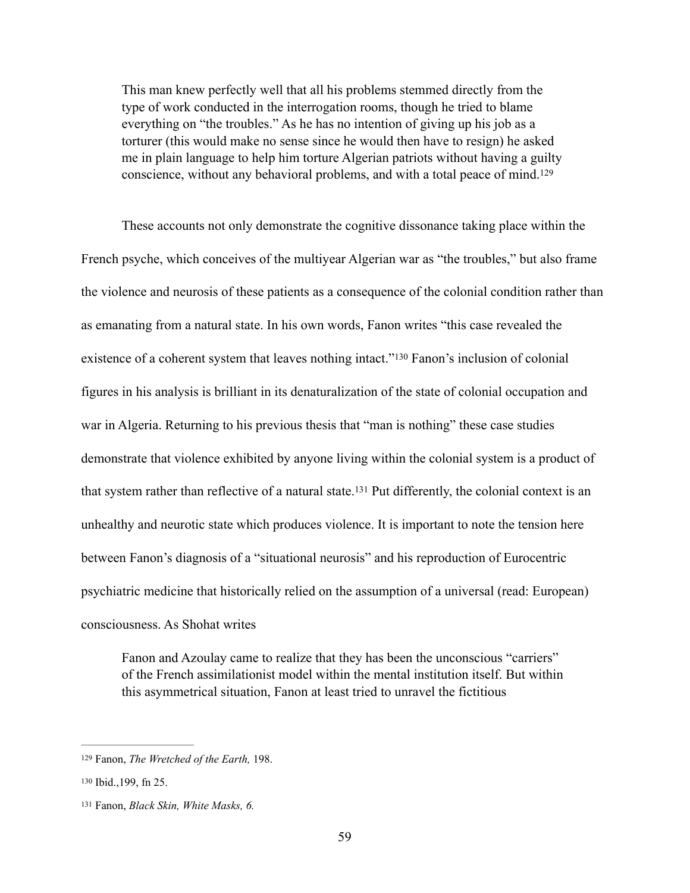> This man knew perfectly well that all his problems stemmed directly from the type of work conducted in the interrogation rooms, though he tried to blame everything on "the troubles." As he has no intention of giving up his job as a torturer (this would make no sense since he would then have to resign) he asked me in plain language to help him torture Algerian patriots without having a guilty conscience, without any behavioral problems, and with a total peace of mind.[129]

These accounts not only demonstrate the cognitive dissonance taking place within the French psyche, which conceives of the multiyear Algerian war as "the troubles," but also frame the violence and neurosis of these patients as a consequence of the colonial condition rather than as emanating from a natural state. In his own words, Fanon writes "this case revealed the existence of a coherent system that leaves nothing intact."[130] Fanon's inclusion of colonial figures in his analysis is brilliant in its denaturalization of the state of colonial occupation and war in Algeria. Returning to his previous thesis that "man is nothing" these case studies demonstrate that violence exhibited by anyone living within the colonial system is a product of that system rather than reflective of a natural state.[131] Put differently, the colonial context is an unhealthy and neurotic state which produces violence. It is important to note the tension here between Fanon's diagnosis of a "situational neurosis" and his reproduction of Eurocentric psychiatric medicine that historically relied on the assumption of a universal (read: European) consciousness. As Shohat writes

> Fanon and Azoulay came to realize that they has been the unconscious "carriers" of the French assimilationist model within the mental institution itself. But within this asymmetrical situation, Fanon at least tried to unravel the fictitious

---

[129] Fanon, *The Wretched of the Earth,* 198.

[130] Ibid.,199, fn 25.

[131] Fanon, *Black Skin, White Masks, 6.*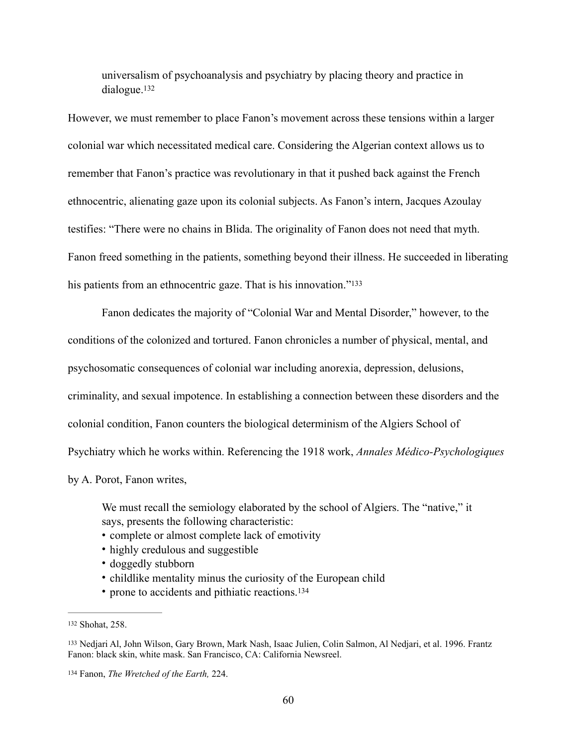> universalism of psychoanalysis and psychiatry by placing theory and practice in dialogue.[132]

However, we must remember to place Fanon's movement across these tensions within a larger colonial war which necessitated medical care. Considering the Algerian context allows us to remember that Fanon's practice was revolutionary in that it pushed back against the French ethnocentric, alienating gaze upon its colonial subjects. As Fanon's intern, Jacques Azoulay testifies: "There were no chains in Blida. The originality of Fanon does not need that myth. Fanon freed something in the patients, something beyond their illness. He succeeded in liberating his patients from an ethnocentric gaze. That is his innovation."[133]

Fanon dedicates the majority of "Colonial War and Mental Disorder," however, to the conditions of the colonized and tortured. Fanon chronicles a number of physical, mental, and psychosomatic consequences of colonial war including anorexia, depression, delusions, criminality, and sexual impotence. In establishing a connection between these disorders and the colonial condition, Fanon counters the biological determinism of the Algiers School of Psychiatry which he works within. Referencing the 1918 work, *Annales Médico-Psychologiques* by A. Porot, Fanon writes,

> We must recall the semiology elaborated by the school of Algiers. The "native," it says, presents the following characteristic:
> - complete or almost complete lack of emotivity
> - highly credulous and suggestible
> - doggedly stubborn
> - childlike mentality minus the curiosity of the European child
> - prone to accidents and pithiatic reactions.[134]

---

[132] Shohat, 258.

[133] Nedjari Al, John Wilson, Gary Brown, Mark Nash, Isaac Julien, Colin Salmon, Al Nedjari, et al. 1996. Frantz Fanon: black skin, white mask. San Francisco, CA: California Newsreel.

[134] Fanon, *The Wretched of the Earth,* 224.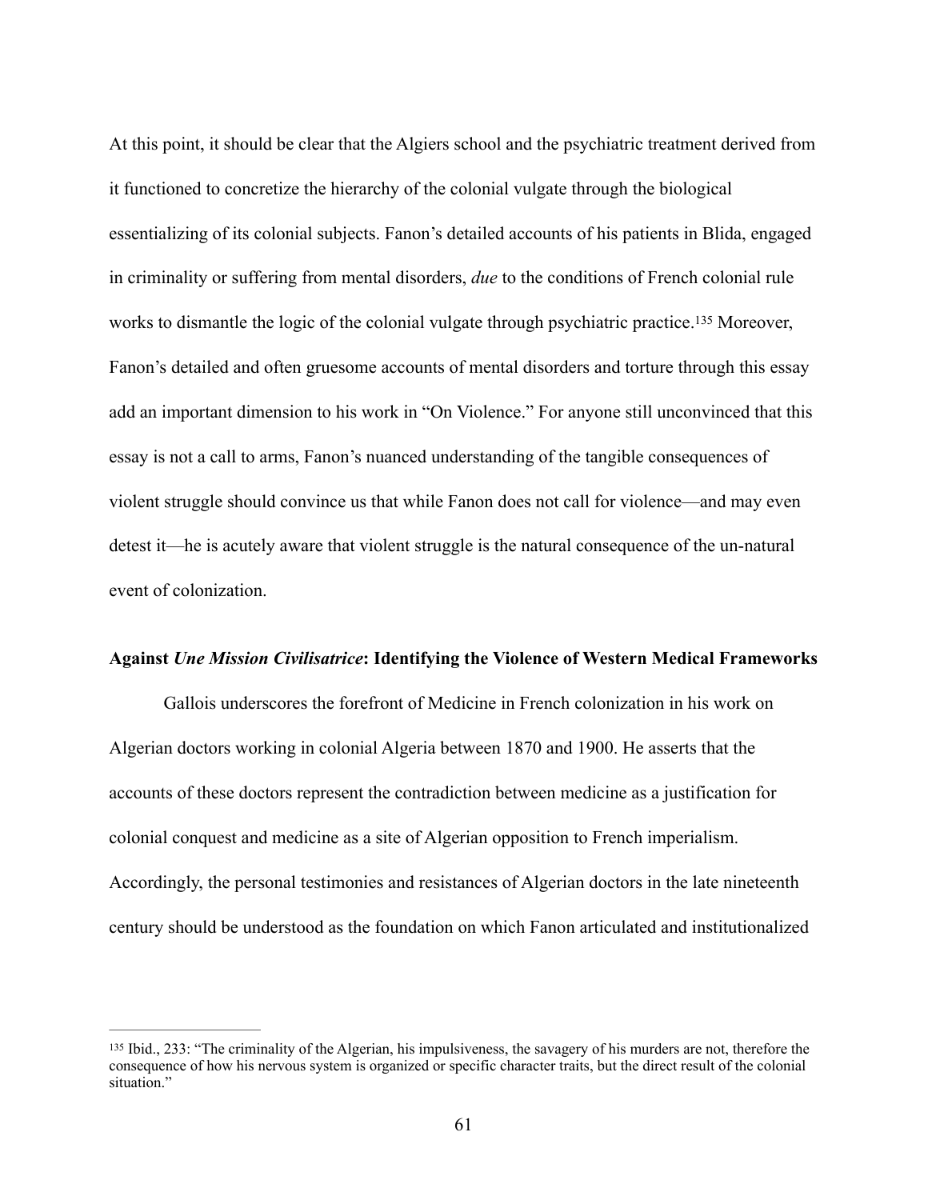At this point, it should be clear that the Algiers school and the psychiatric treatment derived from it functioned to concretize the hierarchy of the colonial vulgate through the biological essentializing of its colonial subjects. Fanon's detailed accounts of his patients in Blida, engaged in criminality or suffering from mental disorders, *due* to the conditions of French colonial rule works to dismantle the logic of the colonial vulgate through psychiatric practice.[135] Moreover, Fanon's detailed and often gruesome accounts of mental disorders and torture through this essay add an important dimension to his work in "On Violence." For anyone still unconvinced that this essay is not a call to arms, Fanon's nuanced understanding of the tangible consequences of violent struggle should convince us that while Fanon does not call for violence—and may even detest it—he is acutely aware that violent struggle is the natural consequence of the un-natural event of colonization.

### Against *Une Mission Civilisatrice*: Identifying the Violence of Western Medical Frameworks

Gallois underscores the forefront of Medicine in French colonization in his work on Algerian doctors working in colonial Algeria between 1870 and 1900. He asserts that the accounts of these doctors represent the contradiction between medicine as a justification for colonial conquest and medicine as a site of Algerian opposition to French imperialism. Accordingly, the personal testimonies and resistances of Algerian doctors in the late nineteenth century should be understood as the foundation on which Fanon articulated and institutionalized

---

[135] Ibid., 233: "The criminality of the Algerian, his impulsiveness, the savagery of his murders are not, therefore the consequence of how his nervous system is organized or specific character traits, but the direct result of the colonial situation."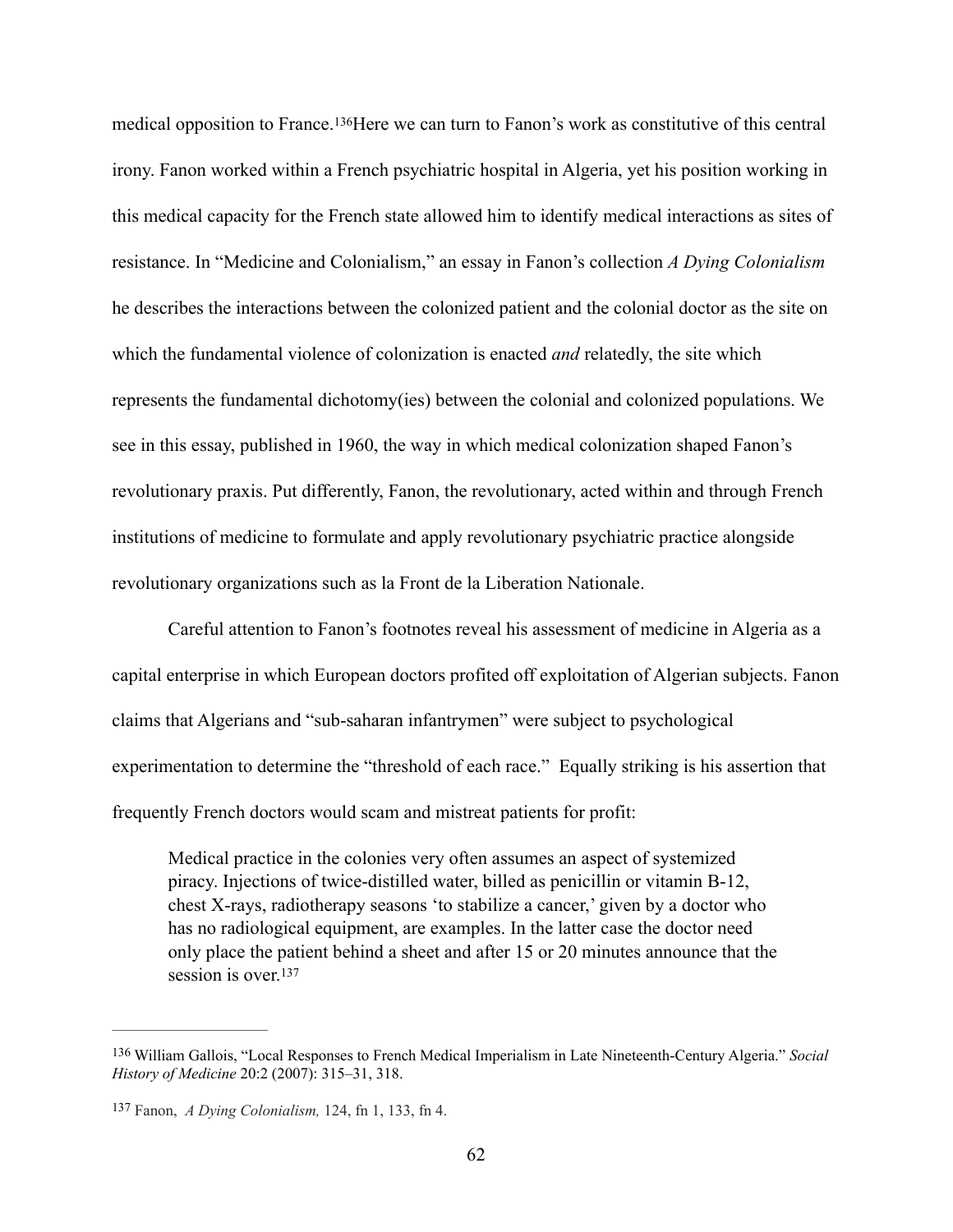medical opposition to France.[136] Here we can turn to Fanon's work as constitutive of this central irony. Fanon worked within a French psychiatric hospital in Algeria, yet his position working in this medical capacity for the French state allowed him to identify medical interactions as sites of resistance. In "Medicine and Colonialism," an essay in Fanon's collection *A Dying Colonialism* he describes the interactions between the colonized patient and the colonial doctor as the site on which the fundamental violence of colonization is enacted *and* relatedly, the site which represents the fundamental dichotomy(ies) between the colonial and colonized populations. We see in this essay, published in 1960, the way in which medical colonization shaped Fanon's revolutionary praxis. Put differently, Fanon, the revolutionary, acted within and through French institutions of medicine to formulate and apply revolutionary psychiatric practice alongside revolutionary organizations such as la Front de la Liberation Nationale.

Careful attention to Fanon's footnotes reveal his assessment of medicine in Algeria as a capital enterprise in which European doctors profited off exploitation of Algerian subjects. Fanon claims that Algerians and "sub-saharan infantrymen" were subject to psychological experimentation to determine the "threshold of each race." Equally striking is his assertion that frequently French doctors would scam and mistreat patients for profit:

> Medical practice in the colonies very often assumes an aspect of systemized piracy. Injections of twice-distilled water, billed as penicillin or vitamin B-12, chest X-rays, radiotherapy seasons 'to stabilize a cancer,' given by a doctor who has no radiological equipment, are examples. In the latter case the doctor need only place the patient behind a sheet and after 15 or 20 minutes announce that the session is over.[137]

---

[136] William Gallois, "Local Responses to French Medical Imperialism in Late Nineteenth-Century Algeria." *Social History of Medicine* 20:2 (2007): 315–31, 318.

[137] Fanon, *A Dying Colonialism,* 124, fn 1, 133, fn 4.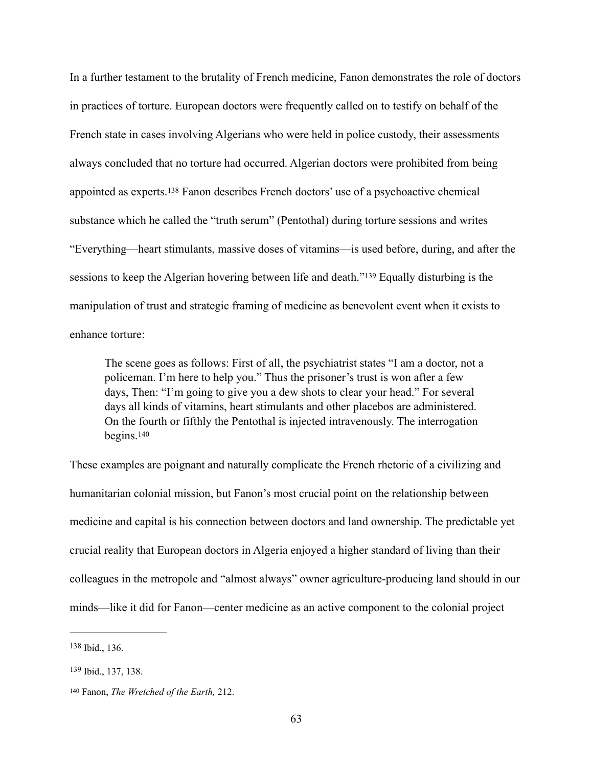In a further testament to the brutality of French medicine, Fanon demonstrates the role of doctors in practices of torture. European doctors were frequently called on to testify on behalf of the French state in cases involving Algerians who were held in police custody, their assessments always concluded that no torture had occurred. Algerian doctors were prohibited from being appointed as experts.[138] Fanon describes French doctors' use of a psychoactive chemical substance which he called the "truth serum" (Pentothal) during torture sessions and writes "Everything—heart stimulants, massive doses of vitamins—is used before, during, and after the sessions to keep the Algerian hovering between life and death."[139] Equally disturbing is the manipulation of trust and strategic framing of medicine as benevolent event when it exists to enhance torture:

> The scene goes as follows: First of all, the psychiatrist states "I am a doctor, not a policeman. I'm here to help you." Thus the prisoner's trust is won after a few days, Then: "I'm going to give you a dew shots to clear your head." For several days all kinds of vitamins, heart stimulants and other placebos are administered. On the fourth or fifthly the Pentothal is injected intravenously. The interrogation begins.[140]

These examples are poignant and naturally complicate the French rhetoric of a civilizing and humanitarian colonial mission, but Fanon's most crucial point on the relationship between medicine and capital is his connection between doctors and land ownership. The predictable yet crucial reality that European doctors in Algeria enjoyed a higher standard of living than their colleagues in the metropole and "almost always" owner agriculture-producing land should in our minds—like it did for Fanon—center medicine as an active component to the colonial project

---

[138] Ibid., 136.

[139] Ibid., 137, 138.

[140] Fanon, *The Wretched of the Earth,* 212.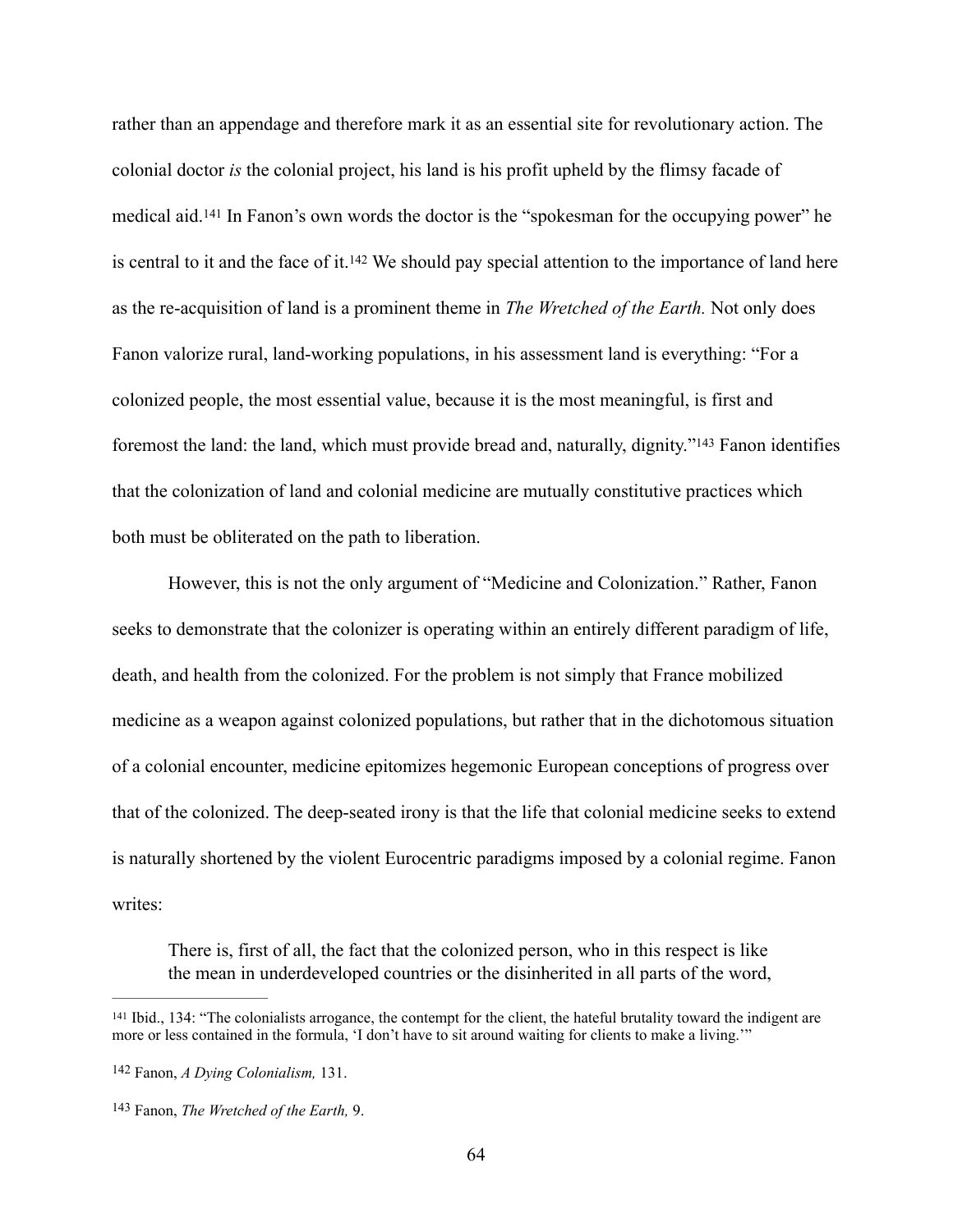rather than an appendage and therefore mark it as an essential site for revolutionary action. The colonial doctor *is* the colonial project, his land is his profit upheld by the flimsy facade of medical aid.[141] In Fanon's own words the doctor is the "spokesman for the occupying power" he is central to it and the face of it.[142] We should pay special attention to the importance of land here as the re-acquisition of land is a prominent theme in *The Wretched of the Earth.* Not only does Fanon valorize rural, land-working populations, in his assessment land is everything: "For a colonized people, the most essential value, because it is the most meaningful, is first and foremost the land: the land, which must provide bread and, naturally, dignity."[143] Fanon identifies that the colonization of land and colonial medicine are mutually constitutive practices which both must be obliterated on the path to liberation.

However, this is not the only argument of "Medicine and Colonization." Rather, Fanon seeks to demonstrate that the colonizer is operating within an entirely different paradigm of life, death, and health from the colonized. For the problem is not simply that France mobilized medicine as a weapon against colonized populations, but rather that in the dichotomous situation of a colonial encounter, medicine epitomizes hegemonic European conceptions of progress over that of the colonized. The deep-seated irony is that the life that colonial medicine seeks to extend is naturally shortened by the violent Eurocentric paradigms imposed by a colonial regime. Fanon writes:

> There is, first of all, the fact that the colonized person, who in this respect is like the mean in underdeveloped countries or the disinherited in all parts of the word,

---

[141] Ibid., 134: "The colonialists arrogance, the contempt for the client, the hateful brutality toward the indigent are more or less contained in the formula, 'I don't have to sit around waiting for clients to make a living.'"

[142] Fanon, *A Dying Colonialism,* 131.

[143] Fanon, *The Wretched of the Earth,* 9.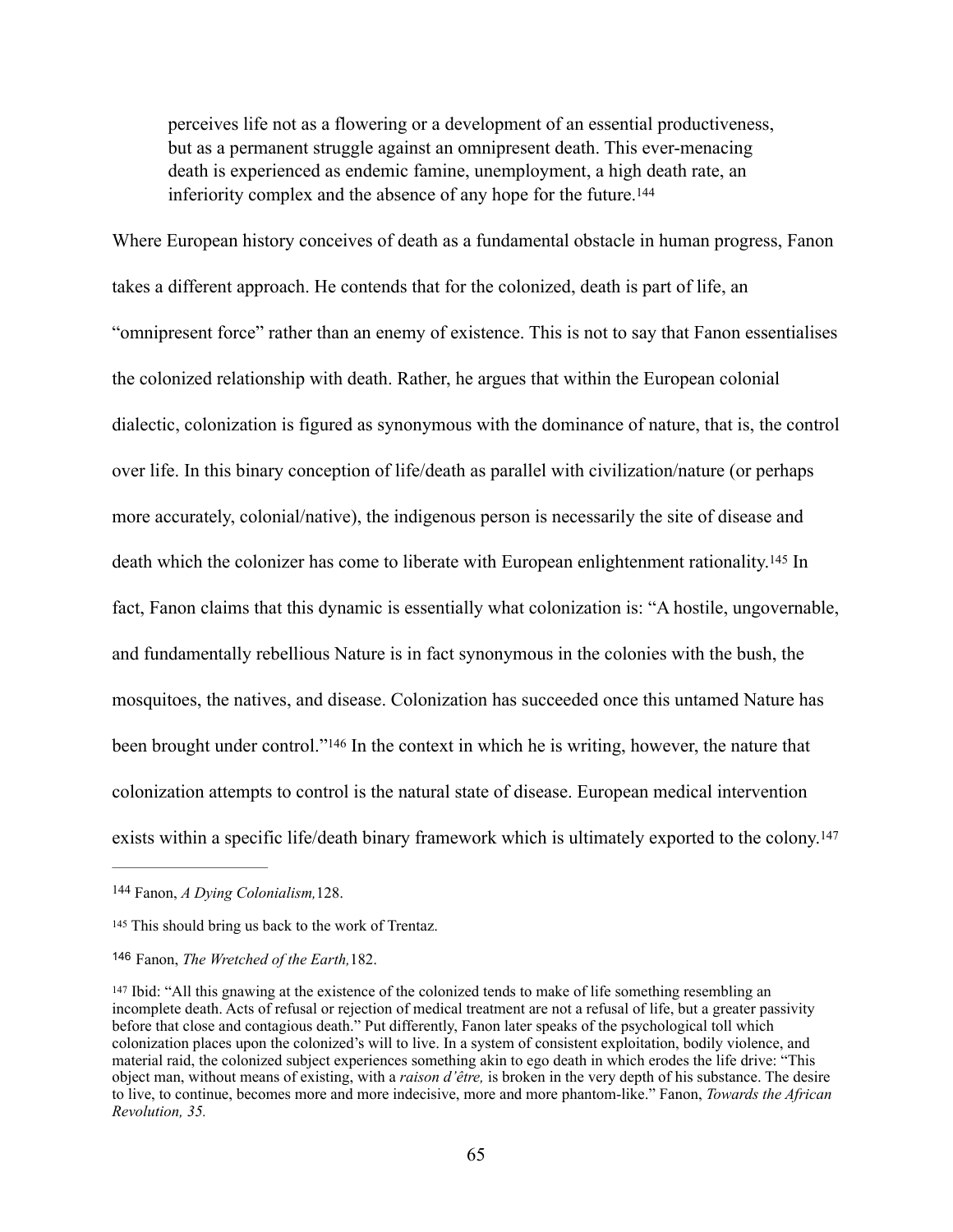> perceives life not as a flowering or a development of an essential productiveness, but as a permanent struggle against an omnipresent death. This ever-menacing death is experienced as endemic famine, unemployment, a high death rate, an inferiority complex and the absence of any hope for the future.[144]

Where European history conceives of death as a fundamental obstacle in human progress, Fanon takes a different approach. He contends that for the colonized, death is part of life, an "omnipresent force" rather than an enemy of existence. This is not to say that Fanon essentialises the colonized relationship with death. Rather, he argues that within the European colonial dialectic, colonization is figured as synonymous with the dominance of nature, that is, the control over life. In this binary conception of life/death as parallel with civilization/nature (or perhaps more accurately, colonial/native), the indigenous person is necessarily the site of disease and death which the colonizer has come to liberate with European enlightenment rationality.[145] In fact, Fanon claims that this dynamic is essentially what colonization is: "A hostile, ungovernable, and fundamentally rebellious Nature is in fact synonymous in the colonies with the bush, the mosquitoes, the natives, and disease. Colonization has succeeded once this untamed Nature has been brought under control."[146] In the context in which he is writing, however, the nature that colonization attempts to control is the natural state of disease. European medical intervention exists within a specific life/death binary framework which is ultimately exported to the colony.[147]

---

[144] Fanon, *A Dying Colonialism,*128.

[145] This should bring us back to the work of Trentaz.

[146] Fanon, *The Wretched of the Earth,*182.

[147] Ibid: "All this gnawing at the existence of the colonized tends to make of life something resembling an incomplete death. Acts of refusal or rejection of medical treatment are not a refusal of life, but a greater passivity before that close and contagious death." Put differently, Fanon later speaks of the psychological toll which colonization places upon the colonized's will to live. In a system of consistent exploitation, bodily violence, and material raid, the colonized subject experiences something akin to ego death in which erodes the life drive: "This object man, without means of existing, with a *raison d'être,* is broken in the very depth of his substance. The desire to live, to continue, becomes more and more indecisive, more and more phantom-like." Fanon, *Towards the African Revolution, 35.*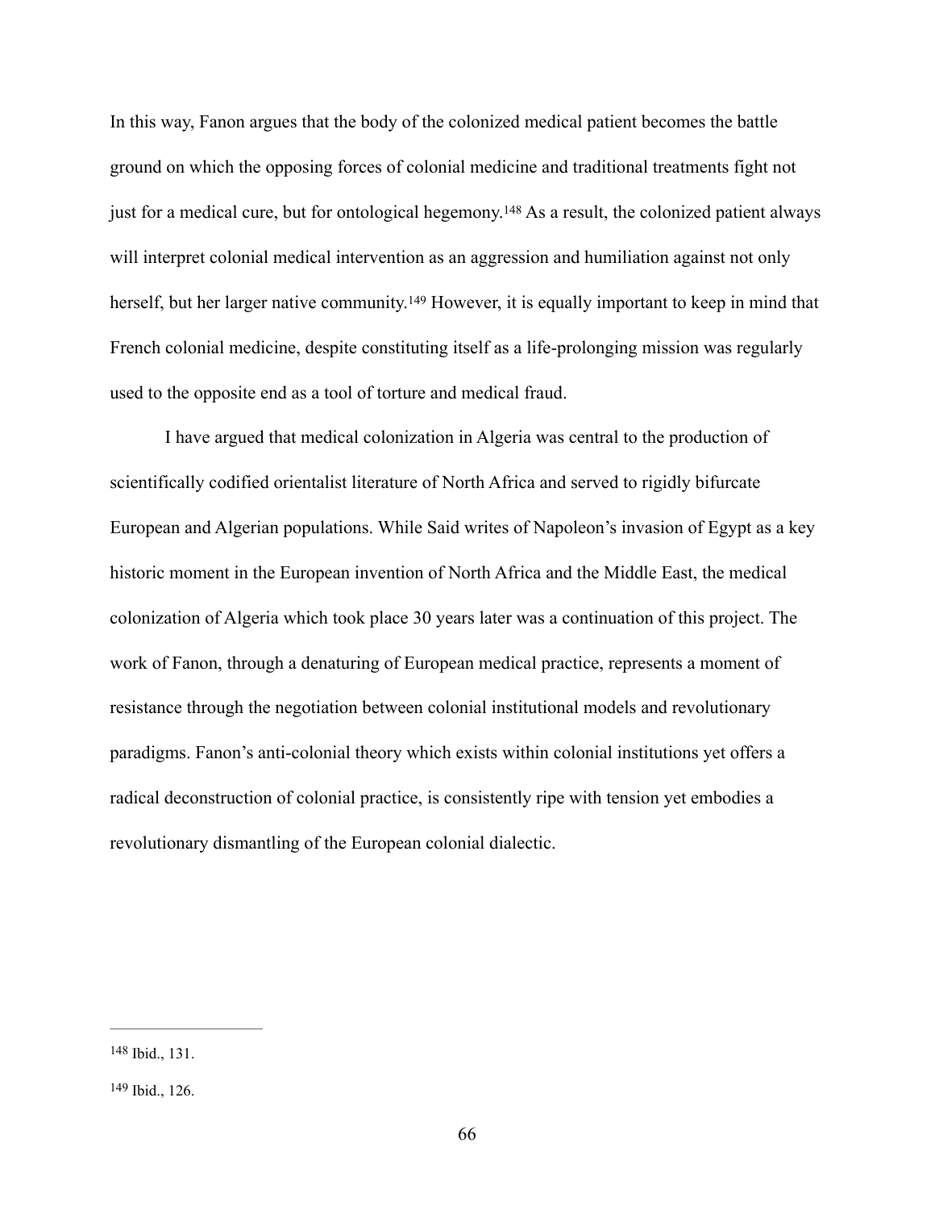In this way, Fanon argues that the body of the colonized medical patient becomes the battle ground on which the opposing forces of colonial medicine and traditional treatments fight not just for a medical cure, but for ontological hegemony.[148] As a result, the colonized patient always will interpret colonial medical intervention as an aggression and humiliation against not only herself, but her larger native community.[149] However, it is equally important to keep in mind that French colonial medicine, despite constituting itself as a life-prolonging mission was regularly used to the opposite end as a tool of torture and medical fraud.

I have argued that medical colonization in Algeria was central to the production of scientifically codified orientalist literature of North Africa and served to rigidly bifurcate European and Algerian populations. While Said writes of Napoleon's invasion of Egypt as a key historic moment in the European invention of North Africa and the Middle East, the medical colonization of Algeria which took place 30 years later was a continuation of this project. The work of Fanon, through a denaturing of European medical practice, represents a moment of resistance through the negotiation between colonial institutional models and revolutionary paradigms. Fanon's anti-colonial theory which exists within colonial institutions yet offers a radical deconstruction of colonial practice, is consistently ripe with tension yet embodies a revolutionary dismantling of the European colonial dialectic.

---

[148] Ibid., 131.

[149] Ibid., 126.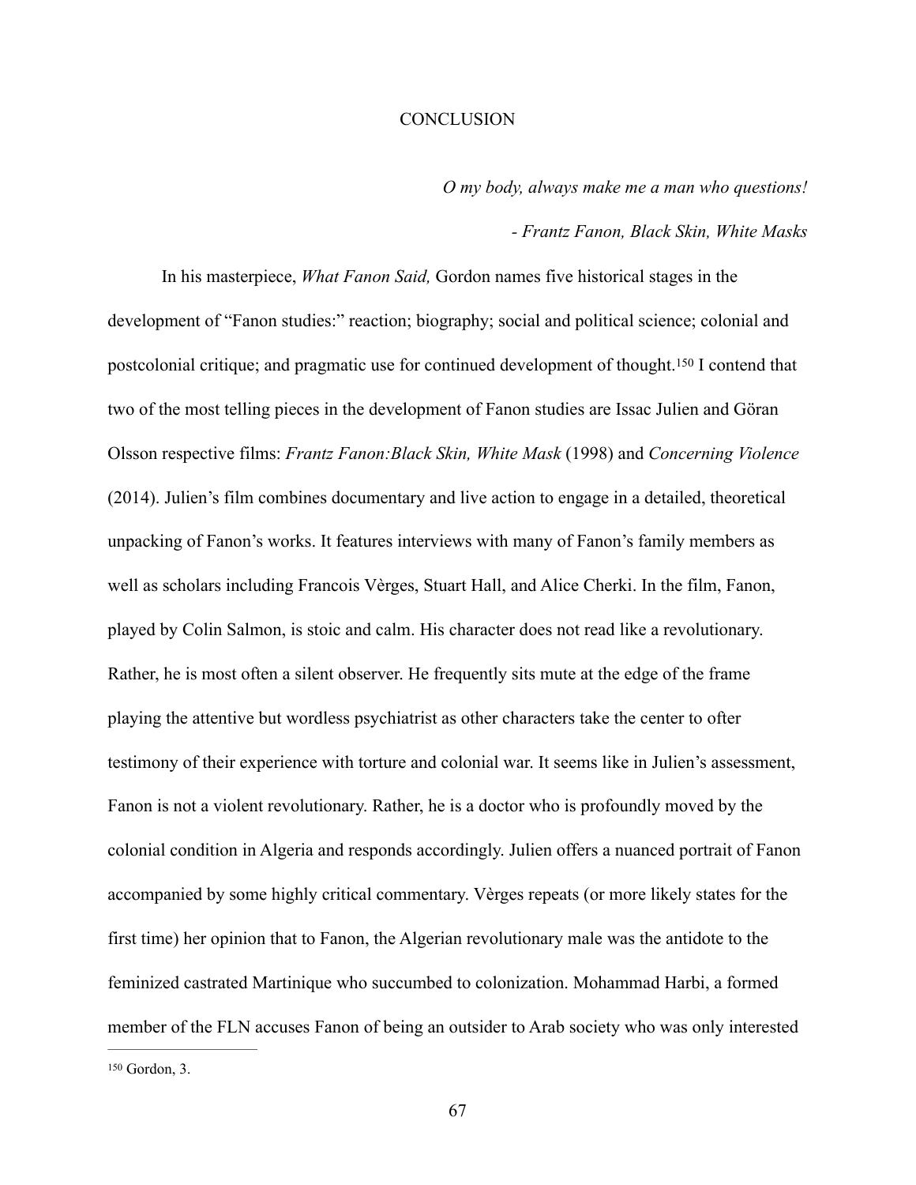# CONCLUSION

*O my body, always make me a man who questions!*

*- Frantz Fanon, Black Skin, White Masks*

In his masterpiece, *What Fanon Said,* Gordon names five historical stages in the development of "Fanon studies:" reaction; biography; social and political science; colonial and postcolonial critique; and pragmatic use for continued development of thought.[150] I contend that two of the most telling pieces in the development of Fanon studies are Issac Julien and Göran Olsson respective films: *Frantz Fanon:Black Skin, White Mask* (1998) and *Concerning Violence* (2014). Julien's film combines documentary and live action to engage in a detailed, theoretical unpacking of Fanon's works. It features interviews with many of Fanon's family members as well as scholars including Francois Vèrges, Stuart Hall, and Alice Cherki. In the film, Fanon, played by Colin Salmon, is stoic and calm. His character does not read like a revolutionary. Rather, he is most often a silent observer. He frequently sits mute at the edge of the frame playing the attentive but wordless psychiatrist as other characters take the center to ofter testimony of their experience with torture and colonial war. It seems like in Julien's assessment, Fanon is not a violent revolutionary. Rather, he is a doctor who is profoundly moved by the colonial condition in Algeria and responds accordingly. Julien offers a nuanced portrait of Fanon accompanied by some highly critical commentary. Vèrges repeats (or more likely states for the first time) her opinion that to Fanon, the Algerian revolutionary male was the antidote to the feminized castrated Martinique who succumbed to colonization. Mohammad Harbi, a formed member of the FLN accuses Fanon of being an outsider to Arab society who was only interested

---

[150] Gordon, 3.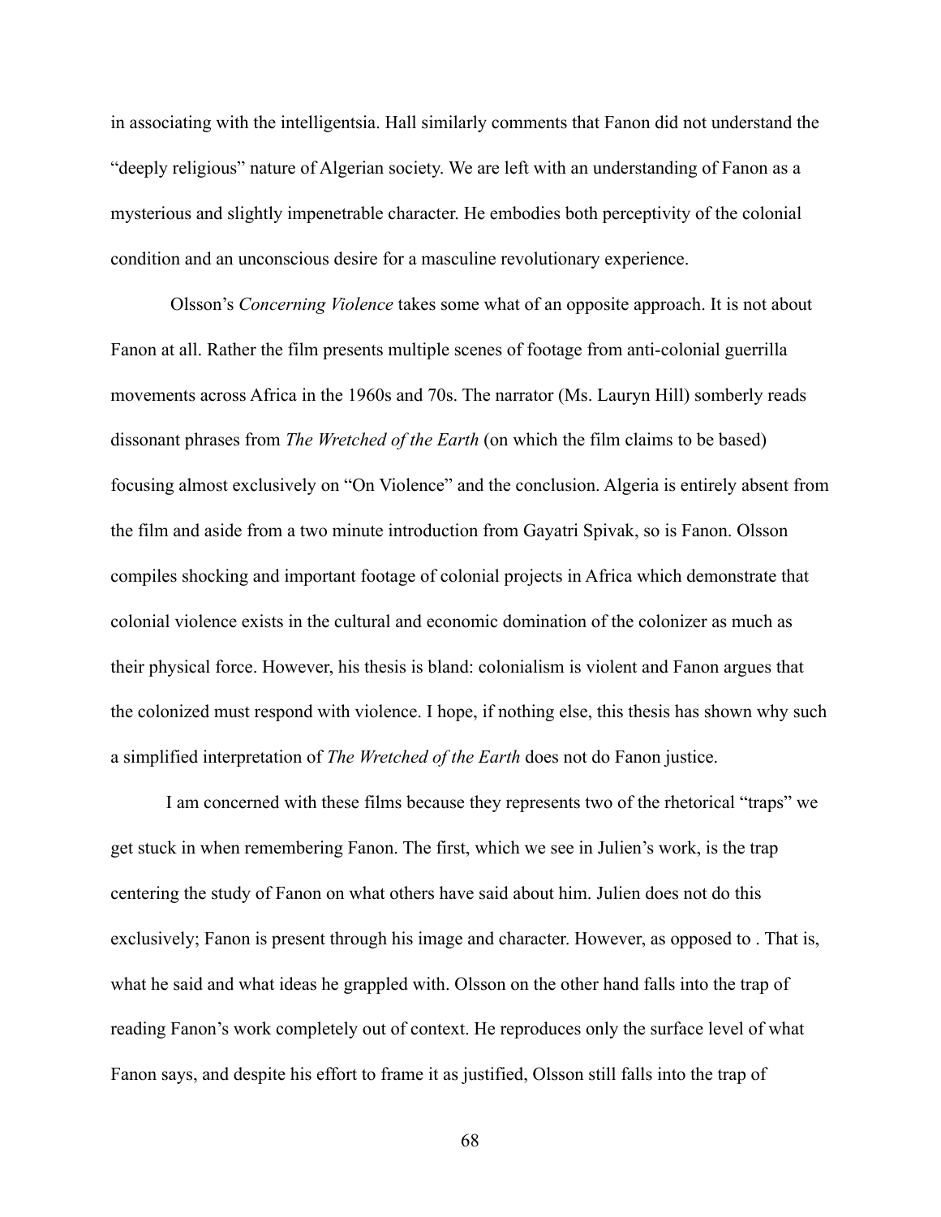in associating with the intelligentsia. Hall similarly comments that Fanon did not understand the "deeply religious" nature of Algerian society. We are left with an understanding of Fanon as a mysterious and slightly impenetrable character. He embodies both perceptivity of the colonial condition and an unconscious desire for a masculine revolutionary experience.

Olsson's *Concerning Violence* takes some what of an opposite approach. It is not about Fanon at all. Rather the film presents multiple scenes of footage from anti-colonial guerrilla movements across Africa in the 1960s and 70s. The narrator (Ms. Lauryn Hill) somberly reads dissonant phrases from *The Wretched of the Earth* (on which the film claims to be based) focusing almost exclusively on "On Violence" and the conclusion. Algeria is entirely absent from the film and aside from a two minute introduction from Gayatri Spivak, so is Fanon. Olsson compiles shocking and important footage of colonial projects in Africa which demonstrate that colonial violence exists in the cultural and economic domination of the colonizer as much as their physical force. However, his thesis is bland: colonialism is violent and Fanon argues that the colonized must respond with violence. I hope, if nothing else, this thesis has shown why such a simplified interpretation of *The Wretched of the Earth* does not do Fanon justice.

I am concerned with these films because they represents two of the rhetorical "traps" we get stuck in when remembering Fanon. The first, which we see in Julien's work, is the trap centering the study of Fanon on what others have said about him. Julien does not do this exclusively; Fanon is present through his image and character. However, as opposed to . That is, what he said and what ideas he grappled with. Olsson on the other hand falls into the trap of reading Fanon's work completely out of context. He reproduces only the surface level of what Fanon says, and despite his effort to frame it as justified, Olsson still falls into the trap of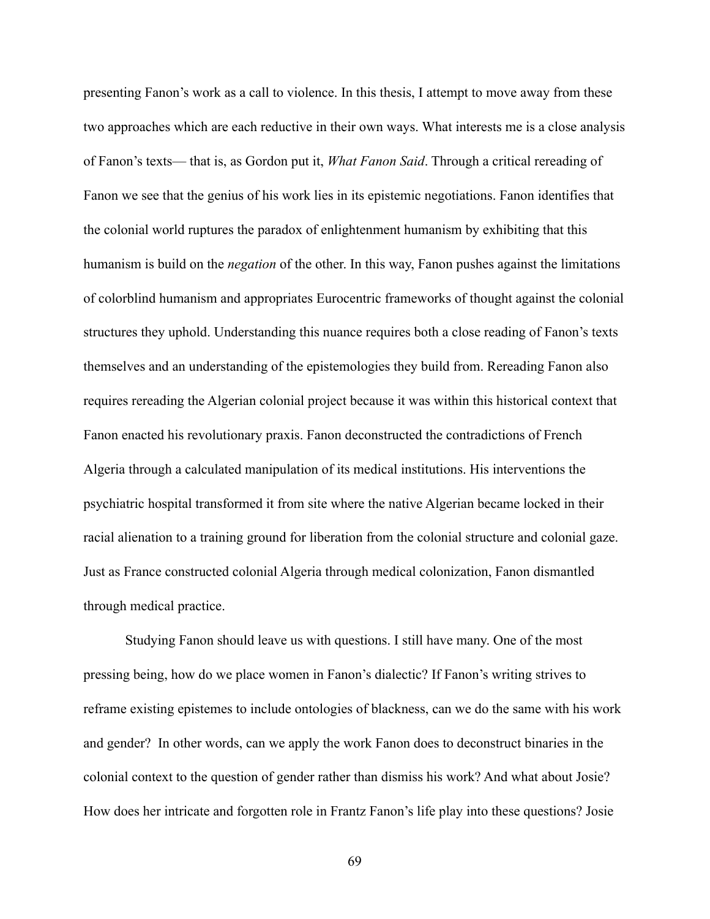presenting Fanon's work as a call to violence. In this thesis, I attempt to move away from these two approaches which are each reductive in their own ways. What interests me is a close analysis of Fanon's texts— that is, as Gordon put it, *What Fanon Said*. Through a critical rereading of Fanon we see that the genius of his work lies in its epistemic negotiations. Fanon identifies that the colonial world ruptures the paradox of enlightenment humanism by exhibiting that this humanism is build on the *negation* of the other. In this way, Fanon pushes against the limitations of colorblind humanism and appropriates Eurocentric frameworks of thought against the colonial structures they uphold. Understanding this nuance requires both a close reading of Fanon's texts themselves and an understanding of the epistemologies they build from. Rereading Fanon also requires rereading the Algerian colonial project because it was within this historical context that Fanon enacted his revolutionary praxis. Fanon deconstructed the contradictions of French Algeria through a calculated manipulation of its medical institutions. His interventions the psychiatric hospital transformed it from site where the native Algerian became locked in their racial alienation to a training ground for liberation from the colonial structure and colonial gaze. Just as France constructed colonial Algeria through medical colonization, Fanon dismantled through medical practice.

Studying Fanon should leave us with questions. I still have many. One of the most pressing being, how do we place women in Fanon's dialectic? If Fanon's writing strives to reframe existing epistemes to include ontologies of blackness, can we do the same with his work and gender? In other words, can we apply the work Fanon does to deconstruct binaries in the colonial context to the question of gender rather than dismiss his work? And what about Josie? How does her intricate and forgotten role in Frantz Fanon's life play into these questions? Josie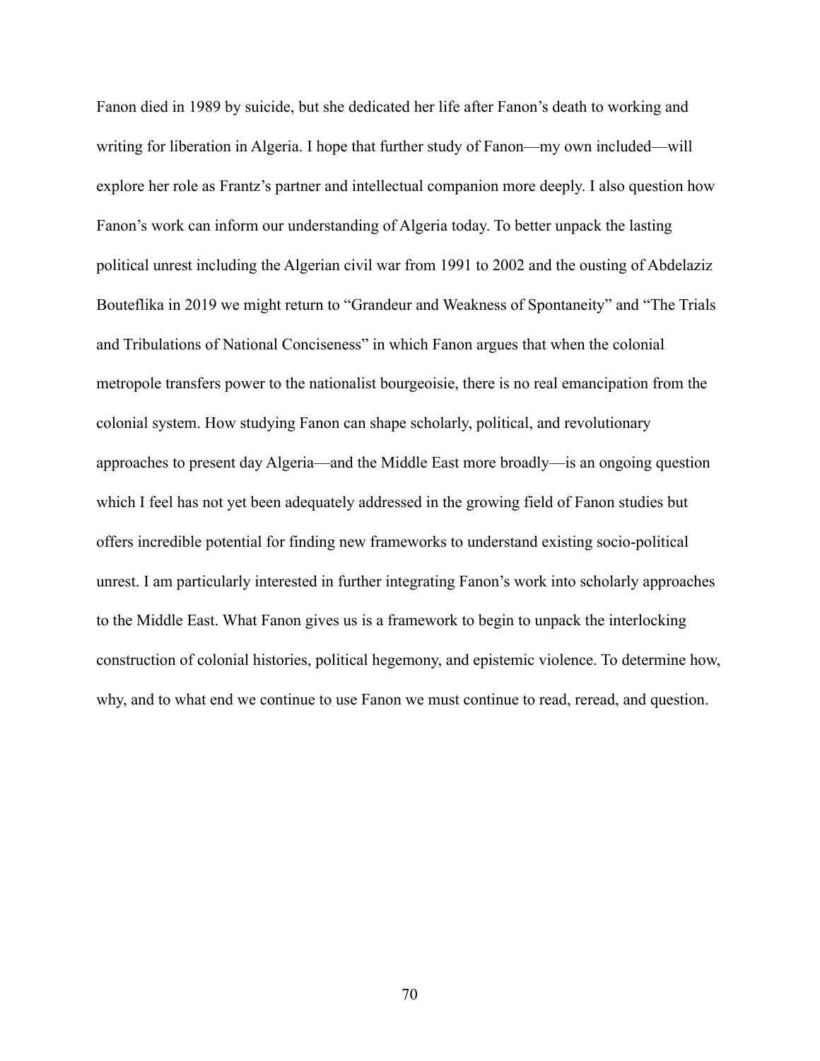Fanon died in 1989 by suicide, but she dedicated her life after Fanon's death to working and writing for liberation in Algeria. I hope that further study of Fanon—my own included—will explore her role as Frantz's partner and intellectual companion more deeply. I also question how Fanon's work can inform our understanding of Algeria today. To better unpack the lasting political unrest including the Algerian civil war from 1991 to 2002 and the ousting of Abdelaziz Bouteflika in 2019 we might return to "Grandeur and Weakness of Spontaneity" and "The Trials and Tribulations of National Conciseness" in which Fanon argues that when the colonial metropole transfers power to the nationalist bourgeoisie, there is no real emancipation from the colonial system. How studying Fanon can shape scholarly, political, and revolutionary approaches to present day Algeria—and the Middle East more broadly—is an ongoing question which I feel has not yet been adequately addressed in the growing field of Fanon studies but offers incredible potential for finding new frameworks to understand existing socio-political unrest. I am particularly interested in further integrating Fanon's work into scholarly approaches to the Middle East. What Fanon gives us is a framework to begin to unpack the interlocking construction of colonial histories, political hegemony, and epistemic violence. To determine how, why, and to what end we continue to use Fanon we must continue to read, reread, and question.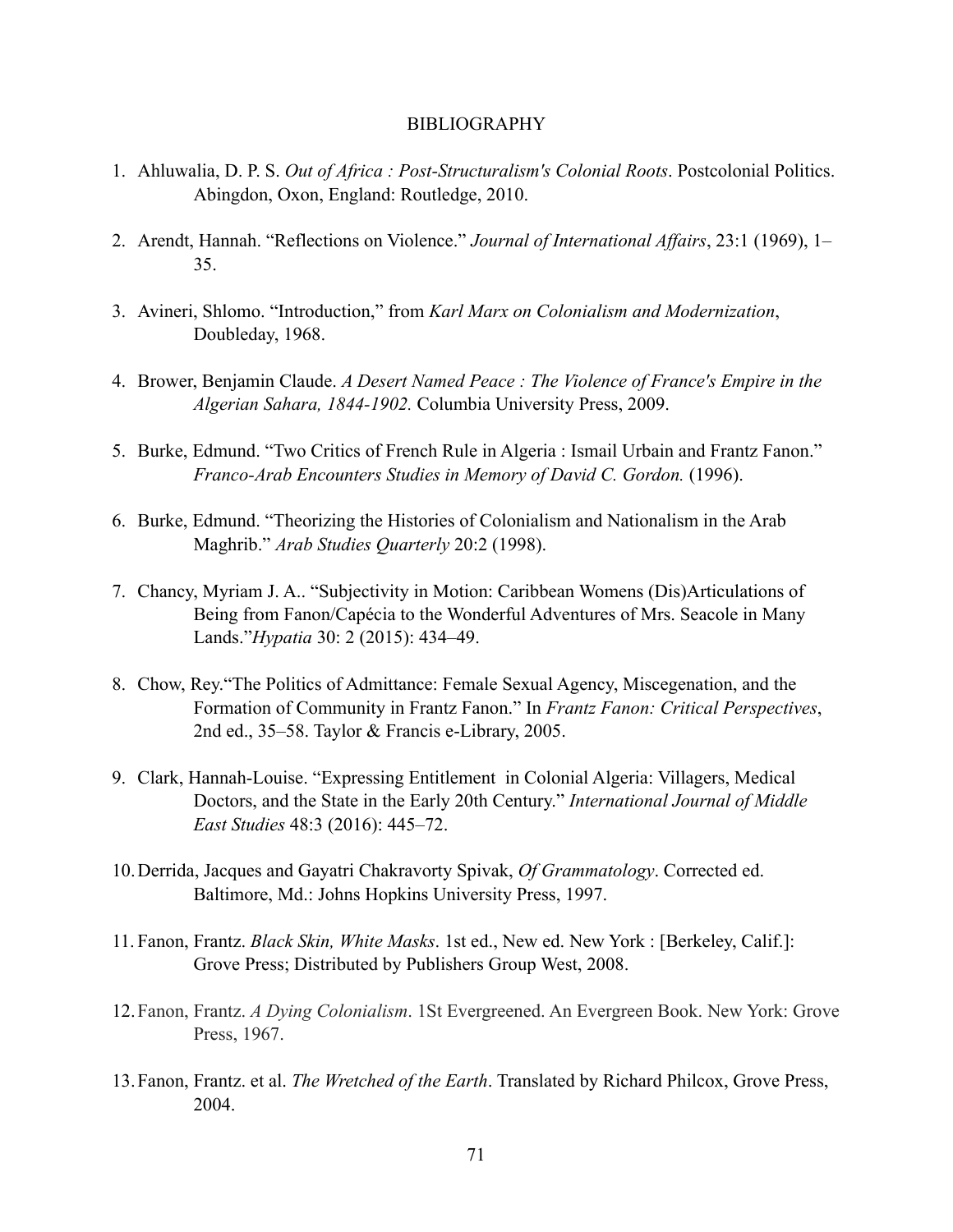# BIBLIOGRAPHY

1. Ahluwalia, D. P. S. *Out of Africa : Post-Structuralism's Colonial Roots*. Postcolonial Politics. Abingdon, Oxon, England: Routledge, 2010.

2. Arendt, Hannah. "Reflections on Violence." *Journal of International Affairs*, 23:1 (1969), 1–35.

3. Avineri, Shlomo. "Introduction," from *Karl Marx on Colonialism and Modernization*, Doubleday, 1968.

4. Brower, Benjamin Claude. *A Desert Named Peace : The Violence of France's Empire in the Algerian Sahara, 1844-1902.* Columbia University Press, 2009.

5. Burke, Edmund. "Two Critics of French Rule in Algeria : Ismail Urbain and Frantz Fanon." *Franco-Arab Encounters Studies in Memory of David C. Gordon.* (1996).

6. Burke, Edmund. "Theorizing the Histories of Colonialism and Nationalism in the Arab Maghrib." *Arab Studies Quarterly* 20:2 (1998).

7. Chancy, Myriam J. A.. "Subjectivity in Motion: Caribbean Womens (Dis)Articulations of Being from Fanon/Capécia to the Wonderful Adventures of Mrs. Seacole in Many Lands."*Hypatia* 30: 2 (2015): 434–49.

8. Chow, Rey."The Politics of Admittance: Female Sexual Agency, Miscegenation, and the Formation of Community in Frantz Fanon." In *Frantz Fanon: Critical Perspectives*, 2nd ed., 35–58. Taylor & Francis e-Library, 2005.

9. Clark, Hannah-Louise. "Expressing Entitlement in Colonial Algeria: Villagers, Medical Doctors, and the State in the Early 20th Century." *International Journal of Middle East Studies* 48:3 (2016): 445–72.

10. Derrida, Jacques and Gayatri Chakravorty Spivak, *Of Grammatology*. Corrected ed. Baltimore, Md.: Johns Hopkins University Press, 1997.

11. Fanon, Frantz. *Black Skin, White Masks*. 1st ed., New ed. New York : [Berkeley, Calif.]: Grove Press; Distributed by Publishers Group West, 2008.

12. Fanon, Frantz. *A Dying Colonialism*. 1St Evergreened. An Evergreen Book. New York: Grove Press, 1967.

13. Fanon, Frantz. et al. *The Wretched of the Earth*. Translated by Richard Philcox, Grove Press, 2004.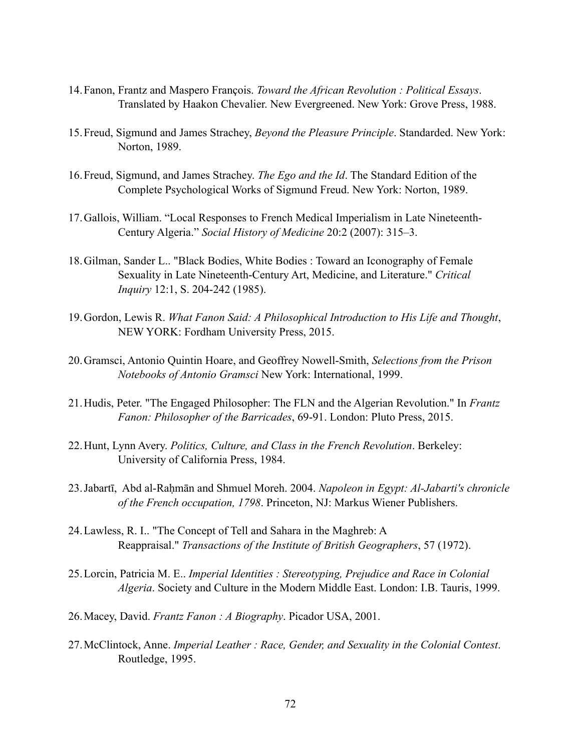14. Fanon, Frantz and Maspero François. *Toward the African Revolution : Political Essays*. Translated by Haakon Chevalier. New Evergreened. New York: Grove Press, 1988.

15. Freud, Sigmund and James Strachey, *Beyond the Pleasure Principle*. Standarded. New York: Norton, 1989.

16. Freud, Sigmund, and James Strachey. *The Ego and the Id*. The Standard Edition of the Complete Psychological Works of Sigmund Freud. New York: Norton, 1989.

17. Gallois, William. "Local Responses to French Medical Imperialism in Late Nineteenth-Century Algeria." *Social History of Medicine* 20:2 (2007): 315–3.

18. Gilman, Sander L.. "Black Bodies, White Bodies : Toward an Iconography of Female Sexuality in Late Nineteenth-Century Art, Medicine, and Literature." *Critical Inquiry* 12:1, S. 204-242 (1985).

19. Gordon, Lewis R. *What Fanon Said: A Philosophical Introduction to His Life and Thought*, NEW YORK: Fordham University Press, 2015.

20. Gramsci, Antonio Quintin Hoare, and Geoffrey Nowell-Smith, *Selections from the Prison Notebooks of Antonio Gramsci* New York: International, 1999.

21. Hudis, Peter. "The Engaged Philosopher: The FLN and the Algerian Revolution." In *Frantz Fanon: Philosopher of the Barricades*, 69-91. London: Pluto Press, 2015.

22. Hunt, Lynn Avery. *Politics, Culture, and Class in the French Revolution*. Berkeley: University of California Press, 1984.

23. Jabartī, Abd al-Raḥmān and Shmuel Moreh. 2004. *Napoleon in Egypt: Al-Jabarti's chronicle of the French occupation, 1798*. Princeton, NJ: Markus Wiener Publishers.

24. Lawless, R. I.. "The Concept of Tell and Sahara in the Maghreb: A Reappraisal." *Transactions of the Institute of British Geographers*, 57 (1972).

25. Lorcin, Patricia M. E.. *Imperial Identities : Stereotyping, Prejudice and Race in Colonial Algeria*. Society and Culture in the Modern Middle East. London: I.B. Tauris, 1999.

26. Macey, David. *Frantz Fanon : A Biography*. Picador USA, 2001.

27. McClintock, Anne. *Imperial Leather : Race, Gender, and Sexuality in the Colonial Contest*. Routledge, 1995.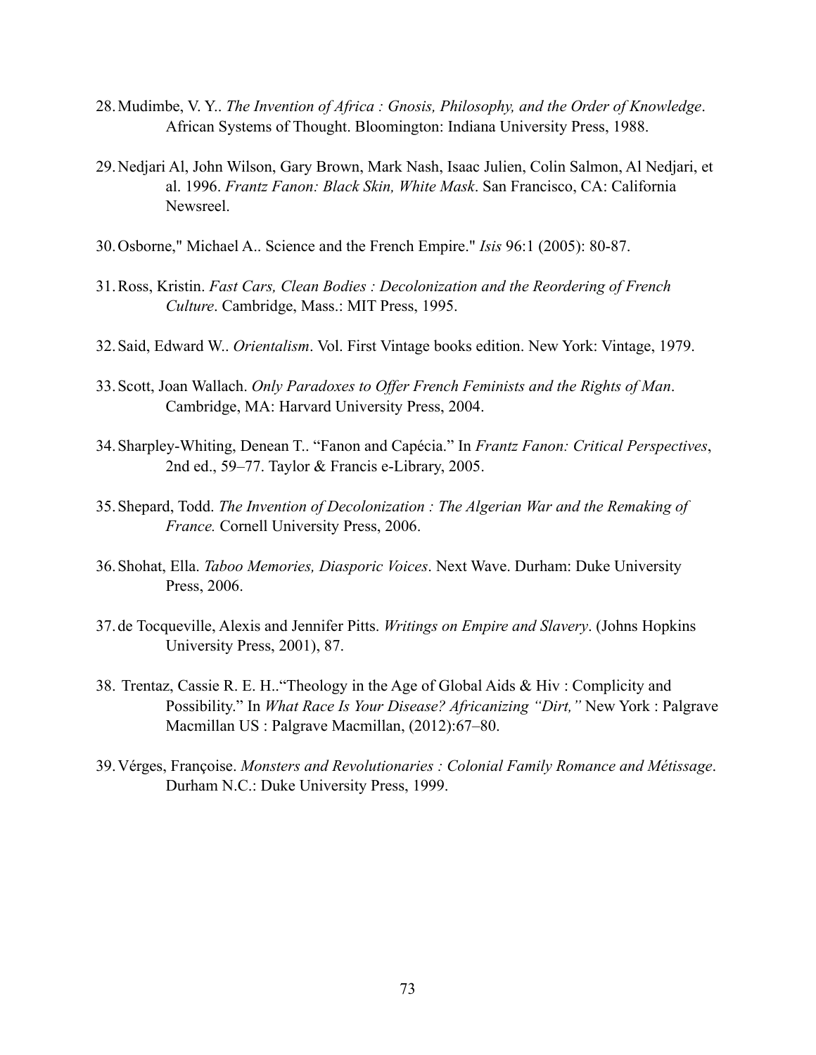28. Mudimbe, V. Y.. *The Invention of Africa : Gnosis, Philosophy, and the Order of Knowledge*. African Systems of Thought. Bloomington: Indiana University Press, 1988.

29. Nedjari Al, John Wilson, Gary Brown, Mark Nash, Isaac Julien, Colin Salmon, Al Nedjari, et al. 1996. *Frantz Fanon: Black Skin, White Mask*. San Francisco, CA: California Newsreel.

30. Osborne," Michael A.. Science and the French Empire." *Isis* 96:1 (2005): 80-87.

31. Ross, Kristin. *Fast Cars, Clean Bodies : Decolonization and the Reordering of French Culture*. Cambridge, Mass.: MIT Press, 1995.

32. Said, Edward W.. *Orientalism*. Vol. First Vintage books edition. New York: Vintage, 1979.

33. Scott, Joan Wallach. *Only Paradoxes to Offer French Feminists and the Rights of Man*. Cambridge, MA: Harvard University Press, 2004.

34. Sharpley-Whiting, Denean T.. "Fanon and Capécia." In *Frantz Fanon: Critical Perspectives*, 2nd ed., 59–77. Taylor & Francis e-Library, 2005.

35. Shepard, Todd. *The Invention of Decolonization : The Algerian War and the Remaking of France.* Cornell University Press, 2006.

36. Shohat, Ella. *Taboo Memories, Diasporic Voices*. Next Wave. Durham: Duke University Press, 2006.

37. de Tocqueville, Alexis and Jennifer Pitts. *Writings on Empire and Slavery*. (Johns Hopkins University Press, 2001), 87.

38. Trentaz, Cassie R. E. H.."Theology in the Age of Global Aids & Hiv : Complicity and Possibility." In *What Race Is Your Disease? Africanizing "Dirt,"* New York : Palgrave Macmillan US : Palgrave Macmillan, (2012):67–80.

39. Vérges, Françoise. *Monsters and Revolutionaries : Colonial Family Romance and Métissage*. Durham N.C.: Duke University Press, 1999.